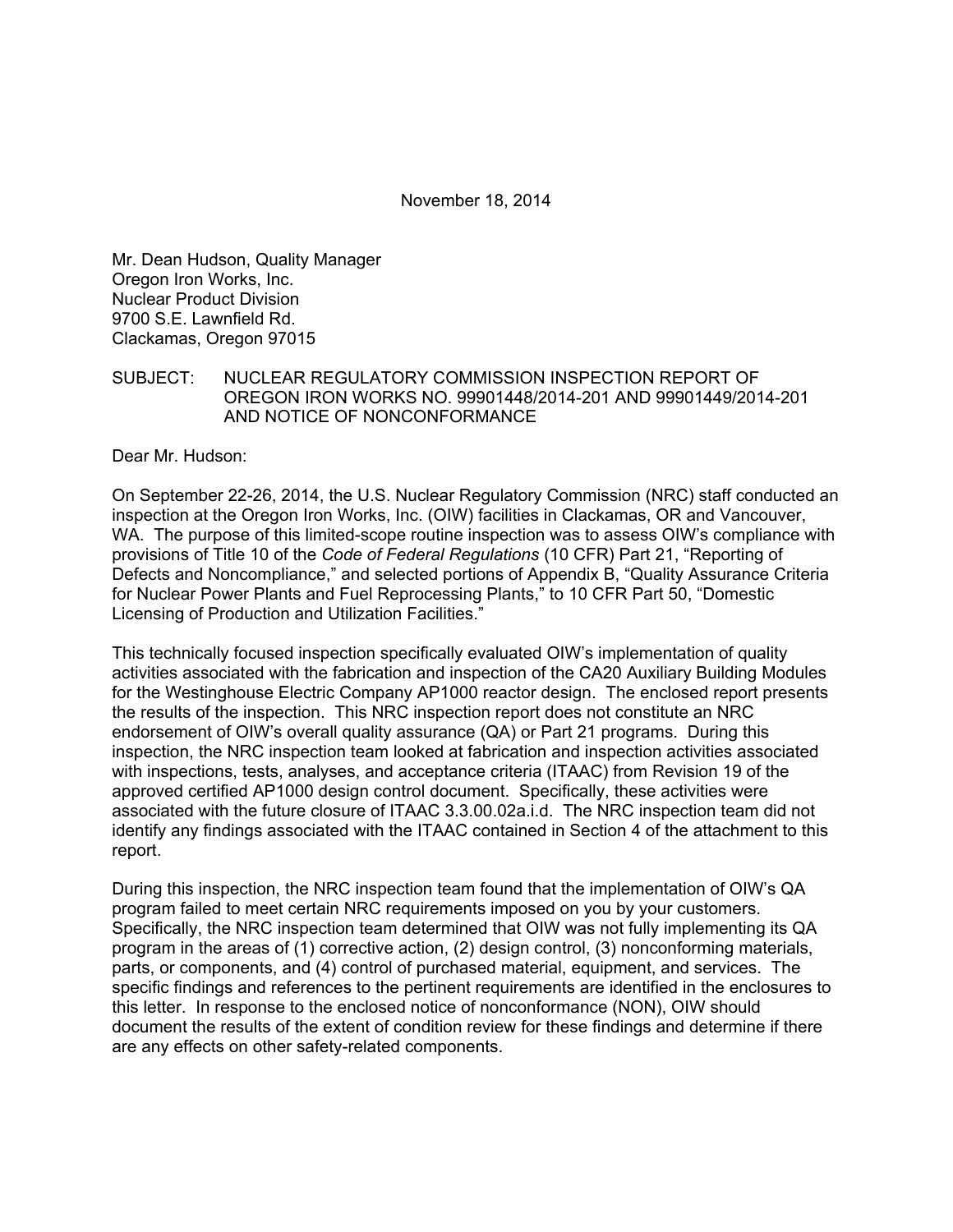November 18, 2014

Mr. Dean Hudson, Quality Manager
Oregon Iron Works, Inc.
Nuclear Product Division
9700 S.E. Lawnfield Rd.
Clackamas, Oregon 97015

SUBJECT: NUCLEAR REGULATORY COMMISSION INSPECTION REPORT OF OREGON IRON WORKS NO. 99901448/2014-201 AND 99901449/2014-201 AND NOTICE OF NONCONFORMANCE

Dear Mr. Hudson:

On September 22-26, 2014, the U.S. Nuclear Regulatory Commission (NRC) staff conducted an inspection at the Oregon Iron Works, Inc. (OIW) facilities in Clackamas, OR and Vancouver, WA. The purpose of this limited-scope routine inspection was to assess OIW's compliance with provisions of Title 10 of the *Code of Federal Regulations* (10 CFR) Part 21, "Reporting of Defects and Noncompliance," and selected portions of Appendix B, "Quality Assurance Criteria for Nuclear Power Plants and Fuel Reprocessing Plants," to 10 CFR Part 50, "Domestic Licensing of Production and Utilization Facilities."

This technically focused inspection specifically evaluated OIW's implementation of quality activities associated with the fabrication and inspection of the CA20 Auxiliary Building Modules for the Westinghouse Electric Company AP1000 reactor design. The enclosed report presents the results of the inspection. This NRC inspection report does not constitute an NRC endorsement of OIW's overall quality assurance (QA) or Part 21 programs. During this inspection, the NRC inspection team looked at fabrication and inspection activities associated with inspections, tests, analyses, and acceptance criteria (ITAAC) from Revision 19 of the approved certified AP1000 design control document. Specifically, these activities were associated with the future closure of ITAAC 3.3.00.02a.i.d. The NRC inspection team did not identify any findings associated with the ITAAC contained in Section 4 of the attachment to this report.

During this inspection, the NRC inspection team found that the implementation of OIW's QA program failed to meet certain NRC requirements imposed on you by your customers. Specifically, the NRC inspection team determined that OIW was not fully implementing its QA program in the areas of (1) corrective action, (2) design control, (3) nonconforming materials, parts, or components, and (4) control of purchased material, equipment, and services. The specific findings and references to the pertinent requirements are identified in the enclosures to this letter. In response to the enclosed notice of nonconformance (NON), OIW should document the results of the extent of condition review for these findings and determine if there are any effects on other safety-related components.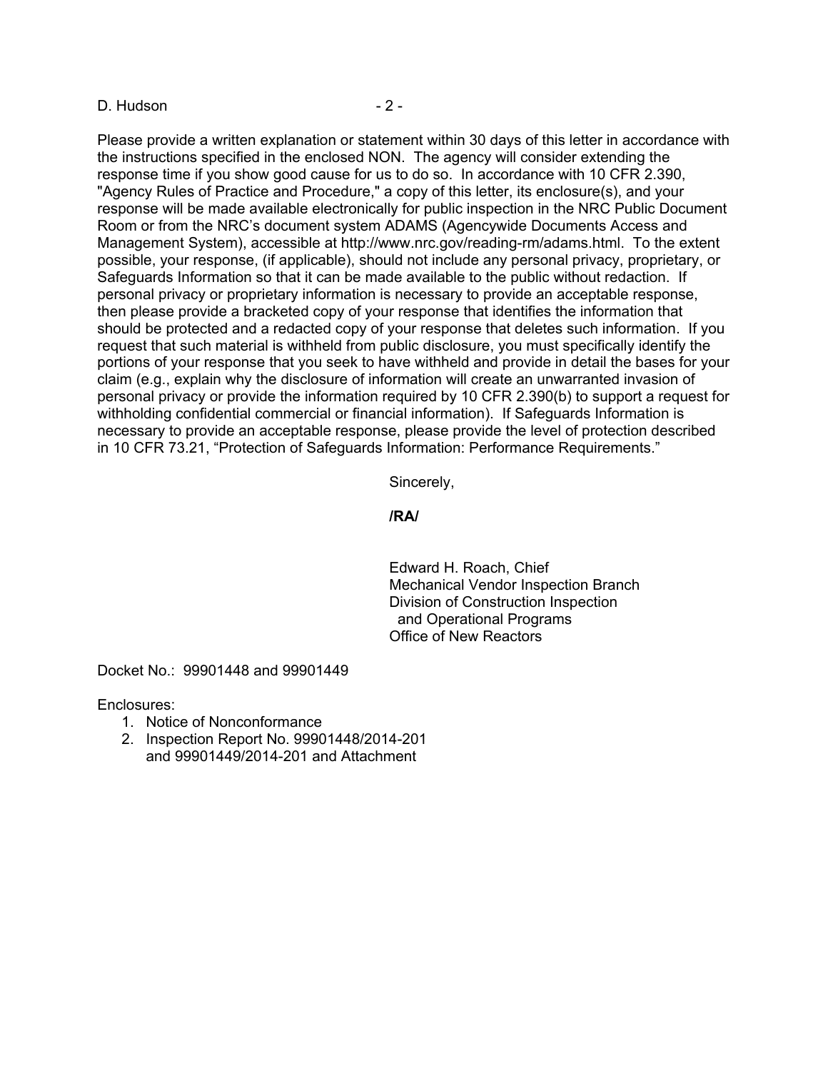Please provide a written explanation or statement within 30 days of this letter in accordance with the instructions specified in the enclosed NON. The agency will consider extending the response time if you show good cause for us to do so. In accordance with 10 CFR 2.390, "Agency Rules of Practice and Procedure," a copy of this letter, its enclosure(s), and your response will be made available electronically for public inspection in the NRC Public Document Room or from the NRC's document system ADAMS (Agencywide Documents Access and Management System), accessible at http://www.nrc.gov/reading-rm/adams.html. To the extent possible, your response, (if applicable), should not include any personal privacy, proprietary, or Safeguards Information so that it can be made available to the public without redaction. If personal privacy or proprietary information is necessary to provide an acceptable response, then please provide a bracketed copy of your response that identifies the information that should be protected and a redacted copy of your response that deletes such information. If you request that such material is withheld from public disclosure, you must specifically identify the portions of your response that you seek to have withheld and provide in detail the bases for your claim (e.g., explain why the disclosure of information will create an unwarranted invasion of personal privacy or provide the information required by 10 CFR 2.390(b) to support a request for withholding confidential commercial or financial information). If Safeguards Information is necessary to provide an acceptable response, please provide the level of protection described in 10 CFR 73.21, "Protection of Safeguards Information: Performance Requirements."

Sincerely,

**/RA/**

Edward H. Roach, Chief
Mechanical Vendor Inspection Branch
Division of Construction Inspection
and Operational Programs
Office of New Reactors

Docket No.: 99901448 and 99901449

Enclosures:
1. Notice of Nonconformance
2. Inspection Report No. 99901448/2014-201 and 99901449/2014-201 and Attachment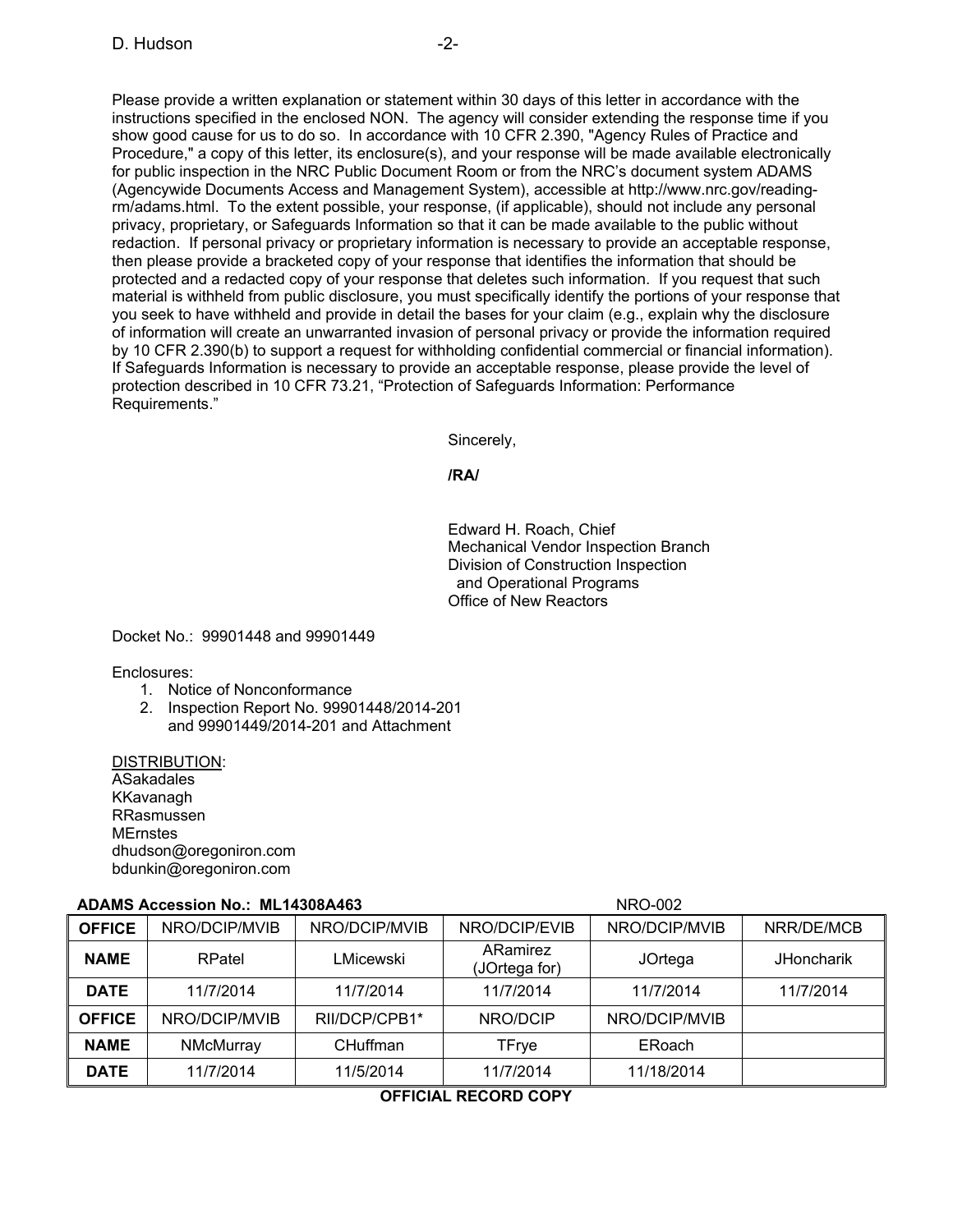Please provide a written explanation or statement within 30 days of this letter in accordance with the instructions specified in the enclosed NON. The agency will consider extending the response time if you show good cause for us to do so. In accordance with 10 CFR 2.390, "Agency Rules of Practice and Procedure," a copy of this letter, its enclosure(s), and your response will be made available electronically for public inspection in the NRC Public Document Room or from the NRC's document system ADAMS (Agencywide Documents Access and Management System), accessible at http://www.nrc.gov/reading-rm/adams.html. To the extent possible, your response, (if applicable), should not include any personal privacy, proprietary, or Safeguards Information so that it can be made available to the public without redaction. If personal privacy or proprietary information is necessary to provide an acceptable response, then please provide a bracketed copy of your response that identifies the information that should be protected and a redacted copy of your response that deletes such information. If you request that such material is withheld from public disclosure, you must specifically identify the portions of your response that you seek to have withheld and provide in detail the bases for your claim (e.g., explain why the disclosure of information will create an unwarranted invasion of personal privacy or provide the information required by 10 CFR 2.390(b) to support a request for withholding confidential commercial or financial information). If Safeguards Information is necessary to provide an acceptable response, please provide the level of protection described in 10 CFR 73.21, "Protection of Safeguards Information: Performance Requirements."

Sincerely,

**/RA/**

Edward H. Roach, Chief
Mechanical Vendor Inspection Branch
Division of Construction Inspection
and Operational Programs
Office of New Reactors

Docket No.: 99901448 and 99901449

Enclosures:
1. Notice of Nonconformance
2. Inspection Report No. 99901448/2014-201 and 99901449/2014-201 and Attachment

DISTRIBUTION:
ASakadales
KKavanagh
RRasmussen
MErnstes
dhudson@oregoniron.com
bdunkin@oregoniron.com

**ADAMS Accession No.: ML14308A463** NRO-002

| OFFICE | NRO/DCIP/MVIB | NRO/DCIP/MVIB | NRO/DCIP/EVIB | NRO/DCIP/MVIB | NRR/DE/MCB |
|---|---|---|---|---|---|
| NAME | RPatel | LMicewski | ARamirez (JOrtega for) | JOrtega | JHoncharik |
| DATE | 11/7/2014 | 11/7/2014 | 11/7/2014 | 11/7/2014 | 11/7/2014 |
| OFFICE | NRO/DCIP/MVIB | RII/DCP/CPB1* | NRO/DCIP | NRO/DCIP/MVIB | |
| NAME | NMcMurray | CHuffman | TFrye | ERoach | |
| DATE | 11/7/2014 | 11/5/2014 | 11/7/2014 | 11/18/2014 | |

**OFFICIAL RECORD COPY**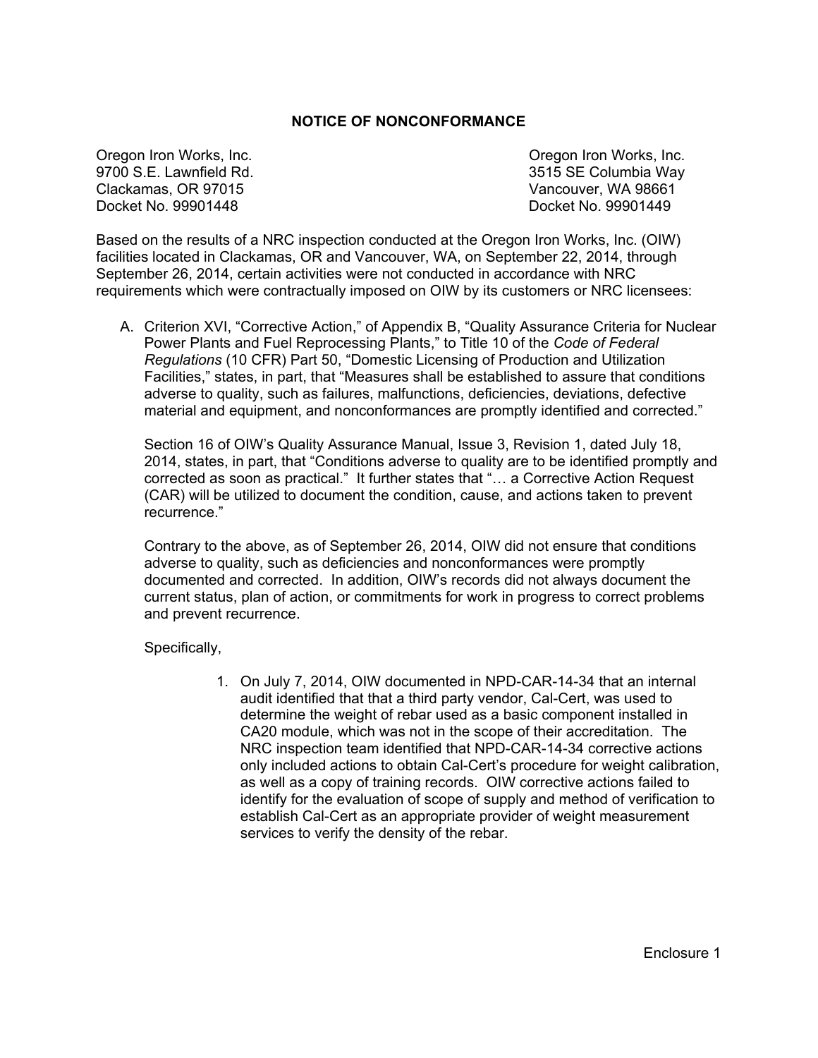## NOTICE OF NONCONFORMANCE

Oregon Iron Works, Inc.
9700 S.E. Lawnfield Rd.
Clackamas, OR 97015
Docket No. 99901448

Oregon Iron Works, Inc.
3515 SE Columbia Way
Vancouver, WA 98661
Docket No. 99901449

Based on the results of a NRC inspection conducted at the Oregon Iron Works, Inc. (OIW) facilities located in Clackamas, OR and Vancouver, WA, on September 22, 2014, through September 26, 2014, certain activities were not conducted in accordance with NRC requirements which were contractually imposed on OIW by its customers or NRC licensees:

A. Criterion XVI, "Corrective Action," of Appendix B, "Quality Assurance Criteria for Nuclear Power Plants and Fuel Reprocessing Plants," to Title 10 of the *Code of Federal Regulations* (10 CFR) Part 50, "Domestic Licensing of Production and Utilization Facilities," states, in part, that "Measures shall be established to assure that conditions adverse to quality, such as failures, malfunctions, deficiencies, deviations, defective material and equipment, and nonconformances are promptly identified and corrected."

   Section 16 of OIW's Quality Assurance Manual, Issue 3, Revision 1, dated July 18, 2014, states, in part, that "Conditions adverse to quality are to be identified promptly and corrected as soon as practical." It further states that "… a Corrective Action Request (CAR) will be utilized to document the condition, cause, and actions taken to prevent recurrence."

   Contrary to the above, as of September 26, 2014, OIW did not ensure that conditions adverse to quality, such as deficiencies and nonconformances were promptly documented and corrected. In addition, OIW's records did not always document the current status, plan of action, or commitments for work in progress to correct problems and prevent recurrence.

   Specifically,

   1. On July 7, 2014, OIW documented in NPD-CAR-14-34 that an internal audit identified that that a third party vendor, Cal-Cert, was used to determine the weight of rebar used as a basic component installed in CA20 module, which was not in the scope of their accreditation. The NRC inspection team identified that NPD-CAR-14-34 corrective actions only included actions to obtain Cal-Cert's procedure for weight calibration, as well as a copy of training records. OIW corrective actions failed to identify for the evaluation of scope of supply and method of verification to establish Cal-Cert as an appropriate provider of weight measurement services to verify the density of the rebar.

Enclosure 1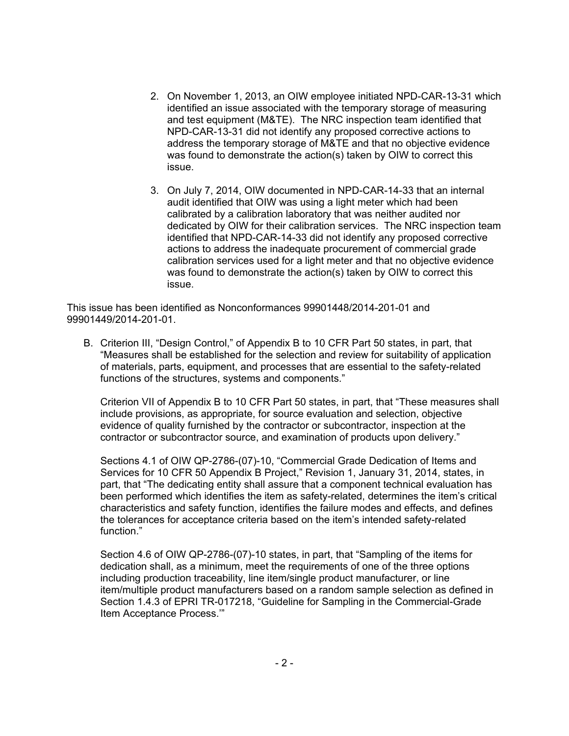2. On November 1, 2013, an OIW employee initiated NPD-CAR-13-31 which identified an issue associated with the temporary storage of measuring and test equipment (M&TE). The NRC inspection team identified that NPD-CAR-13-31 did not identify any proposed corrective actions to address the temporary storage of M&TE and that no objective evidence was found to demonstrate the action(s) taken by OIW to correct this issue.

3. On July 7, 2014, OIW documented in NPD-CAR-14-33 that an internal audit identified that OIW was using a light meter which had been calibrated by a calibration laboratory that was neither audited nor dedicated by OIW for their calibration services. The NRC inspection team identified that NPD-CAR-14-33 did not identify any proposed corrective actions to address the inadequate procurement of commercial grade calibration services used for a light meter and that no objective evidence was found to demonstrate the action(s) taken by OIW to correct this issue.

This issue has been identified as Nonconformances 99901448/2014-201-01 and 99901449/2014-201-01.

B. Criterion III, "Design Control," of Appendix B to 10 CFR Part 50 states, in part, that "Measures shall be established for the selection and review for suitability of application of materials, parts, equipment, and processes that are essential to the safety-related functions of the structures, systems and components."

   Criterion VII of Appendix B to 10 CFR Part 50 states, in part, that "These measures shall include provisions, as appropriate, for source evaluation and selection, objective evidence of quality furnished by the contractor or subcontractor, inspection at the contractor or subcontractor source, and examination of products upon delivery."

   Sections 4.1 of OIW QP-2786-(07)-10, "Commercial Grade Dedication of Items and Services for 10 CFR 50 Appendix B Project," Revision 1, January 31, 2014, states, in part, that "The dedicating entity shall assure that a component technical evaluation has been performed which identifies the item as safety-related, determines the item's critical characteristics and safety function, identifies the failure modes and effects, and defines the tolerances for acceptance criteria based on the item's intended safety-related function."

   Section 4.6 of OIW QP-2786-(07)-10 states, in part, that "Sampling of the items for dedication shall, as a minimum, meet the requirements of one of the three options including production traceability, line item/single product manufacturer, or line item/multiple product manufacturers based on a random sample selection as defined in Section 1.4.3 of EPRI TR-017218, "Guideline for Sampling in the Commercial-Grade Item Acceptance Process.'"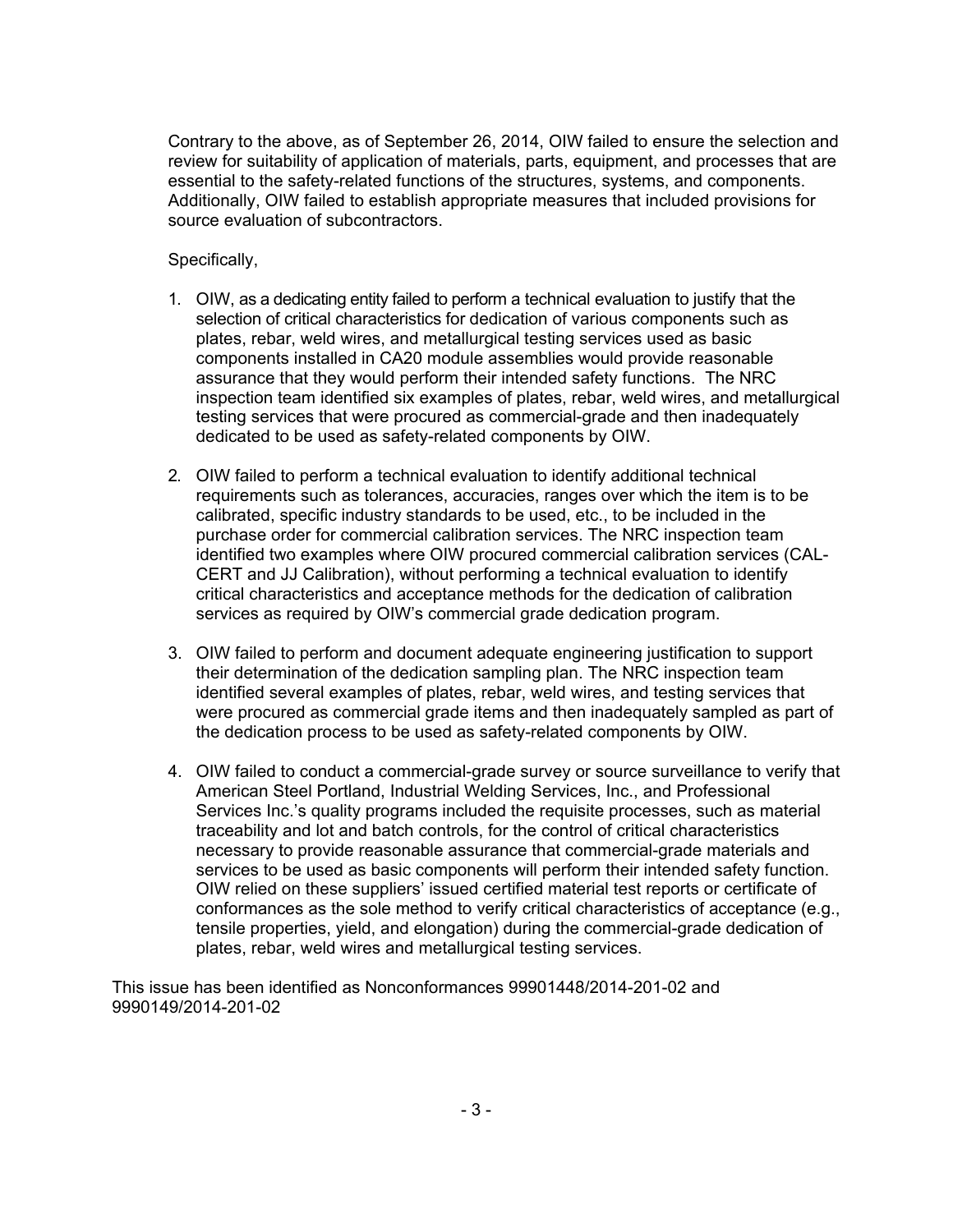Contrary to the above, as of September 26, 2014, OIW failed to ensure the selection and review for suitability of application of materials, parts, equipment, and processes that are essential to the safety-related functions of the structures, systems, and components. Additionally, OIW failed to establish appropriate measures that included provisions for source evaluation of subcontractors.

Specifically,

1. OIW, as a dedicating entity failed to perform a technical evaluation to justify that the selection of critical characteristics for dedication of various components such as plates, rebar, weld wires, and metallurgical testing services used as basic components installed in CA20 module assemblies would provide reasonable assurance that they would perform their intended safety functions. The NRC inspection team identified six examples of plates, rebar, weld wires, and metallurgical testing services that were procured as commercial-grade and then inadequately dedicated to be used as safety-related components by OIW.

2. OIW failed to perform a technical evaluation to identify additional technical requirements such as tolerances, accuracies, ranges over which the item is to be calibrated, specific industry standards to be used, etc., to be included in the purchase order for commercial calibration services. The NRC inspection team identified two examples where OIW procured commercial calibration services (CAL-CERT and JJ Calibration), without performing a technical evaluation to identify critical characteristics and acceptance methods for the dedication of calibration services as required by OIW's commercial grade dedication program.

3. OIW failed to perform and document adequate engineering justification to support their determination of the dedication sampling plan. The NRC inspection team identified several examples of plates, rebar, weld wires, and testing services that were procured as commercial grade items and then inadequately sampled as part of the dedication process to be used as safety-related components by OIW.

4. OIW failed to conduct a commercial-grade survey or source surveillance to verify that American Steel Portland, Industrial Welding Services, Inc., and Professional Services Inc.'s quality programs included the requisite processes, such as material traceability and lot and batch controls, for the control of critical characteristics necessary to provide reasonable assurance that commercial-grade materials and services to be used as basic components will perform their intended safety function. OIW relied on these suppliers' issued certified material test reports or certificate of conformances as the sole method to verify critical characteristics of acceptance (e.g., tensile properties, yield, and elongation) during the commercial-grade dedication of plates, rebar, weld wires and metallurgical testing services.

This issue has been identified as Nonconformances 99901448/2014-201-02 and 9990149/2014-201-02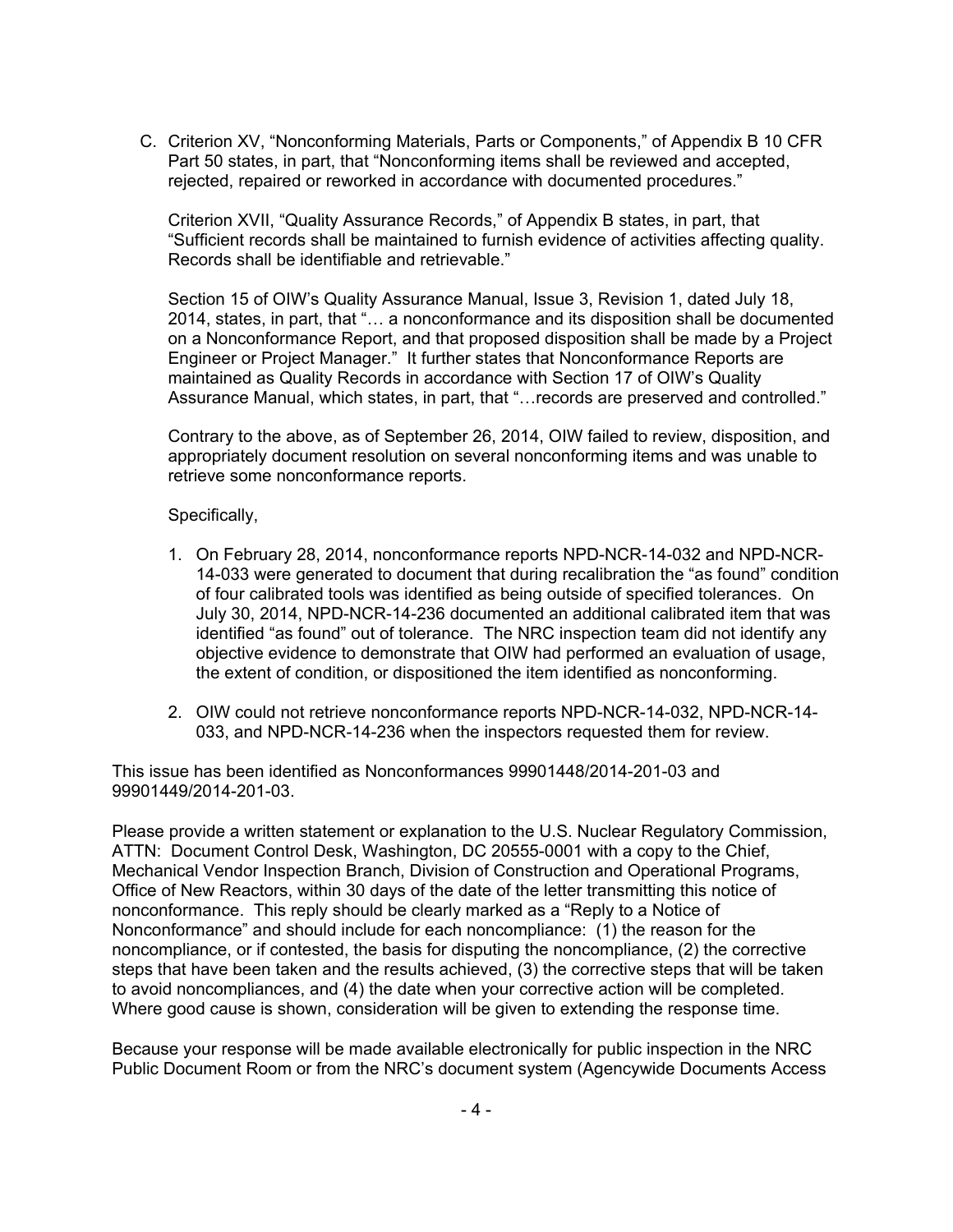C. Criterion XV, "Nonconforming Materials, Parts or Components," of Appendix B 10 CFR Part 50 states, in part, that "Nonconforming items shall be reviewed and accepted, rejected, repaired or reworked in accordance with documented procedures."

   Criterion XVII, "Quality Assurance Records," of Appendix B states, in part, that "Sufficient records shall be maintained to furnish evidence of activities affecting quality. Records shall be identifiable and retrievable."

   Section 15 of OIW's Quality Assurance Manual, Issue 3, Revision 1, dated July 18, 2014, states, in part, that "… a nonconformance and its disposition shall be documented on a Nonconformance Report, and that proposed disposition shall be made by a Project Engineer or Project Manager." It further states that Nonconformance Reports are maintained as Quality Records in accordance with Section 17 of OIW's Quality Assurance Manual, which states, in part, that "…records are preserved and controlled."

   Contrary to the above, as of September 26, 2014, OIW failed to review, disposition, and appropriately document resolution on several nonconforming items and was unable to retrieve some nonconformance reports.

   Specifically,

   1. On February 28, 2014, nonconformance reports NPD-NCR-14-032 and NPD-NCR-14-033 were generated to document that during recalibration the "as found" condition of four calibrated tools was identified as being outside of specified tolerances. On July 30, 2014, NPD-NCR-14-236 documented an additional calibrated item that was identified "as found" out of tolerance. The NRC inspection team did not identify any objective evidence to demonstrate that OIW had performed an evaluation of usage, the extent of condition, or dispositioned the item identified as nonconforming.

   2. OIW could not retrieve nonconformance reports NPD-NCR-14-032, NPD-NCR-14-033, and NPD-NCR-14-236 when the inspectors requested them for review.

This issue has been identified as Nonconformances 99901448/2014-201-03 and 99901449/2014-201-03.

Please provide a written statement or explanation to the U.S. Nuclear Regulatory Commission, ATTN: Document Control Desk, Washington, DC 20555-0001 with a copy to the Chief, Mechanical Vendor Inspection Branch, Division of Construction and Operational Programs, Office of New Reactors, within 30 days of the date of the letter transmitting this notice of nonconformance. This reply should be clearly marked as a "Reply to a Notice of Nonconformance" and should include for each noncompliance: (1) the reason for the noncompliance, or if contested, the basis for disputing the noncompliance, (2) the corrective steps that have been taken and the results achieved, (3) the corrective steps that will be taken to avoid noncompliances, and (4) the date when your corrective action will be completed. Where good cause is shown, consideration will be given to extending the response time.

Because your response will be made available electronically for public inspection in the NRC Public Document Room or from the NRC's document system (Agencywide Documents Access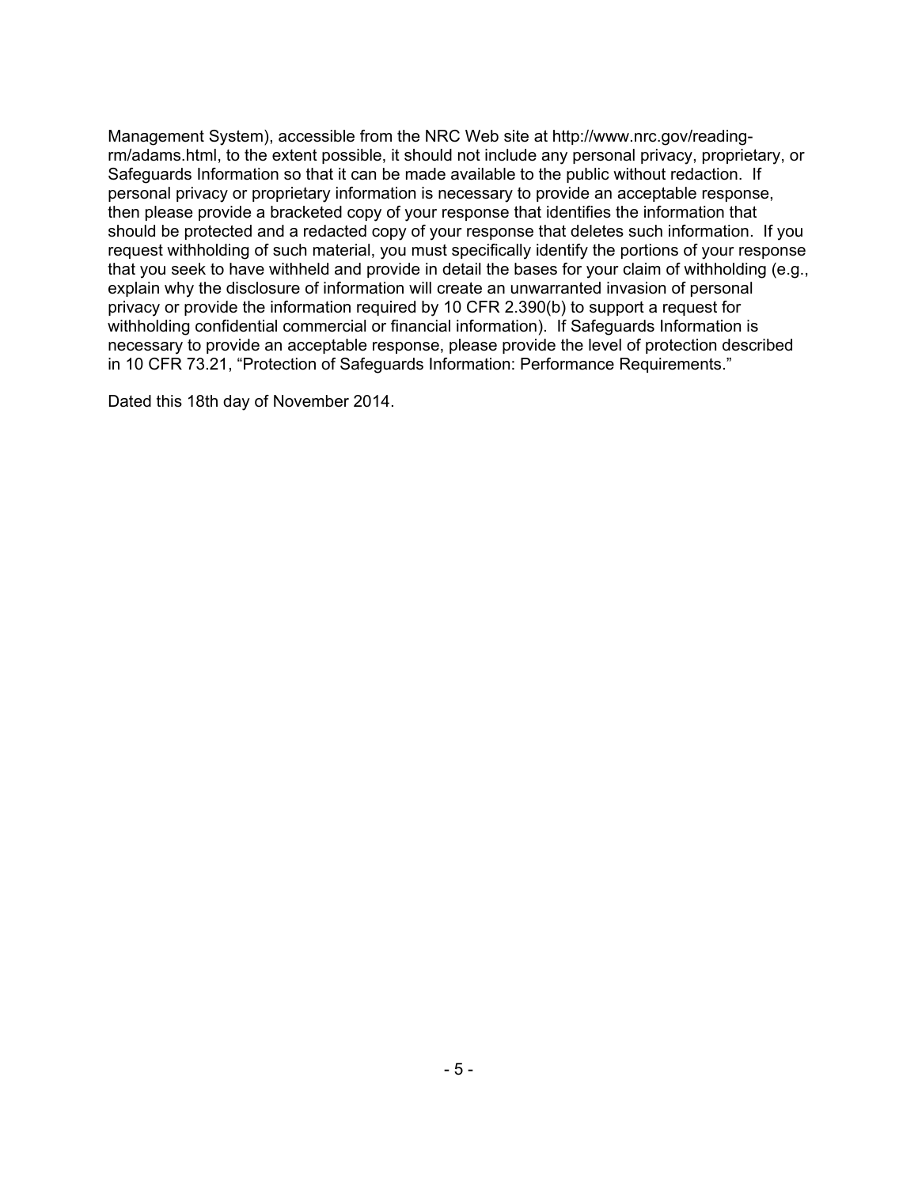Management System), accessible from the NRC Web site at http://www.nrc.gov/reading-rm/adams.html, to the extent possible, it should not include any personal privacy, proprietary, or Safeguards Information so that it can be made available to the public without redaction. If personal privacy or proprietary information is necessary to provide an acceptable response, then please provide a bracketed copy of your response that identifies the information that should be protected and a redacted copy of your response that deletes such information. If you request withholding of such material, you must specifically identify the portions of your response that you seek to have withheld and provide in detail the bases for your claim of withholding (e.g., explain why the disclosure of information will create an unwarranted invasion of personal privacy or provide the information required by 10 CFR 2.390(b) to support a request for withholding confidential commercial or financial information). If Safeguards Information is necessary to provide an acceptable response, please provide the level of protection described in 10 CFR 73.21, "Protection of Safeguards Information: Performance Requirements."

Dated this 18th day of November 2014.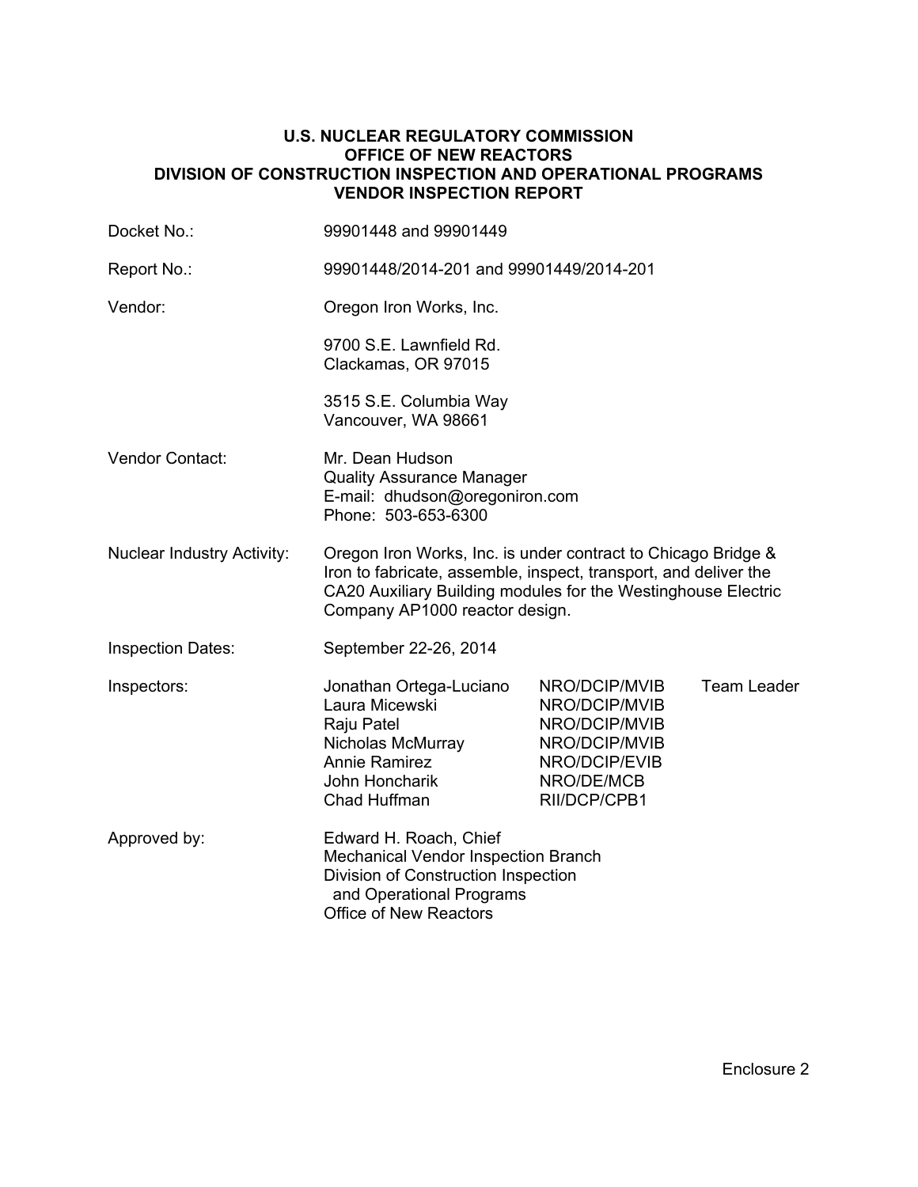**U.S. NUCLEAR REGULATORY COMMISSION**
**OFFICE OF NEW REACTORS**
**DIVISION OF CONSTRUCTION INSPECTION AND OPERATIONAL PROGRAMS**
**VENDOR INSPECTION REPORT**

| | | | |
|---|---|---|---|
| Docket No.: | 99901448 and 99901449 | | |
| Report No.: | 99901448/2014-201 and 99901449/2014-201 | | |
| Vendor: | Oregon Iron Works, Inc.<br><br>9700 S.E. Lawnfield Rd.<br>Clackamas, OR 97015<br><br>3515 S.E. Columbia Way<br>Vancouver, WA 98661 | | |
| Vendor Contact: | Mr. Dean Hudson<br>Quality Assurance Manager<br>E-mail: dhudson@oregoniron.com<br>Phone: 503-653-6300 | | |
| Nuclear Industry Activity: | Oregon Iron Works, Inc. is under contract to Chicago Bridge & Iron to fabricate, assemble, inspect, transport, and deliver the CA20 Auxiliary Building modules for the Westinghouse Electric Company AP1000 reactor design. | | |
| Inspection Dates: | September 22-26, 2014 | | |
| Inspectors: | Jonathan Ortega-Luciano | NRO/DCIP/MVIB | Team Leader |
| | Laura Micewski | NRO/DCIP/MVIB | |
| | Raju Patel | NRO/DCIP/MVIB | |
| | Nicholas McMurray | NRO/DCIP/MVIB | |
| | Annie Ramirez | NRO/DCIP/EVIB | |
| | John Honcharik | NRO/DE/MCB | |
| | Chad Huffman | RII/DCP/CPB1 | |
| Approved by: | Edward H. Roach, Chief<br>Mechanical Vendor Inspection Branch<br>Division of Construction Inspection and Operational Programs<br>Office of New Reactors | | |

Enclosure 2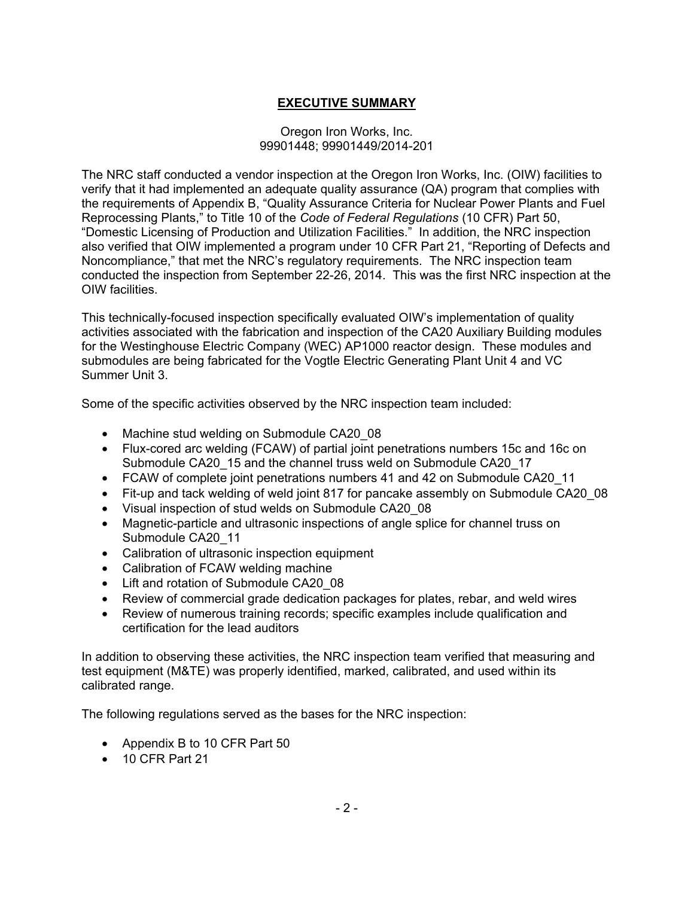# EXECUTIVE SUMMARY

Oregon Iron Works, Inc.
99901448; 99901449/2014-201

The NRC staff conducted a vendor inspection at the Oregon Iron Works, Inc. (OIW) facilities to verify that it had implemented an adequate quality assurance (QA) program that complies with the requirements of Appendix B, "Quality Assurance Criteria for Nuclear Power Plants and Fuel Reprocessing Plants," to Title 10 of the *Code of Federal Regulations* (10 CFR) Part 50, "Domestic Licensing of Production and Utilization Facilities." In addition, the NRC inspection also verified that OIW implemented a program under 10 CFR Part 21, "Reporting of Defects and Noncompliance," that met the NRC's regulatory requirements. The NRC inspection team conducted the inspection from September 22-26, 2014. This was the first NRC inspection at the OIW facilities.

This technically-focused inspection specifically evaluated OIW's implementation of quality activities associated with the fabrication and inspection of the CA20 Auxiliary Building modules for the Westinghouse Electric Company (WEC) AP1000 reactor design. These modules and submodules are being fabricated for the Vogtle Electric Generating Plant Unit 4 and VC Summer Unit 3.

Some of the specific activities observed by the NRC inspection team included:

- Machine stud welding on Submodule CA20_08
- Flux-cored arc welding (FCAW) of partial joint penetrations numbers 15c and 16c on Submodule CA20_15 and the channel truss weld on Submodule CA20_17
- FCAW of complete joint penetrations numbers 41 and 42 on Submodule CA20_11
- Fit-up and tack welding of weld joint 817 for pancake assembly on Submodule CA20_08
- Visual inspection of stud welds on Submodule CA20_08
- Magnetic-particle and ultrasonic inspections of angle splice for channel truss on Submodule CA20_11
- Calibration of ultrasonic inspection equipment
- Calibration of FCAW welding machine
- Lift and rotation of Submodule CA20_08
- Review of commercial grade dedication packages for plates, rebar, and weld wires
- Review of numerous training records; specific examples include qualification and certification for the lead auditors

In addition to observing these activities, the NRC inspection team verified that measuring and test equipment (M&TE) was properly identified, marked, calibrated, and used within its calibrated range.

The following regulations served as the bases for the NRC inspection:

- Appendix B to 10 CFR Part 50
- 10 CFR Part 21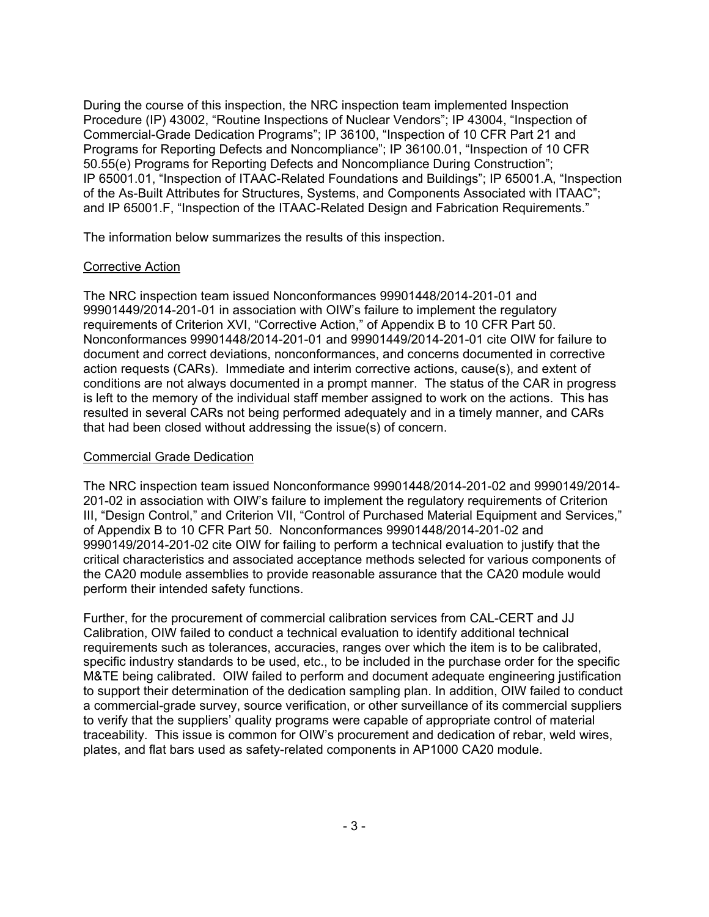During the course of this inspection, the NRC inspection team implemented Inspection Procedure (IP) 43002, "Routine Inspections of Nuclear Vendors"; IP 43004, "Inspection of Commercial-Grade Dedication Programs"; IP 36100, "Inspection of 10 CFR Part 21 and Programs for Reporting Defects and Noncompliance"; IP 36100.01, "Inspection of 10 CFR 50.55(e) Programs for Reporting Defects and Noncompliance During Construction"; IP 65001.01, "Inspection of ITAAC-Related Foundations and Buildings"; IP 65001.A, "Inspection of the As-Built Attributes for Structures, Systems, and Components Associated with ITAAC"; and IP 65001.F, "Inspection of the ITAAC-Related Design and Fabrication Requirements."

The information below summarizes the results of this inspection.

## Corrective Action

The NRC inspection team issued Nonconformances 99901448/2014-201-01 and 99901449/2014-201-01 in association with OIW's failure to implement the regulatory requirements of Criterion XVI, "Corrective Action," of Appendix B to 10 CFR Part 50. Nonconformances 99901448/2014-201-01 and 99901449/2014-201-01 cite OIW for failure to document and correct deviations, nonconformances, and concerns documented in corrective action requests (CARs). Immediate and interim corrective actions, cause(s), and extent of conditions are not always documented in a prompt manner. The status of the CAR in progress is left to the memory of the individual staff member assigned to work on the actions. This has resulted in several CARs not being performed adequately and in a timely manner, and CARs that had been closed without addressing the issue(s) of concern.

## Commercial Grade Dedication

The NRC inspection team issued Nonconformance 99901448/2014-201-02 and 9990149/2014-201-02 in association with OIW's failure to implement the regulatory requirements of Criterion III, "Design Control," and Criterion VII, "Control of Purchased Material Equipment and Services," of Appendix B to 10 CFR Part 50. Nonconformances 99901448/2014-201-02 and 9990149/2014-201-02 cite OIW for failing to perform a technical evaluation to justify that the critical characteristics and associated acceptance methods selected for various components of the CA20 module assemblies to provide reasonable assurance that the CA20 module would perform their intended safety functions.

Further, for the procurement of commercial calibration services from CAL-CERT and JJ Calibration, OIW failed to conduct a technical evaluation to identify additional technical requirements such as tolerances, accuracies, ranges over which the item is to be calibrated, specific industry standards to be used, etc., to be included in the purchase order for the specific M&TE being calibrated. OIW failed to perform and document adequate engineering justification to support their determination of the dedication sampling plan. In addition, OIW failed to conduct a commercial-grade survey, source verification, or other surveillance of its commercial suppliers to verify that the suppliers' quality programs were capable of appropriate control of material traceability. This issue is common for OIW's procurement and dedication of rebar, weld wires, plates, and flat bars used as safety-related components in AP1000 CA20 module.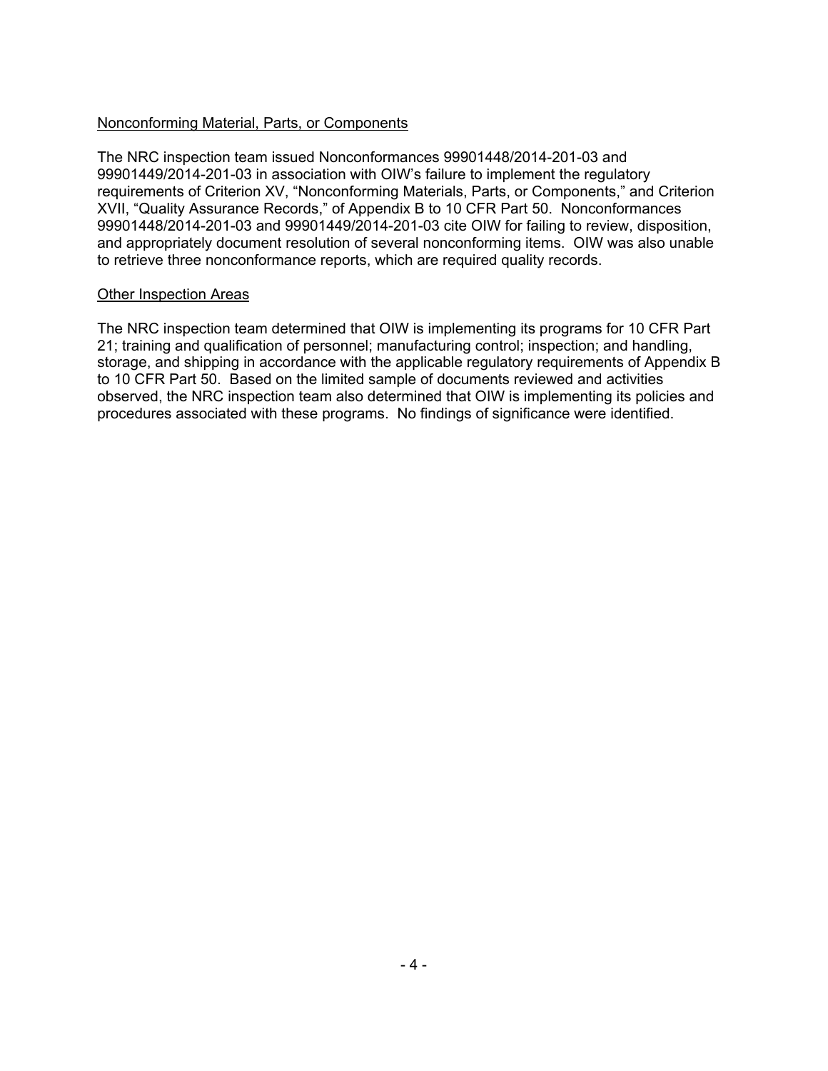Nonconforming Material, Parts, or Components

The NRC inspection team issued Nonconformances 99901448/2014-201-03 and 99901449/2014-201-03 in association with OIW's failure to implement the regulatory requirements of Criterion XV, "Nonconforming Materials, Parts, or Components," and Criterion XVII, "Quality Assurance Records," of Appendix B to 10 CFR Part 50. Nonconformances 99901448/2014-201-03 and 99901449/2014-201-03 cite OIW for failing to review, disposition, and appropriately document resolution of several nonconforming items. OIW was also unable to retrieve three nonconformance reports, which are required quality records.

Other Inspection Areas

The NRC inspection team determined that OIW is implementing its programs for 10 CFR Part 21; training and qualification of personnel; manufacturing control; inspection; and handling, storage, and shipping in accordance with the applicable regulatory requirements of Appendix B to 10 CFR Part 50. Based on the limited sample of documents reviewed and activities observed, the NRC inspection team also determined that OIW is implementing its policies and procedures associated with these programs. No findings of significance were identified.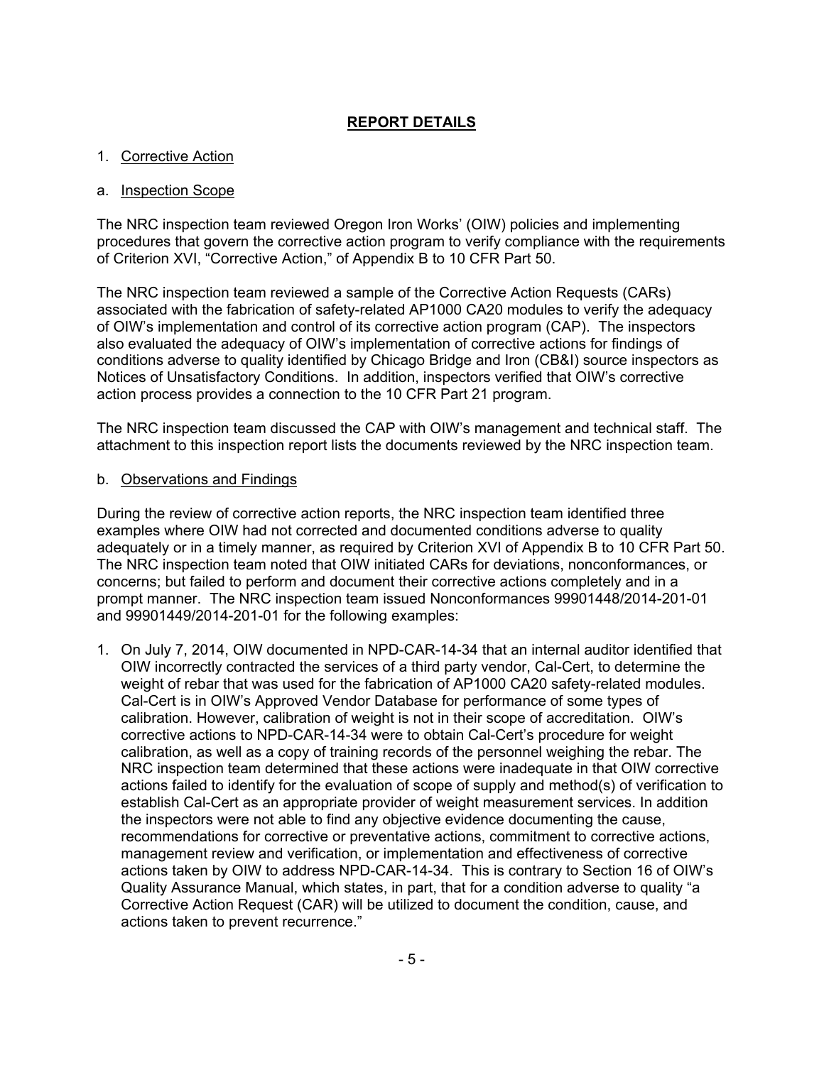# REPORT DETAILS

1. Corrective Action

a. Inspection Scope

The NRC inspection team reviewed Oregon Iron Works' (OIW) policies and implementing procedures that govern the corrective action program to verify compliance with the requirements of Criterion XVI, "Corrective Action," of Appendix B to 10 CFR Part 50.

The NRC inspection team reviewed a sample of the Corrective Action Requests (CARs) associated with the fabrication of safety-related AP1000 CA20 modules to verify the adequacy of OIW's implementation and control of its corrective action program (CAP). The inspectors also evaluated the adequacy of OIW's implementation of corrective actions for findings of conditions adverse to quality identified by Chicago Bridge and Iron (CB&I) source inspectors as Notices of Unsatisfactory Conditions. In addition, inspectors verified that OIW's corrective action process provides a connection to the 10 CFR Part 21 program.

The NRC inspection team discussed the CAP with OIW's management and technical staff. The attachment to this inspection report lists the documents reviewed by the NRC inspection team.

b. Observations and Findings

During the review of corrective action reports, the NRC inspection team identified three examples where OIW had not corrected and documented conditions adverse to quality adequately or in a timely manner, as required by Criterion XVI of Appendix B to 10 CFR Part 50. The NRC inspection team noted that OIW initiated CARs for deviations, nonconformances, or concerns; but failed to perform and document their corrective actions completely and in a prompt manner. The NRC inspection team issued Nonconformances 99901448/2014-201-01 and 99901449/2014-201-01 for the following examples:

1. On July 7, 2014, OIW documented in NPD-CAR-14-34 that an internal auditor identified that OIW incorrectly contracted the services of a third party vendor, Cal-Cert, to determine the weight of rebar that was used for the fabrication of AP1000 CA20 safety-related modules. Cal-Cert is in OIW's Approved Vendor Database for performance of some types of calibration. However, calibration of weight is not in their scope of accreditation. OIW's corrective actions to NPD-CAR-14-34 were to obtain Cal-Cert's procedure for weight calibration, as well as a copy of training records of the personnel weighing the rebar. The NRC inspection team determined that these actions were inadequate in that OIW corrective actions failed to identify for the evaluation of scope of supply and method(s) of verification to establish Cal-Cert as an appropriate provider of weight measurement services. In addition the inspectors were not able to find any objective evidence documenting the cause, recommendations for corrective or preventative actions, commitment to corrective actions, management review and verification, or implementation and effectiveness of corrective actions taken by OIW to address NPD-CAR-14-34. This is contrary to Section 16 of OIW's Quality Assurance Manual, which states, in part, that for a condition adverse to quality "a Corrective Action Request (CAR) will be utilized to document the condition, cause, and actions taken to prevent recurrence."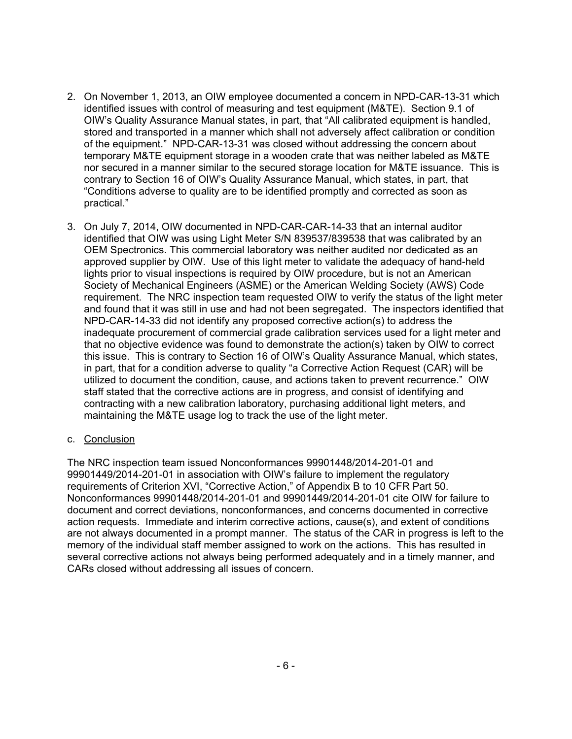2. On November 1, 2013, an OIW employee documented a concern in NPD-CAR-13-31 which identified issues with control of measuring and test equipment (M&TE). Section 9.1 of OIW's Quality Assurance Manual states, in part, that "All calibrated equipment is handled, stored and transported in a manner which shall not adversely affect calibration or condition of the equipment." NPD-CAR-13-31 was closed without addressing the concern about temporary M&TE equipment storage in a wooden crate that was neither labeled as M&TE nor secured in a manner similar to the secured storage location for M&TE issuance. This is contrary to Section 16 of OIW's Quality Assurance Manual, which states, in part, that "Conditions adverse to quality are to be identified promptly and corrected as soon as practical."

3. On July 7, 2014, OIW documented in NPD-CAR-CAR-14-33 that an internal auditor identified that OIW was using Light Meter S/N 839537/839538 that was calibrated by an OEM Spectronics. This commercial laboratory was neither audited nor dedicated as an approved supplier by OIW. Use of this light meter to validate the adequacy of hand-held lights prior to visual inspections is required by OIW procedure, but is not an American Society of Mechanical Engineers (ASME) or the American Welding Society (AWS) Code requirement. The NRC inspection team requested OIW to verify the status of the light meter and found that it was still in use and had not been segregated. The inspectors identified that NPD-CAR-14-33 did not identify any proposed corrective action(s) to address the inadequate procurement of commercial grade calibration services used for a light meter and that no objective evidence was found to demonstrate the action(s) taken by OIW to correct this issue. This is contrary to Section 16 of OIW's Quality Assurance Manual, which states, in part, that for a condition adverse to quality "a Corrective Action Request (CAR) will be utilized to document the condition, cause, and actions taken to prevent recurrence." OIW staff stated that the corrective actions are in progress, and consist of identifying and contracting with a new calibration laboratory, purchasing additional light meters, and maintaining the M&TE usage log to track the use of the light meter.

c. Conclusion

The NRC inspection team issued Nonconformances 99901448/2014-201-01 and 99901449/2014-201-01 in association with OIW's failure to implement the regulatory requirements of Criterion XVI, "Corrective Action," of Appendix B to 10 CFR Part 50. Nonconformances 99901448/2014-201-01 and 99901449/2014-201-01 cite OIW for failure to document and correct deviations, nonconformances, and concerns documented in corrective action requests. Immediate and interim corrective actions, cause(s), and extent of conditions are not always documented in a prompt manner. The status of the CAR in progress is left to the memory of the individual staff member assigned to work on the actions. This has resulted in several corrective actions not always being performed adequately and in a timely manner, and CARs closed without addressing all issues of concern.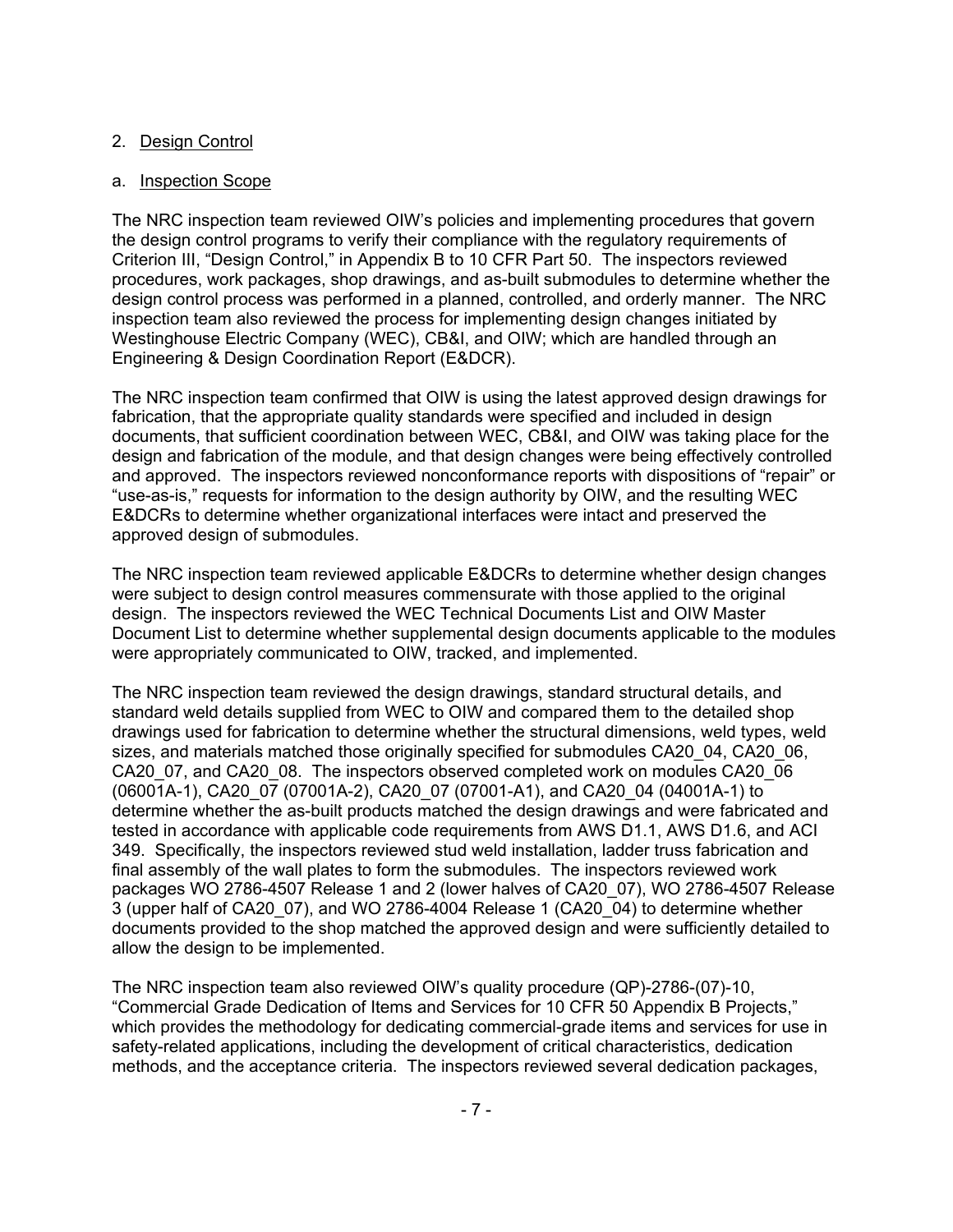2. Design Control

a. Inspection Scope

The NRC inspection team reviewed OIW's policies and implementing procedures that govern the design control programs to verify their compliance with the regulatory requirements of Criterion III, "Design Control," in Appendix B to 10 CFR Part 50. The inspectors reviewed procedures, work packages, shop drawings, and as-built submodules to determine whether the design control process was performed in a planned, controlled, and orderly manner. The NRC inspection team also reviewed the process for implementing design changes initiated by Westinghouse Electric Company (WEC), CB&I, and OIW; which are handled through an Engineering & Design Coordination Report (E&DCR).

The NRC inspection team confirmed that OIW is using the latest approved design drawings for fabrication, that the appropriate quality standards were specified and included in design documents, that sufficient coordination between WEC, CB&I, and OIW was taking place for the design and fabrication of the module, and that design changes were being effectively controlled and approved. The inspectors reviewed nonconformance reports with dispositions of "repair" or "use-as-is," requests for information to the design authority by OIW, and the resulting WEC E&DCRs to determine whether organizational interfaces were intact and preserved the approved design of submodules.

The NRC inspection team reviewed applicable E&DCRs to determine whether design changes were subject to design control measures commensurate with those applied to the original design. The inspectors reviewed the WEC Technical Documents List and OIW Master Document List to determine whether supplemental design documents applicable to the modules were appropriately communicated to OIW, tracked, and implemented.

The NRC inspection team reviewed the design drawings, standard structural details, and standard weld details supplied from WEC to OIW and compared them to the detailed shop drawings used for fabrication to determine whether the structural dimensions, weld types, weld sizes, and materials matched those originally specified for submodules CA20_04, CA20_06, CA20_07, and CA20_08. The inspectors observed completed work on modules CA20_06 (06001A-1), CA20_07 (07001A-2), CA20_07 (07001-A1), and CA20_04 (04001A-1) to determine whether the as-built products matched the design drawings and were fabricated and tested in accordance with applicable code requirements from AWS D1.1, AWS D1.6, and ACI 349. Specifically, the inspectors reviewed stud weld installation, ladder truss fabrication and final assembly of the wall plates to form the submodules. The inspectors reviewed work packages WO 2786-4507 Release 1 and 2 (lower halves of CA20_07), WO 2786-4507 Release 3 (upper half of CA20_07), and WO 2786-4004 Release 1 (CA20_04) to determine whether documents provided to the shop matched the approved design and were sufficiently detailed to allow the design to be implemented.

The NRC inspection team also reviewed OIW's quality procedure (QP)-2786-(07)-10, "Commercial Grade Dedication of Items and Services for 10 CFR 50 Appendix B Projects," which provides the methodology for dedicating commercial-grade items and services for use in safety-related applications, including the development of critical characteristics, dedication methods, and the acceptance criteria. The inspectors reviewed several dedication packages,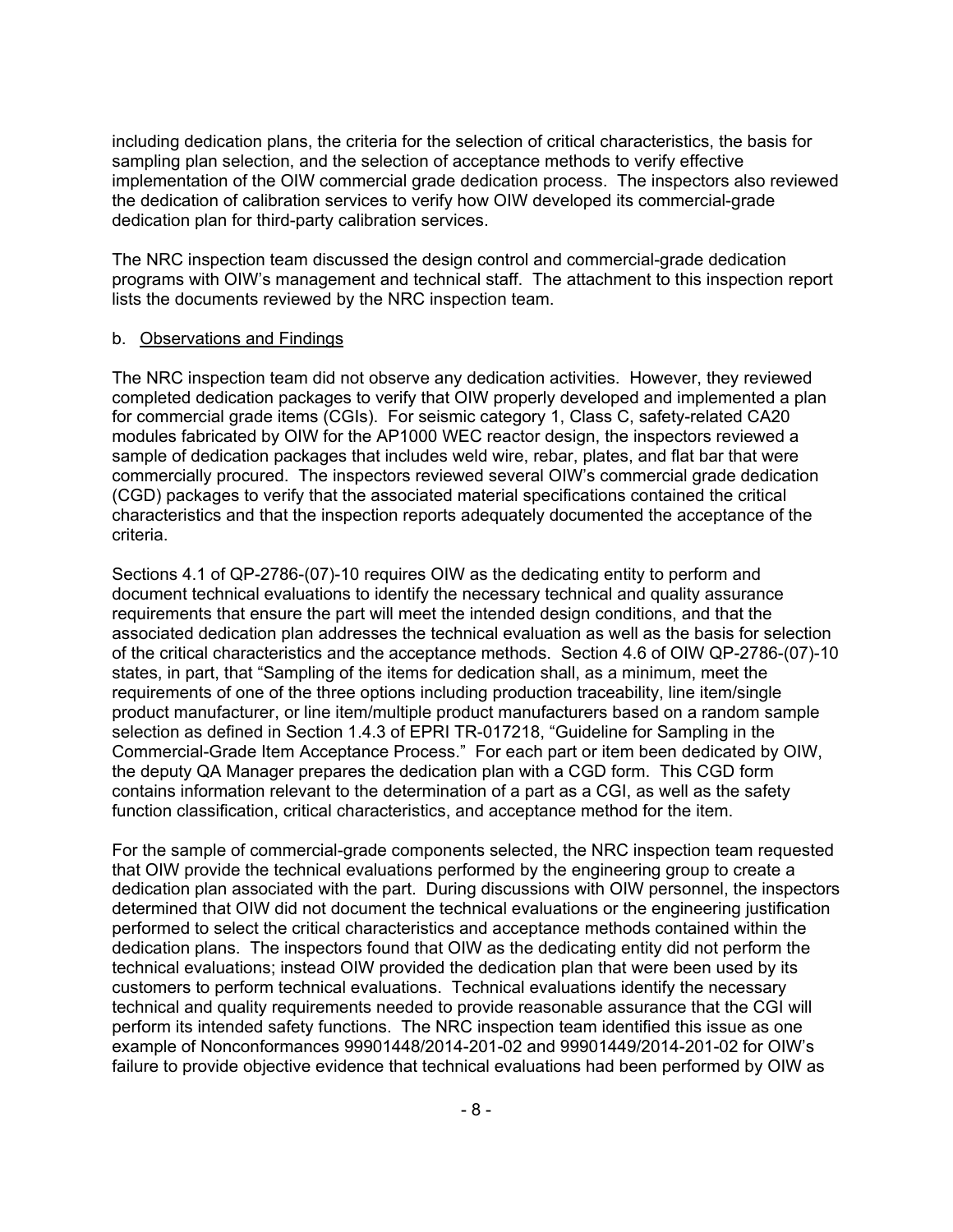including dedication plans, the criteria for the selection of critical characteristics, the basis for sampling plan selection, and the selection of acceptance methods to verify effective implementation of the OIW commercial grade dedication process. The inspectors also reviewed the dedication of calibration services to verify how OIW developed its commercial-grade dedication plan for third-party calibration services.

The NRC inspection team discussed the design control and commercial-grade dedication programs with OIW's management and technical staff. The attachment to this inspection report lists the documents reviewed by the NRC inspection team.

b. Observations and Findings

The NRC inspection team did not observe any dedication activities. However, they reviewed completed dedication packages to verify that OIW properly developed and implemented a plan for commercial grade items (CGIs). For seismic category 1, Class C, safety-related CA20 modules fabricated by OIW for the AP1000 WEC reactor design, the inspectors reviewed a sample of dedication packages that includes weld wire, rebar, plates, and flat bar that were commercially procured. The inspectors reviewed several OIW's commercial grade dedication (CGD) packages to verify that the associated material specifications contained the critical characteristics and that the inspection reports adequately documented the acceptance of the criteria.

Sections 4.1 of QP-2786-(07)-10 requires OIW as the dedicating entity to perform and document technical evaluations to identify the necessary technical and quality assurance requirements that ensure the part will meet the intended design conditions, and that the associated dedication plan addresses the technical evaluation as well as the basis for selection of the critical characteristics and the acceptance methods. Section 4.6 of OIW QP-2786-(07)-10 states, in part, that "Sampling of the items for dedication shall, as a minimum, meet the requirements of one of the three options including production traceability, line item/single product manufacturer, or line item/multiple product manufacturers based on a random sample selection as defined in Section 1.4.3 of EPRI TR-017218, "Guideline for Sampling in the Commercial-Grade Item Acceptance Process." For each part or item been dedicated by OIW, the deputy QA Manager prepares the dedication plan with a CGD form. This CGD form contains information relevant to the determination of a part as a CGI, as well as the safety function classification, critical characteristics, and acceptance method for the item.

For the sample of commercial-grade components selected, the NRC inspection team requested that OIW provide the technical evaluations performed by the engineering group to create a dedication plan associated with the part. During discussions with OIW personnel, the inspectors determined that OIW did not document the technical evaluations or the engineering justification performed to select the critical characteristics and acceptance methods contained within the dedication plans. The inspectors found that OIW as the dedicating entity did not perform the technical evaluations; instead OIW provided the dedication plan that were been used by its customers to perform technical evaluations. Technical evaluations identify the necessary technical and quality requirements needed to provide reasonable assurance that the CGI will perform its intended safety functions. The NRC inspection team identified this issue as one example of Nonconformances 99901448/2014-201-02 and 99901449/2014-201-02 for OIW's failure to provide objective evidence that technical evaluations had been performed by OIW as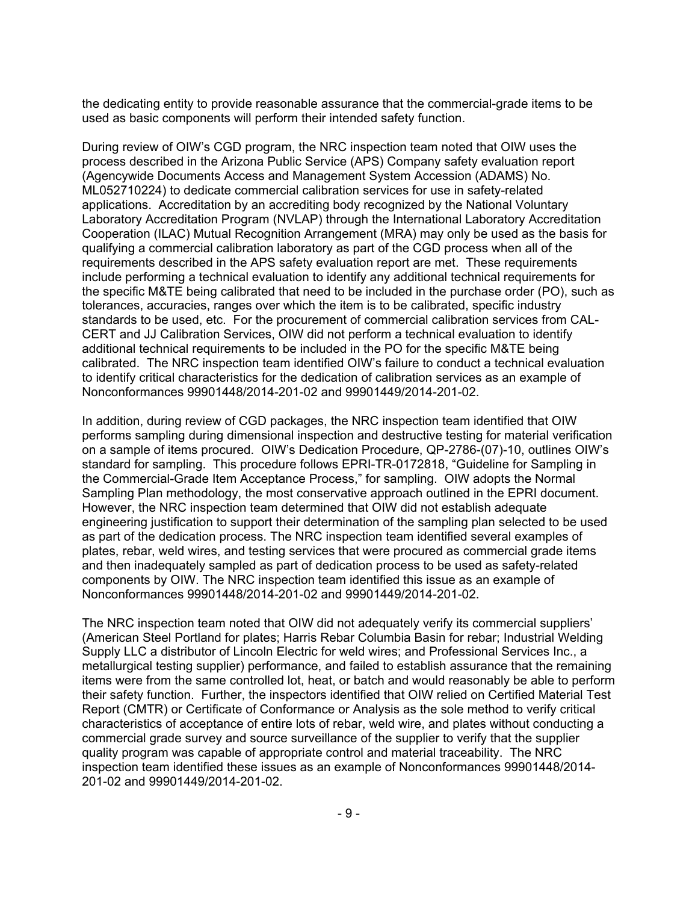the dedicating entity to provide reasonable assurance that the commercial-grade items to be used as basic components will perform their intended safety function.

During review of OIW's CGD program, the NRC inspection team noted that OIW uses the process described in the Arizona Public Service (APS) Company safety evaluation report (Agencywide Documents Access and Management System Accession (ADAMS) No. ML052710224) to dedicate commercial calibration services for use in safety-related applications. Accreditation by an accrediting body recognized by the National Voluntary Laboratory Accreditation Program (NVLAP) through the International Laboratory Accreditation Cooperation (ILAC) Mutual Recognition Arrangement (MRA) may only be used as the basis for qualifying a commercial calibration laboratory as part of the CGD process when all of the requirements described in the APS safety evaluation report are met. These requirements include performing a technical evaluation to identify any additional technical requirements for the specific M&TE being calibrated that need to be included in the purchase order (PO), such as tolerances, accuracies, ranges over which the item is to be calibrated, specific industry standards to be used, etc. For the procurement of commercial calibration services from CAL-CERT and JJ Calibration Services, OIW did not perform a technical evaluation to identify additional technical requirements to be included in the PO for the specific M&TE being calibrated. The NRC inspection team identified OIW's failure to conduct a technical evaluation to identify critical characteristics for the dedication of calibration services as an example of Nonconformances 99901448/2014-201-02 and 99901449/2014-201-02.

In addition, during review of CGD packages, the NRC inspection team identified that OIW performs sampling during dimensional inspection and destructive testing for material verification on a sample of items procured. OIW's Dedication Procedure, QP-2786-(07)-10, outlines OIW's standard for sampling. This procedure follows EPRI-TR-0172818, "Guideline for Sampling in the Commercial-Grade Item Acceptance Process," for sampling. OIW adopts the Normal Sampling Plan methodology, the most conservative approach outlined in the EPRI document. However, the NRC inspection team determined that OIW did not establish adequate engineering justification to support their determination of the sampling plan selected to be used as part of the dedication process. The NRC inspection team identified several examples of plates, rebar, weld wires, and testing services that were procured as commercial grade items and then inadequately sampled as part of dedication process to be used as safety-related components by OIW. The NRC inspection team identified this issue as an example of Nonconformances 99901448/2014-201-02 and 99901449/2014-201-02.

The NRC inspection team noted that OIW did not adequately verify its commercial suppliers' (American Steel Portland for plates; Harris Rebar Columbia Basin for rebar; Industrial Welding Supply LLC a distributor of Lincoln Electric for weld wires; and Professional Services Inc., a metallurgical testing supplier) performance, and failed to establish assurance that the remaining items were from the same controlled lot, heat, or batch and would reasonably be able to perform their safety function. Further, the inspectors identified that OIW relied on Certified Material Test Report (CMTR) or Certificate of Conformance or Analysis as the sole method to verify critical characteristics of acceptance of entire lots of rebar, weld wire, and plates without conducting a commercial grade survey and source surveillance of the supplier to verify that the supplier quality program was capable of appropriate control and material traceability. The NRC inspection team identified these issues as an example of Nonconformances 99901448/2014-201-02 and 99901449/2014-201-02.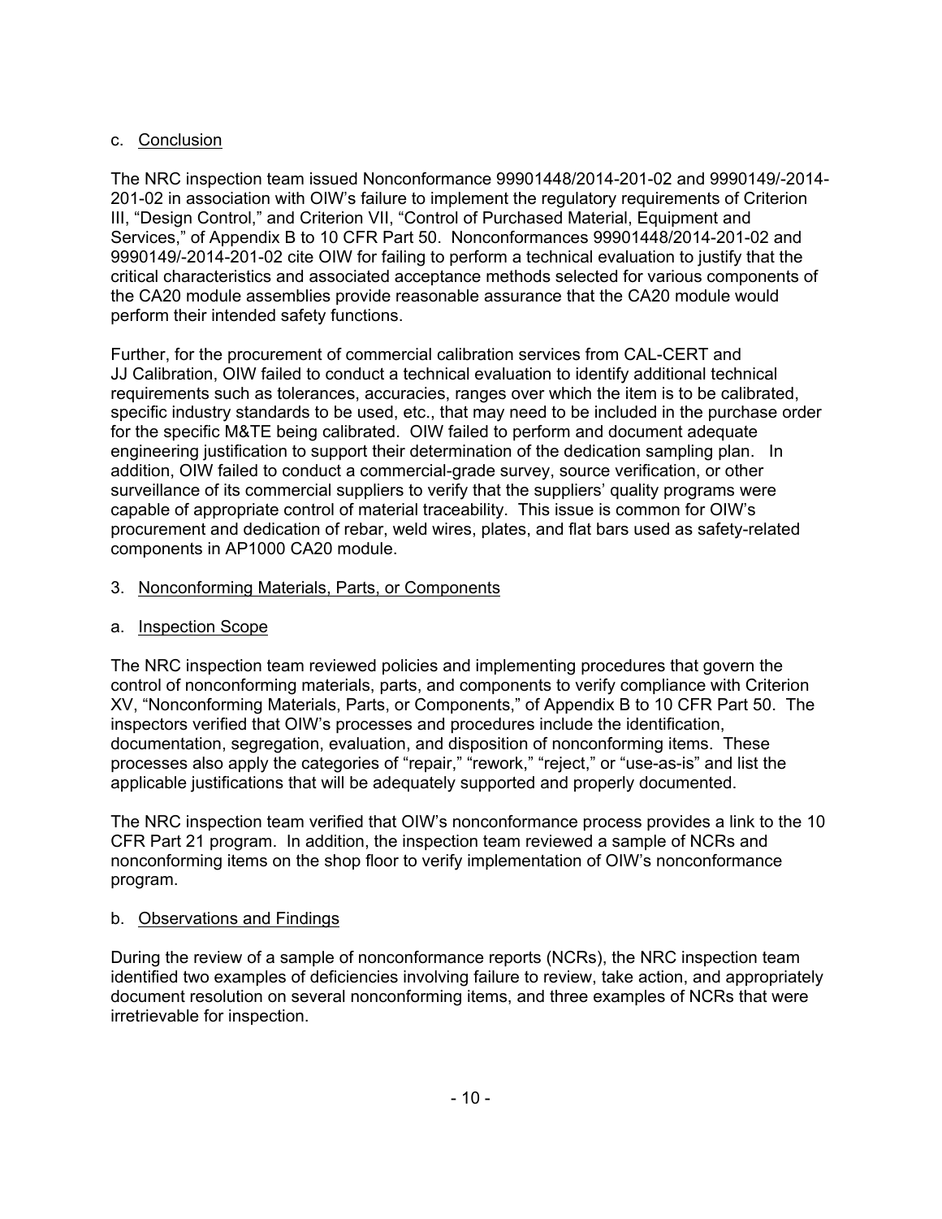c. Conclusion

The NRC inspection team issued Nonconformance 99901448/2014-201-02 and 9990149/-2014-201-02 in association with OIW's failure to implement the regulatory requirements of Criterion III, "Design Control," and Criterion VII, "Control of Purchased Material, Equipment and Services," of Appendix B to 10 CFR Part 50. Nonconformances 99901448/2014-201-02 and 9990149/-2014-201-02 cite OIW for failing to perform a technical evaluation to justify that the critical characteristics and associated acceptance methods selected for various components of the CA20 module assemblies provide reasonable assurance that the CA20 module would perform their intended safety functions.

Further, for the procurement of commercial calibration services from CAL-CERT and JJ Calibration, OIW failed to conduct a technical evaluation to identify additional technical requirements such as tolerances, accuracies, ranges over which the item is to be calibrated, specific industry standards to be used, etc., that may need to be included in the purchase order for the specific M&TE being calibrated. OIW failed to perform and document adequate engineering justification to support their determination of the dedication sampling plan. In addition, OIW failed to conduct a commercial-grade survey, source verification, or other surveillance of its commercial suppliers to verify that the suppliers' quality programs were capable of appropriate control of material traceability. This issue is common for OIW's procurement and dedication of rebar, weld wires, plates, and flat bars used as safety-related components in AP1000 CA20 module.

3. Nonconforming Materials, Parts, or Components

a. Inspection Scope

The NRC inspection team reviewed policies and implementing procedures that govern the control of nonconforming materials, parts, and components to verify compliance with Criterion XV, "Nonconforming Materials, Parts, or Components," of Appendix B to 10 CFR Part 50. The inspectors verified that OIW's processes and procedures include the identification, documentation, segregation, evaluation, and disposition of nonconforming items. These processes also apply the categories of "repair," "rework," "reject," or "use-as-is" and list the applicable justifications that will be adequately supported and properly documented.

The NRC inspection team verified that OIW's nonconformance process provides a link to the 10 CFR Part 21 program. In addition, the inspection team reviewed a sample of NCRs and nonconforming items on the shop floor to verify implementation of OIW's nonconformance program.

b. Observations and Findings

During the review of a sample of nonconformance reports (NCRs), the NRC inspection team identified two examples of deficiencies involving failure to review, take action, and appropriately document resolution on several nonconforming items, and three examples of NCRs that were irretrievable for inspection.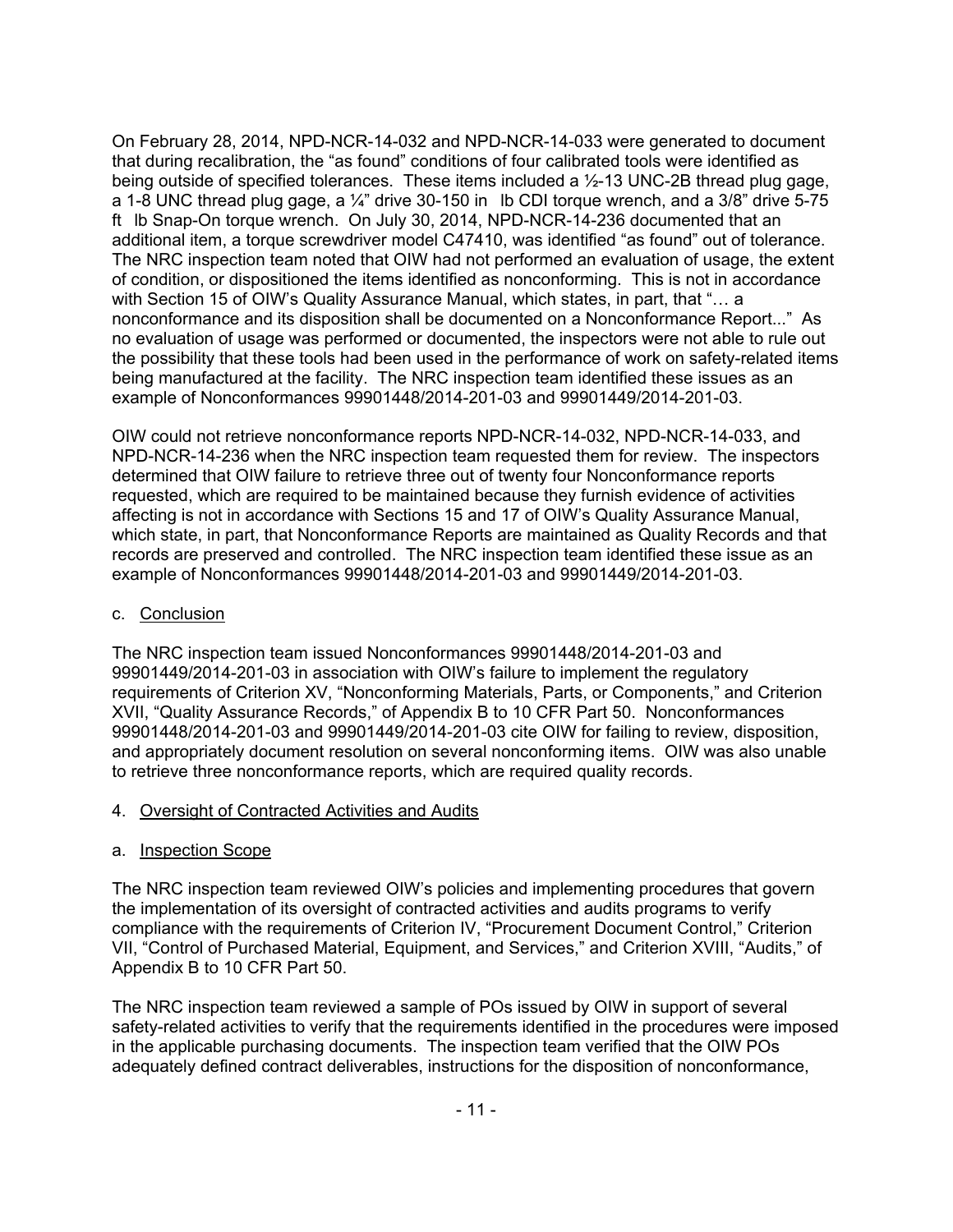On February 28, 2014, NPD-NCR-14-032 and NPD-NCR-14-033 were generated to document that during recalibration, the "as found" conditions of four calibrated tools were identified as being outside of specified tolerances. These items included a ½-13 UNC-2B thread plug gage, a 1-8 UNC thread plug gage, a ¼" drive 30-150 in lb CDI torque wrench, and a 3/8" drive 5-75 ft lb Snap-On torque wrench. On July 30, 2014, NPD-NCR-14-236 documented that an additional item, a torque screwdriver model C47410, was identified "as found" out of tolerance. The NRC inspection team noted that OIW had not performed an evaluation of usage, the extent of condition, or dispositioned the items identified as nonconforming. This is not in accordance with Section 15 of OIW's Quality Assurance Manual, which states, in part, that "… a nonconformance and its disposition shall be documented on a Nonconformance Report..." As no evaluation of usage was performed or documented, the inspectors were not able to rule out the possibility that these tools had been used in the performance of work on safety-related items being manufactured at the facility. The NRC inspection team identified these issues as an example of Nonconformances 99901448/2014-201-03 and 99901449/2014-201-03.

OIW could not retrieve nonconformance reports NPD-NCR-14-032, NPD-NCR-14-033, and NPD-NCR-14-236 when the NRC inspection team requested them for review. The inspectors determined that OIW failure to retrieve three out of twenty four Nonconformance reports requested, which are required to be maintained because they furnish evidence of activities affecting is not in accordance with Sections 15 and 17 of OIW's Quality Assurance Manual, which state, in part, that Nonconformance Reports are maintained as Quality Records and that records are preserved and controlled. The NRC inspection team identified these issue as an example of Nonconformances 99901448/2014-201-03 and 99901449/2014-201-03.

c. Conclusion

The NRC inspection team issued Nonconformances 99901448/2014-201-03 and 99901449/2014-201-03 in association with OIW's failure to implement the regulatory requirements of Criterion XV, "Nonconforming Materials, Parts, or Components," and Criterion XVII, "Quality Assurance Records," of Appendix B to 10 CFR Part 50. Nonconformances 99901448/2014-201-03 and 99901449/2014-201-03 cite OIW for failing to review, disposition, and appropriately document resolution on several nonconforming items. OIW was also unable to retrieve three nonconformance reports, which are required quality records.

4. Oversight of Contracted Activities and Audits

a. Inspection Scope

The NRC inspection team reviewed OIW's policies and implementing procedures that govern the implementation of its oversight of contracted activities and audits programs to verify compliance with the requirements of Criterion IV, "Procurement Document Control," Criterion VII, "Control of Purchased Material, Equipment, and Services," and Criterion XVIII, "Audits," of Appendix B to 10 CFR Part 50.

The NRC inspection team reviewed a sample of POs issued by OIW in support of several safety-related activities to verify that the requirements identified in the procedures were imposed in the applicable purchasing documents. The inspection team verified that the OIW POs adequately defined contract deliverables, instructions for the disposition of nonconformance,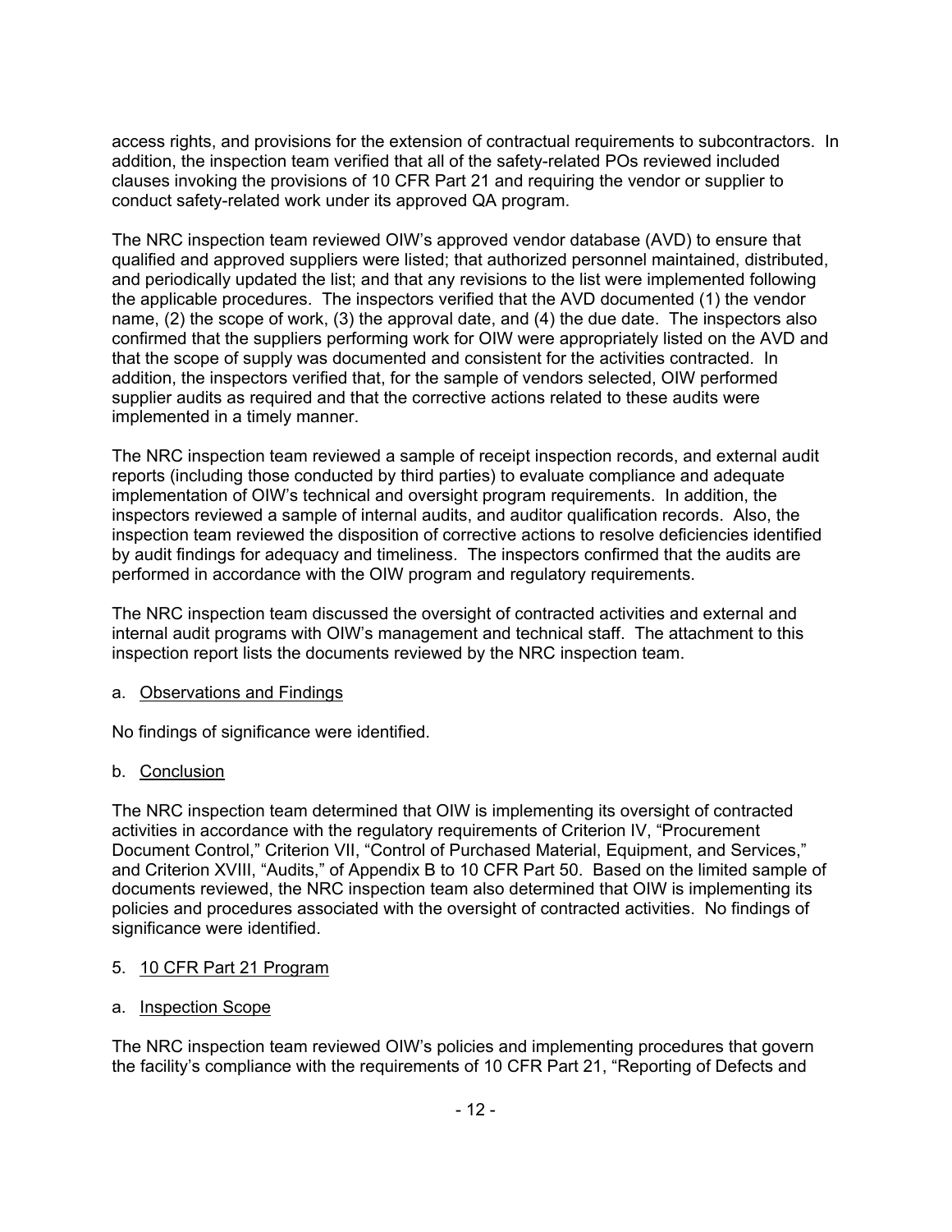access rights, and provisions for the extension of contractual requirements to subcontractors. In addition, the inspection team verified that all of the safety-related POs reviewed included clauses invoking the provisions of 10 CFR Part 21 and requiring the vendor or supplier to conduct safety-related work under its approved QA program.

The NRC inspection team reviewed OIW's approved vendor database (AVD) to ensure that qualified and approved suppliers were listed; that authorized personnel maintained, distributed, and periodically updated the list; and that any revisions to the list were implemented following the applicable procedures. The inspectors verified that the AVD documented (1) the vendor name, (2) the scope of work, (3) the approval date, and (4) the due date. The inspectors also confirmed that the suppliers performing work for OIW were appropriately listed on the AVD and that the scope of supply was documented and consistent for the activities contracted. In addition, the inspectors verified that, for the sample of vendors selected, OIW performed supplier audits as required and that the corrective actions related to these audits were implemented in a timely manner.

The NRC inspection team reviewed a sample of receipt inspection records, and external audit reports (including those conducted by third parties) to evaluate compliance and adequate implementation of OIW's technical and oversight program requirements. In addition, the inspectors reviewed a sample of internal audits, and auditor qualification records. Also, the inspection team reviewed the disposition of corrective actions to resolve deficiencies identified by audit findings for adequacy and timeliness. The inspectors confirmed that the audits are performed in accordance with the OIW program and regulatory requirements.

The NRC inspection team discussed the oversight of contracted activities and external and internal audit programs with OIW's management and technical staff. The attachment to this inspection report lists the documents reviewed by the NRC inspection team.

a. Observations and Findings

No findings of significance were identified.

b. Conclusion

The NRC inspection team determined that OIW is implementing its oversight of contracted activities in accordance with the regulatory requirements of Criterion IV, "Procurement Document Control," Criterion VII, "Control of Purchased Material, Equipment, and Services," and Criterion XVIII, "Audits," of Appendix B to 10 CFR Part 50. Based on the limited sample of documents reviewed, the NRC inspection team also determined that OIW is implementing its policies and procedures associated with the oversight of contracted activities. No findings of significance were identified.

## 5. 10 CFR Part 21 Program

a. Inspection Scope

The NRC inspection team reviewed OIW's policies and implementing procedures that govern the facility's compliance with the requirements of 10 CFR Part 21, "Reporting of Defects and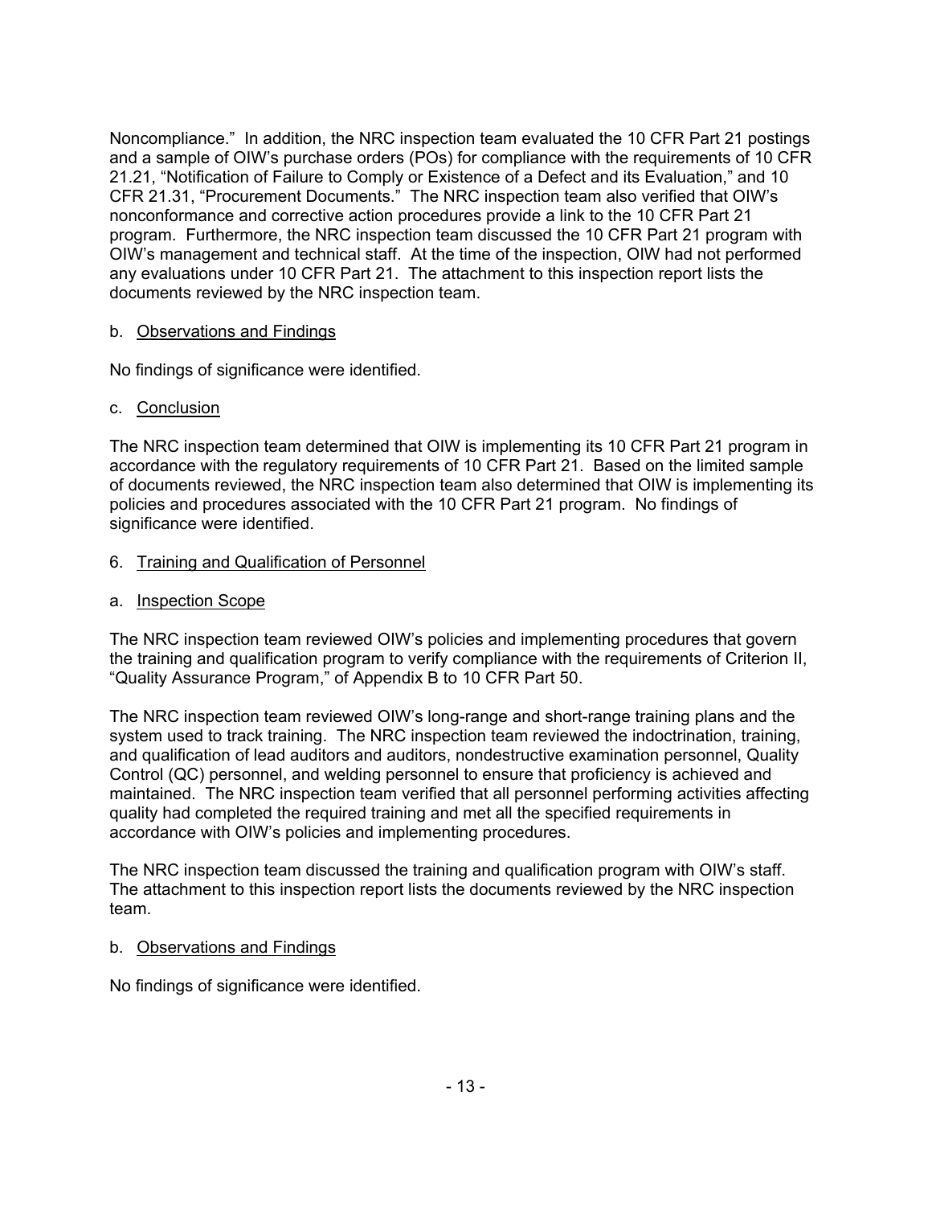Noncompliance." In addition, the NRC inspection team evaluated the 10 CFR Part 21 postings and a sample of OIW's purchase orders (POs) for compliance with the requirements of 10 CFR 21.21, "Notification of Failure to Comply or Existence of a Defect and its Evaluation," and 10 CFR 21.31, "Procurement Documents." The NRC inspection team also verified that OIW's nonconformance and corrective action procedures provide a link to the 10 CFR Part 21 program. Furthermore, the NRC inspection team discussed the 10 CFR Part 21 program with OIW's management and technical staff. At the time of the inspection, OIW had not performed any evaluations under 10 CFR Part 21. The attachment to this inspection report lists the documents reviewed by the NRC inspection team.

b. Observations and Findings

No findings of significance were identified.

c. Conclusion

The NRC inspection team determined that OIW is implementing its 10 CFR Part 21 program in accordance with the regulatory requirements of 10 CFR Part 21. Based on the limited sample of documents reviewed, the NRC inspection team also determined that OIW is implementing its policies and procedures associated with the 10 CFR Part 21 program. No findings of significance were identified.

6. Training and Qualification of Personnel

a. Inspection Scope

The NRC inspection team reviewed OIW's policies and implementing procedures that govern the training and qualification program to verify compliance with the requirements of Criterion II, "Quality Assurance Program," of Appendix B to 10 CFR Part 50.

The NRC inspection team reviewed OIW's long-range and short-range training plans and the system used to track training. The NRC inspection team reviewed the indoctrination, training, and qualification of lead auditors and auditors, nondestructive examination personnel, Quality Control (QC) personnel, and welding personnel to ensure that proficiency is achieved and maintained. The NRC inspection team verified that all personnel performing activities affecting quality had completed the required training and met all the specified requirements in accordance with OIW's policies and implementing procedures.

The NRC inspection team discussed the training and qualification program with OIW's staff. The attachment to this inspection report lists the documents reviewed by the NRC inspection team.

b. Observations and Findings

No findings of significance were identified.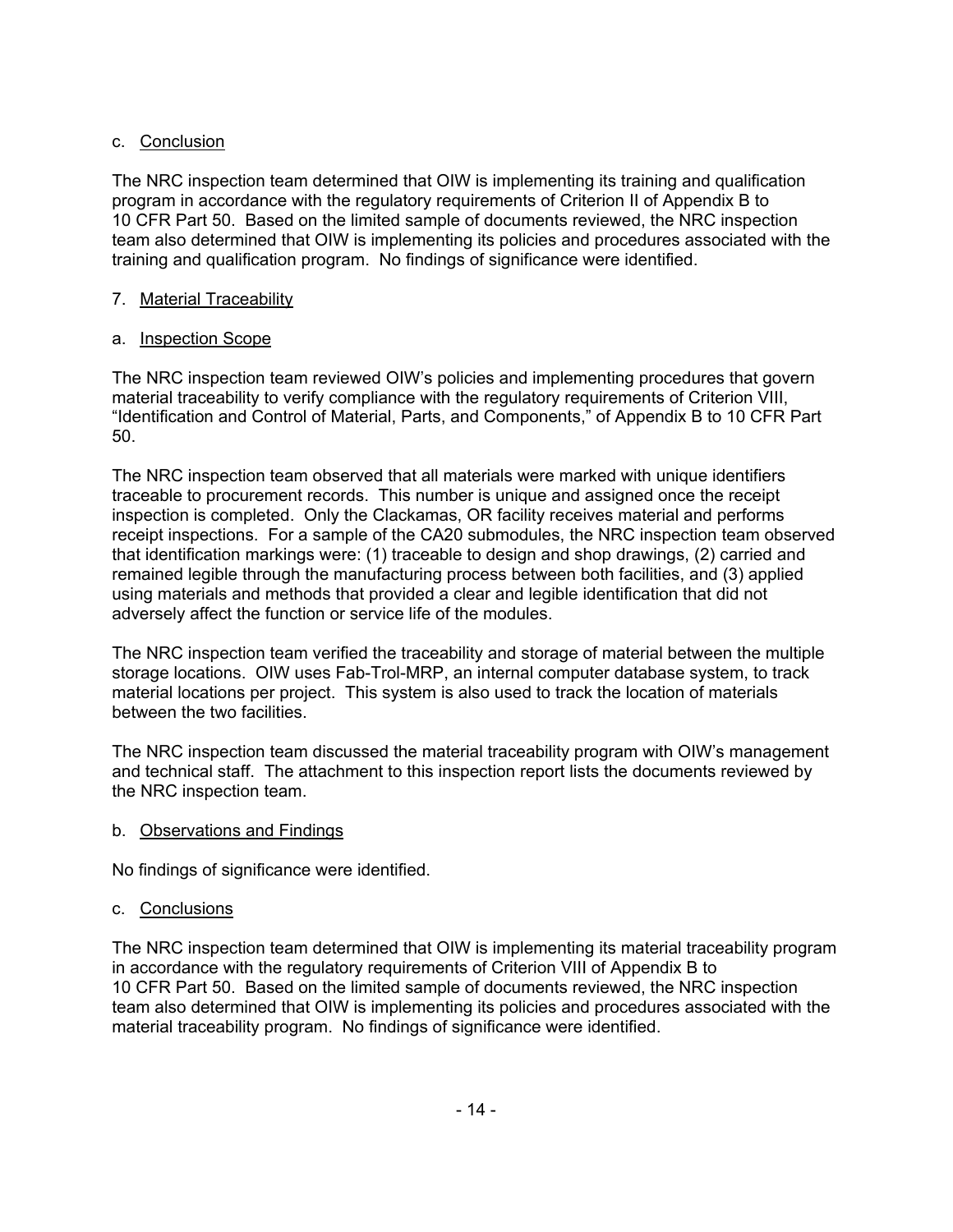c. Conclusion

The NRC inspection team determined that OIW is implementing its training and qualification program in accordance with the regulatory requirements of Criterion II of Appendix B to 10 CFR Part 50. Based on the limited sample of documents reviewed, the NRC inspection team also determined that OIW is implementing its policies and procedures associated with the training and qualification program. No findings of significance were identified.

## 7. Material Traceability

a. Inspection Scope

The NRC inspection team reviewed OIW's policies and implementing procedures that govern material traceability to verify compliance with the regulatory requirements of Criterion VIII, "Identification and Control of Material, Parts, and Components," of Appendix B to 10 CFR Part 50.

The NRC inspection team observed that all materials were marked with unique identifiers traceable to procurement records. This number is unique and assigned once the receipt inspection is completed. Only the Clackamas, OR facility receives material and performs receipt inspections. For a sample of the CA20 submodules, the NRC inspection team observed that identification markings were: (1) traceable to design and shop drawings, (2) carried and remained legible through the manufacturing process between both facilities, and (3) applied using materials and methods that provided a clear and legible identification that did not adversely affect the function or service life of the modules.

The NRC inspection team verified the traceability and storage of material between the multiple storage locations. OIW uses Fab-Trol-MRP, an internal computer database system, to track material locations per project. This system is also used to track the location of materials between the two facilities.

The NRC inspection team discussed the material traceability program with OIW's management and technical staff. The attachment to this inspection report lists the documents reviewed by the NRC inspection team.

b. Observations and Findings

No findings of significance were identified.

c. Conclusions

The NRC inspection team determined that OIW is implementing its material traceability program in accordance with the regulatory requirements of Criterion VIII of Appendix B to 10 CFR Part 50. Based on the limited sample of documents reviewed, the NRC inspection team also determined that OIW is implementing its policies and procedures associated with the material traceability program. No findings of significance were identified.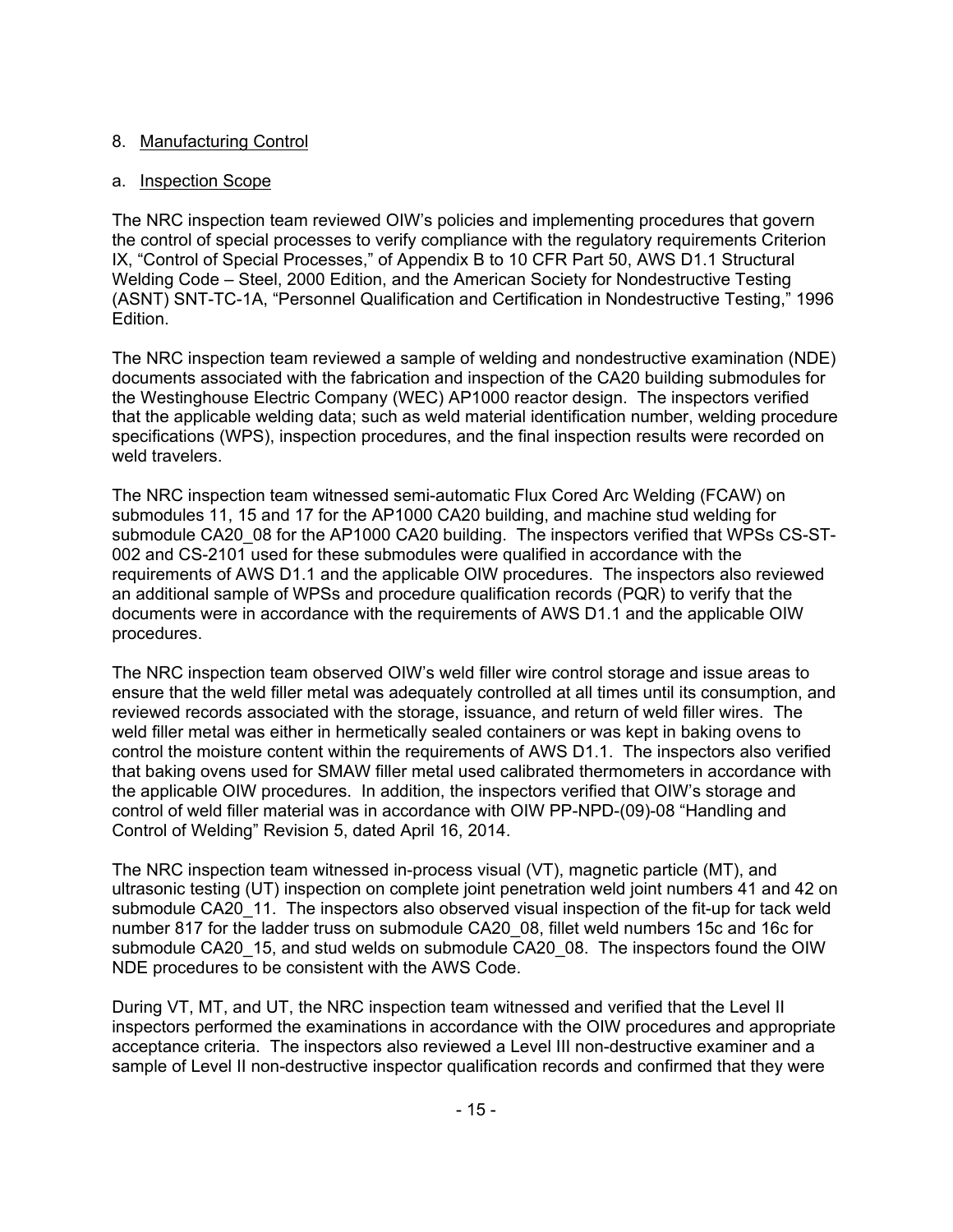8. Manufacturing Control

a. Inspection Scope

The NRC inspection team reviewed OIW's policies and implementing procedures that govern the control of special processes to verify compliance with the regulatory requirements Criterion IX, "Control of Special Processes," of Appendix B to 10 CFR Part 50, AWS D1.1 Structural Welding Code – Steel, 2000 Edition, and the American Society for Nondestructive Testing (ASNT) SNT-TC-1A, "Personnel Qualification and Certification in Nondestructive Testing," 1996 Edition.

The NRC inspection team reviewed a sample of welding and nondestructive examination (NDE) documents associated with the fabrication and inspection of the CA20 building submodules for the Westinghouse Electric Company (WEC) AP1000 reactor design. The inspectors verified that the applicable welding data; such as weld material identification number, welding procedure specifications (WPS), inspection procedures, and the final inspection results were recorded on weld travelers.

The NRC inspection team witnessed semi-automatic Flux Cored Arc Welding (FCAW) on submodules 11, 15 and 17 for the AP1000 CA20 building, and machine stud welding for submodule CA20_08 for the AP1000 CA20 building. The inspectors verified that WPSs CS-ST-002 and CS-2101 used for these submodules were qualified in accordance with the requirements of AWS D1.1 and the applicable OIW procedures. The inspectors also reviewed an additional sample of WPSs and procedure qualification records (PQR) to verify that the documents were in accordance with the requirements of AWS D1.1 and the applicable OIW procedures.

The NRC inspection team observed OIW's weld filler wire control storage and issue areas to ensure that the weld filler metal was adequately controlled at all times until its consumption, and reviewed records associated with the storage, issuance, and return of weld filler wires. The weld filler metal was either in hermetically sealed containers or was kept in baking ovens to control the moisture content within the requirements of AWS D1.1. The inspectors also verified that baking ovens used for SMAW filler metal used calibrated thermometers in accordance with the applicable OIW procedures. In addition, the inspectors verified that OIW's storage and control of weld filler material was in accordance with OIW PP-NPD-(09)-08 "Handling and Control of Welding" Revision 5, dated April 16, 2014.

The NRC inspection team witnessed in-process visual (VT), magnetic particle (MT), and ultrasonic testing (UT) inspection on complete joint penetration weld joint numbers 41 and 42 on submodule CA20_11. The inspectors also observed visual inspection of the fit-up for tack weld number 817 for the ladder truss on submodule CA20_08, fillet weld numbers 15c and 16c for submodule CA20_15, and stud welds on submodule CA20_08. The inspectors found the OIW NDE procedures to be consistent with the AWS Code.

During VT, MT, and UT, the NRC inspection team witnessed and verified that the Level II inspectors performed the examinations in accordance with the OIW procedures and appropriate acceptance criteria. The inspectors also reviewed a Level III non-destructive examiner and a sample of Level II non-destructive inspector qualification records and confirmed that they were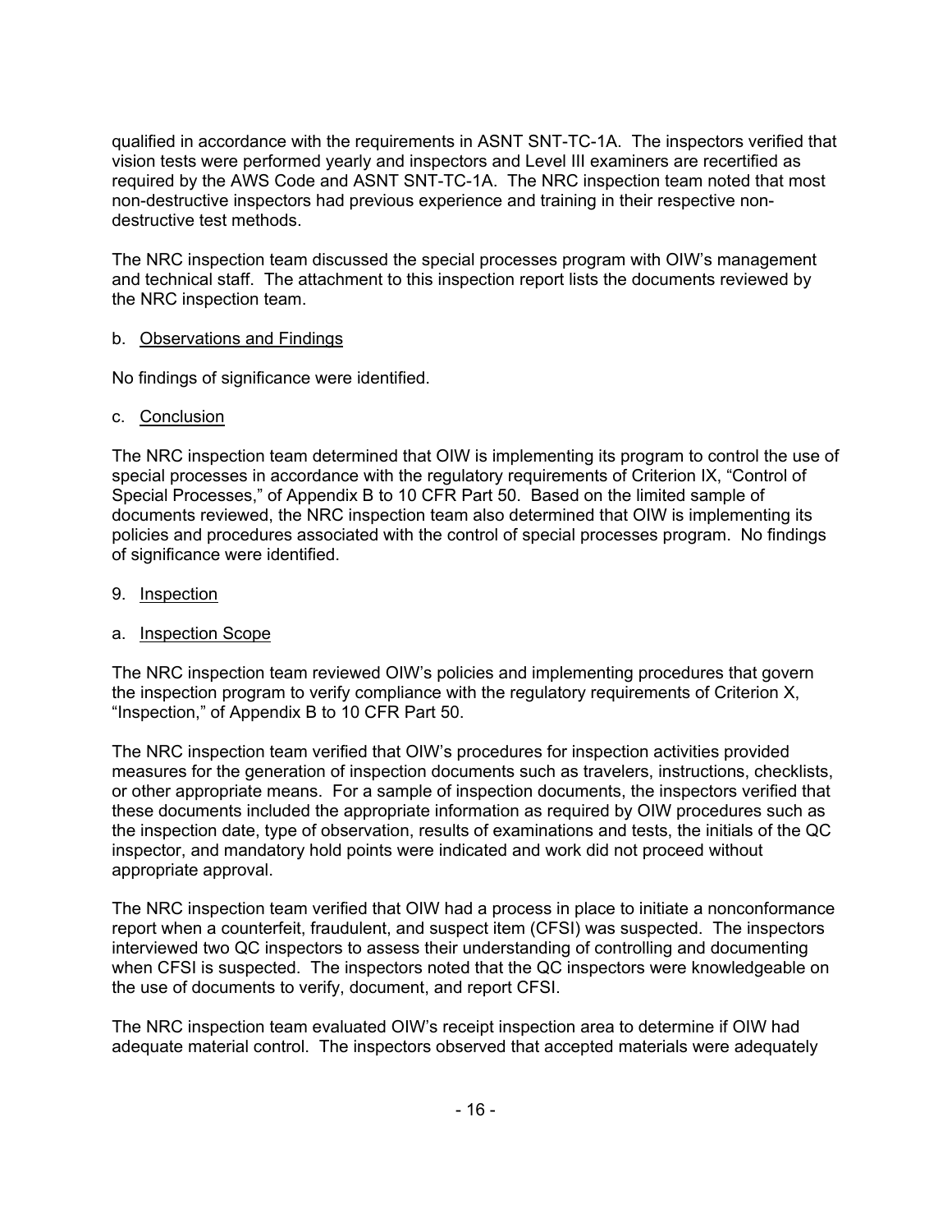qualified in accordance with the requirements in ASNT SNT-TC-1A. The inspectors verified that vision tests were performed yearly and inspectors and Level III examiners are recertified as required by the AWS Code and ASNT SNT-TC-1A. The NRC inspection team noted that most non-destructive inspectors had previous experience and training in their respective non-destructive test methods.

The NRC inspection team discussed the special processes program with OIW's management and technical staff. The attachment to this inspection report lists the documents reviewed by the NRC inspection team.

b. Observations and Findings

No findings of significance were identified.

c. Conclusion

The NRC inspection team determined that OIW is implementing its program to control the use of special processes in accordance with the regulatory requirements of Criterion IX, "Control of Special Processes," of Appendix B to 10 CFR Part 50. Based on the limited sample of documents reviewed, the NRC inspection team also determined that OIW is implementing its policies and procedures associated with the control of special processes program. No findings of significance were identified.

## 9. Inspection

a. Inspection Scope

The NRC inspection team reviewed OIW's policies and implementing procedures that govern the inspection program to verify compliance with the regulatory requirements of Criterion X, "Inspection," of Appendix B to 10 CFR Part 50.

The NRC inspection team verified that OIW's procedures for inspection activities provided measures for the generation of inspection documents such as travelers, instructions, checklists, or other appropriate means. For a sample of inspection documents, the inspectors verified that these documents included the appropriate information as required by OIW procedures such as the inspection date, type of observation, results of examinations and tests, the initials of the QC inspector, and mandatory hold points were indicated and work did not proceed without appropriate approval.

The NRC inspection team verified that OIW had a process in place to initiate a nonconformance report when a counterfeit, fraudulent, and suspect item (CFSI) was suspected. The inspectors interviewed two QC inspectors to assess their understanding of controlling and documenting when CFSI is suspected. The inspectors noted that the QC inspectors were knowledgeable on the use of documents to verify, document, and report CFSI.

The NRC inspection team evaluated OIW's receipt inspection area to determine if OIW had adequate material control. The inspectors observed that accepted materials were adequately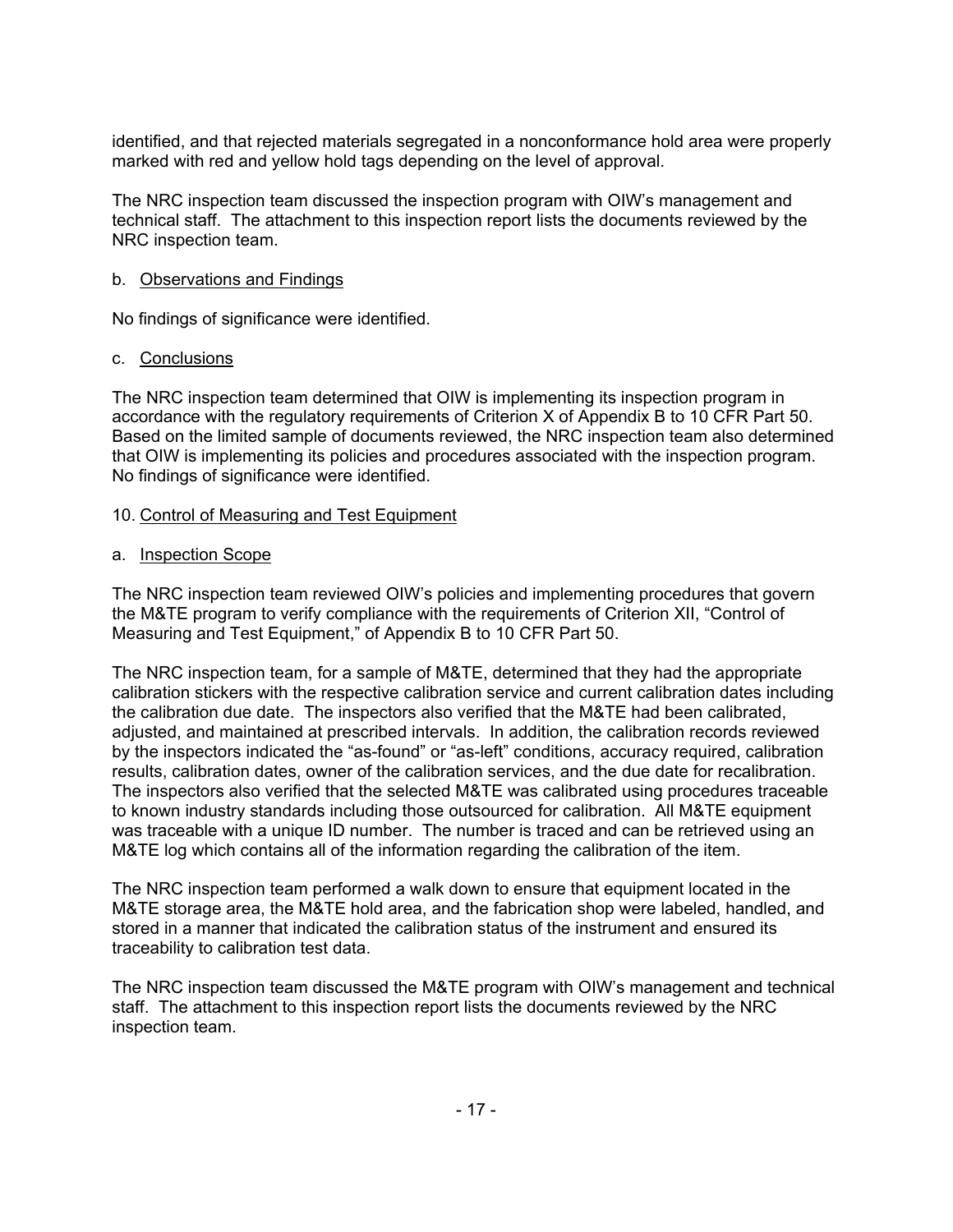identified, and that rejected materials segregated in a nonconformance hold area were properly marked with red and yellow hold tags depending on the level of approval.

The NRC inspection team discussed the inspection program with OIW's management and technical staff. The attachment to this inspection report lists the documents reviewed by the NRC inspection team.

b. Observations and Findings

No findings of significance were identified.

c. Conclusions

The NRC inspection team determined that OIW is implementing its inspection program in accordance with the regulatory requirements of Criterion X of Appendix B to 10 CFR Part 50. Based on the limited sample of documents reviewed, the NRC inspection team also determined that OIW is implementing its policies and procedures associated with the inspection program. No findings of significance were identified.

10. Control of Measuring and Test Equipment

a. Inspection Scope

The NRC inspection team reviewed OIW's policies and implementing procedures that govern the M&TE program to verify compliance with the requirements of Criterion XII, "Control of Measuring and Test Equipment," of Appendix B to 10 CFR Part 50.

The NRC inspection team, for a sample of M&TE, determined that they had the appropriate calibration stickers with the respective calibration service and current calibration dates including the calibration due date. The inspectors also verified that the M&TE had been calibrated, adjusted, and maintained at prescribed intervals. In addition, the calibration records reviewed by the inspectors indicated the "as-found" or "as-left" conditions, accuracy required, calibration results, calibration dates, owner of the calibration services, and the due date for recalibration. The inspectors also verified that the selected M&TE was calibrated using procedures traceable to known industry standards including those outsourced for calibration. All M&TE equipment was traceable with a unique ID number. The number is traced and can be retrieved using an M&TE log which contains all of the information regarding the calibration of the item.

The NRC inspection team performed a walk down to ensure that equipment located in the M&TE storage area, the M&TE hold area, and the fabrication shop were labeled, handled, and stored in a manner that indicated the calibration status of the instrument and ensured its traceability to calibration test data.

The NRC inspection team discussed the M&TE program with OIW's management and technical staff. The attachment to this inspection report lists the documents reviewed by the NRC inspection team.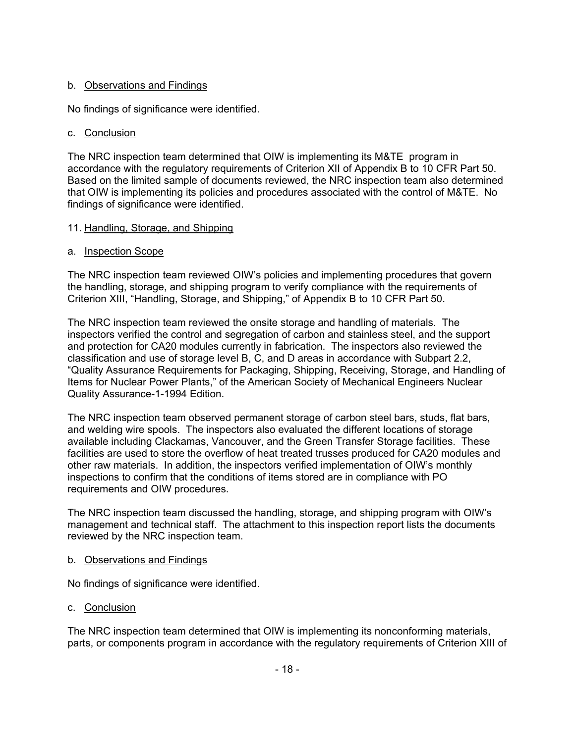b. Observations and Findings

No findings of significance were identified.

c. Conclusion

The NRC inspection team determined that OIW is implementing its M&TE program in accordance with the regulatory requirements of Criterion XII of Appendix B to 10 CFR Part 50. Based on the limited sample of documents reviewed, the NRC inspection team also determined that OIW is implementing its policies and procedures associated with the control of M&TE. No findings of significance were identified.

11. Handling, Storage, and Shipping

a. Inspection Scope

The NRC inspection team reviewed OIW's policies and implementing procedures that govern the handling, storage, and shipping program to verify compliance with the requirements of Criterion XIII, "Handling, Storage, and Shipping," of Appendix B to 10 CFR Part 50.

The NRC inspection team reviewed the onsite storage and handling of materials. The inspectors verified the control and segregation of carbon and stainless steel, and the support and protection for CA20 modules currently in fabrication. The inspectors also reviewed the classification and use of storage level B, C, and D areas in accordance with Subpart 2.2, "Quality Assurance Requirements for Packaging, Shipping, Receiving, Storage, and Handling of Items for Nuclear Power Plants," of the American Society of Mechanical Engineers Nuclear Quality Assurance-1-1994 Edition.

The NRC inspection team observed permanent storage of carbon steel bars, studs, flat bars, and welding wire spools. The inspectors also evaluated the different locations of storage available including Clackamas, Vancouver, and the Green Transfer Storage facilities. These facilities are used to store the overflow of heat treated trusses produced for CA20 modules and other raw materials. In addition, the inspectors verified implementation of OIW's monthly inspections to confirm that the conditions of items stored are in compliance with PO requirements and OIW procedures.

The NRC inspection team discussed the handling, storage, and shipping program with OIW's management and technical staff. The attachment to this inspection report lists the documents reviewed by the NRC inspection team.

b. Observations and Findings

No findings of significance were identified.

c. Conclusion

The NRC inspection team determined that OIW is implementing its nonconforming materials, parts, or components program in accordance with the regulatory requirements of Criterion XIII of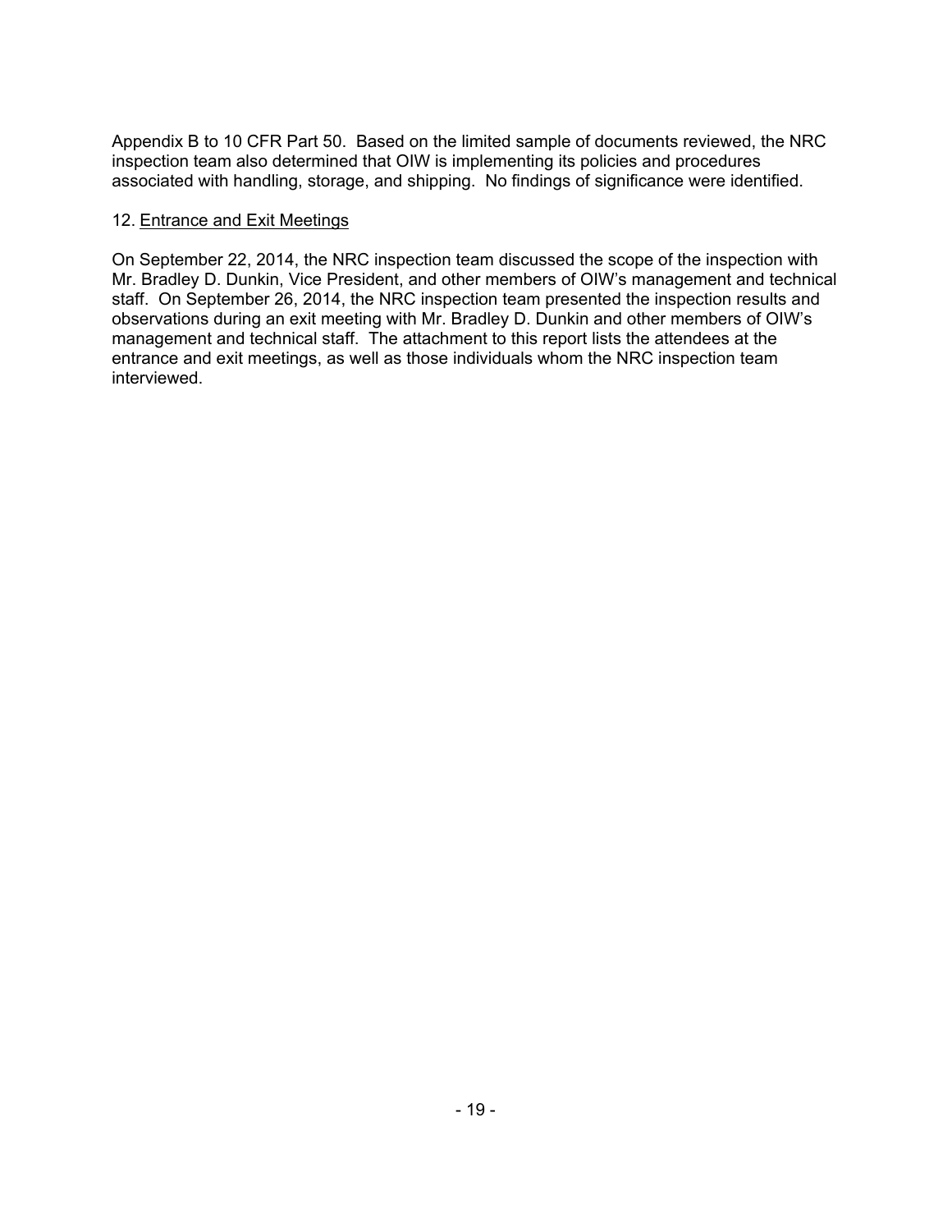Appendix B to 10 CFR Part 50. Based on the limited sample of documents reviewed, the NRC inspection team also determined that OIW is implementing its policies and procedures associated with handling, storage, and shipping. No findings of significance were identified.

12. Entrance and Exit Meetings

On September 22, 2014, the NRC inspection team discussed the scope of the inspection with Mr. Bradley D. Dunkin, Vice President, and other members of OIW's management and technical staff. On September 26, 2014, the NRC inspection team presented the inspection results and observations during an exit meeting with Mr. Bradley D. Dunkin and other members of OIW's management and technical staff. The attachment to this report lists the attendees at the entrance and exit meetings, as well as those individuals whom the NRC inspection team interviewed.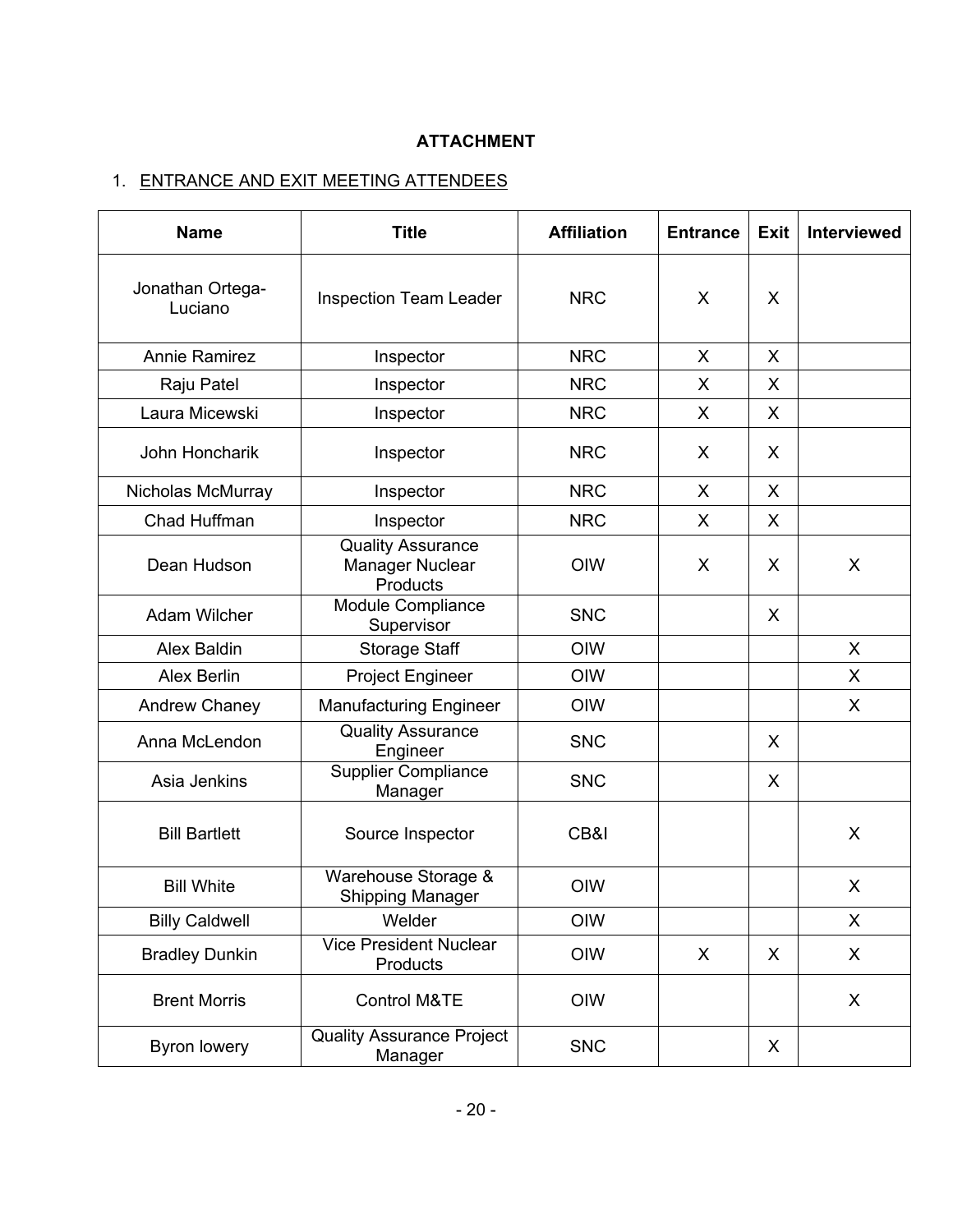**ATTACHMENT**

1. <u>ENTRANCE AND EXIT MEETING ATTENDEES</u>

| Name | Title | Affiliation | Entrance | Exit | Interviewed |
|---|---|---|---|---|---|
| Jonathan Ortega-Luciano | Inspection Team Leader | NRC | X | X | |
| Annie Ramirez | Inspector | NRC | X | X | |
| Raju Patel | Inspector | NRC | X | X | |
| Laura Micewski | Inspector | NRC | X | X | |
| John Honcharik | Inspector | NRC | X | X | |
| Nicholas McMurray | Inspector | NRC | X | X | |
| Chad Huffman | Inspector | NRC | X | X | |
| Dean Hudson | Quality Assurance Manager Nuclear Products | OIW | X | X | X |
| Adam Wilcher | Module Compliance Supervisor | SNC | | X | |
| Alex Baldin | Storage Staff | OIW | | | X |
| Alex Berlin | Project Engineer | OIW | | | X |
| Andrew Chaney | Manufacturing Engineer | OIW | | | X |
| Anna McLendon | Quality Assurance Engineer | SNC | | X | |
| Asia Jenkins | Supplier Compliance Manager | SNC | | X | |
| Bill Bartlett | Source Inspector | CB&I | | | X |
| Bill White | Warehouse Storage & Shipping Manager | OIW | | | X |
| Billy Caldwell | Welder | OIW | | | X |
| Bradley Dunkin | Vice President Nuclear Products | OIW | X | X | X |
| Brent Morris | Control M&TE | OIW | | | X |
| Byron lowery | Quality Assurance Project Manager | SNC | | X | |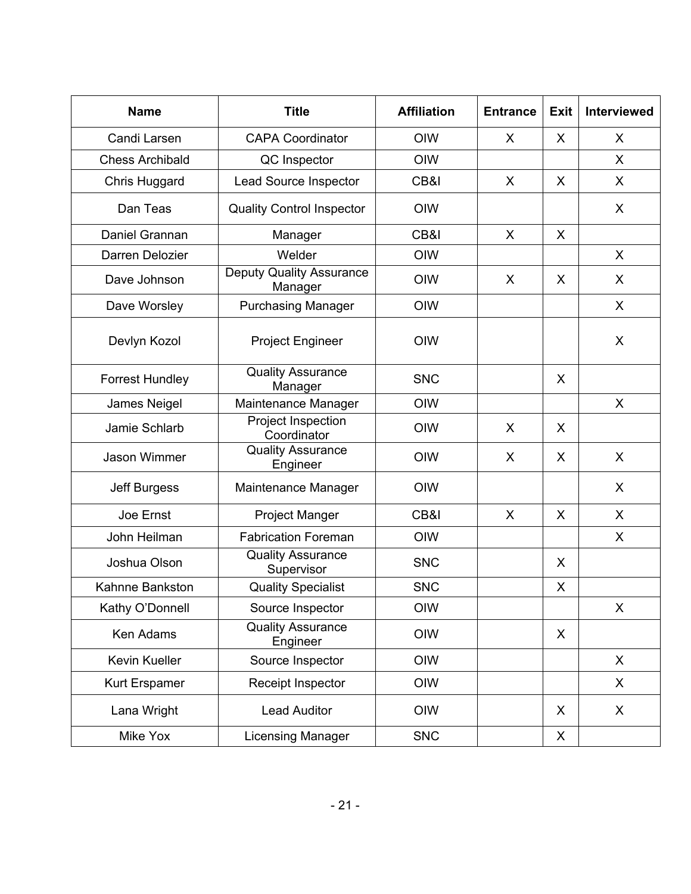| Name | Title | Affiliation | Entrance | Exit | Interviewed |
|---|---|---|---|---|---|
| Candi Larsen | CAPA Coordinator | OIW | X | X | X |
| Chess Archibald | QC Inspector | OIW | | | X |
| Chris Huggard | Lead Source Inspector | CB&I | X | X | X |
| Dan Teas | Quality Control Inspector | OIW | | | X |
| Daniel Grannan | Manager | CB&I | X | X | |
| Darren Delozier | Welder | OIW | | | X |
| Dave Johnson | Deputy Quality Assurance Manager | OIW | X | X | X |
| Dave Worsley | Purchasing Manager | OIW | | | X |
| Devlyn Kozol | Project Engineer | OIW | | | X |
| Forrest Hundley | Quality Assurance Manager | SNC | | X | |
| James Neigel | Maintenance Manager | OIW | | | X |
| Jamie Schlarb | Project Inspection Coordinator | OIW | X | X | |
| Jason Wimmer | Quality Assurance Engineer | OIW | X | X | X |
| Jeff Burgess | Maintenance Manager | OIW | | | X |
| Joe Ernst | Project Manger | CB&I | X | X | X |
| John Heilman | Fabrication Foreman | OIW | | | X |
| Joshua Olson | Quality Assurance Supervisor | SNC | | X | |
| Kahnne Bankston | Quality Specialist | SNC | | X | |
| Kathy O'Donnell | Source Inspector | OIW | | | X |
| Ken Adams | Quality Assurance Engineer | OIW | | X | |
| Kevin Kueller | Source Inspector | OIW | | | X |
| Kurt Erspamer | Receipt Inspector | OIW | | | X |
| Lana Wright | Lead Auditor | OIW | | X | X |
| Mike Yox | Licensing Manager | SNC | | X | |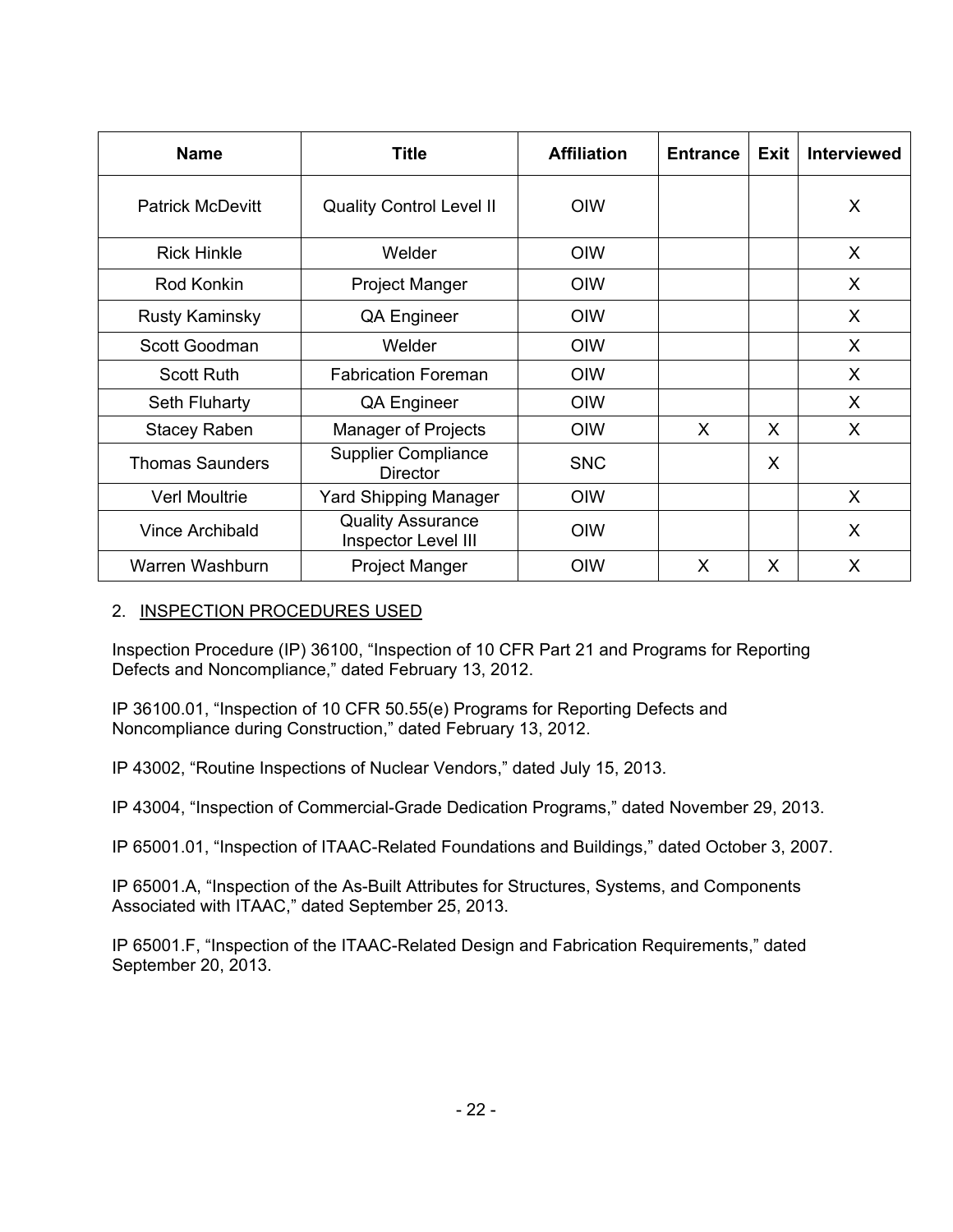| Name | Title | Affiliation | Entrance | Exit | Interviewed |
|---|---|---|---|---|---|
| Patrick McDevitt | Quality Control Level II | OIW | | | X |
| Rick Hinkle | Welder | OIW | | | X |
| Rod Konkin | Project Manger | OIW | | | X |
| Rusty Kaminsky | QA Engineer | OIW | | | X |
| Scott Goodman | Welder | OIW | | | X |
| Scott Ruth | Fabrication Foreman | OIW | | | X |
| Seth Fluharty | QA Engineer | OIW | | | X |
| Stacey Raben | Manager of Projects | OIW | X | X | X |
| Thomas Saunders | Supplier Compliance Director | SNC | | X | |
| Verl Moultrie | Yard Shipping Manager | OIW | | | X |
| Vince Archibald | Quality Assurance Inspector Level III | OIW | | | X |
| Warren Washburn | Project Manger | OIW | X | X | X |

## 2. INSPECTION PROCEDURES USED

Inspection Procedure (IP) 36100, "Inspection of 10 CFR Part 21 and Programs for Reporting Defects and Noncompliance," dated February 13, 2012.

IP 36100.01, "Inspection of 10 CFR 50.55(e) Programs for Reporting Defects and Noncompliance during Construction," dated February 13, 2012.

IP 43002, "Routine Inspections of Nuclear Vendors," dated July 15, 2013.

IP 43004, "Inspection of Commercial-Grade Dedication Programs," dated November 29, 2013.

IP 65001.01, "Inspection of ITAAC-Related Foundations and Buildings," dated October 3, 2007.

IP 65001.A, "Inspection of the As-Built Attributes for Structures, Systems, and Components Associated with ITAAC," dated September 25, 2013.

IP 65001.F, "Inspection of the ITAAC-Related Design and Fabrication Requirements," dated September 20, 2013.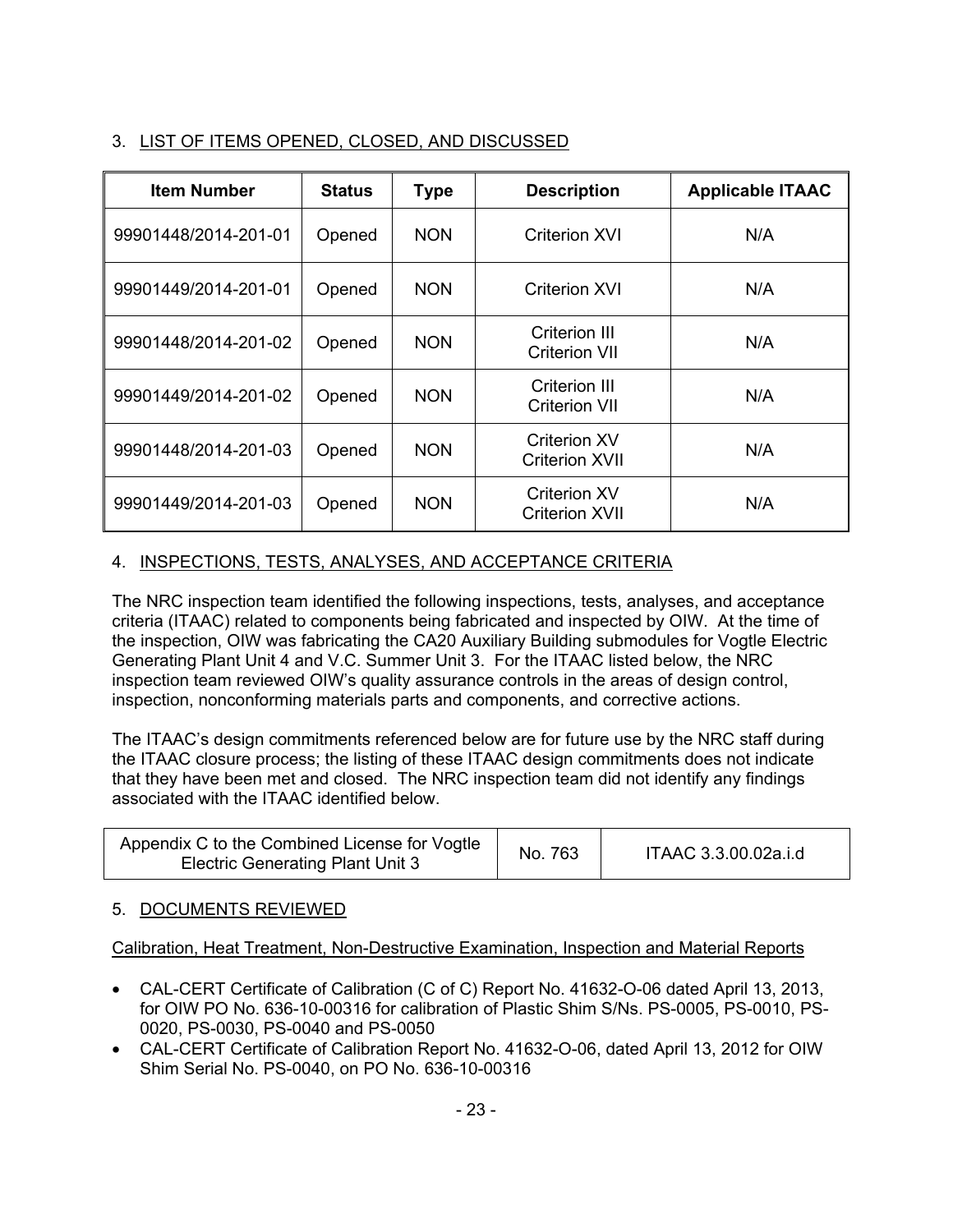## 3. LIST OF ITEMS OPENED, CLOSED, AND DISCUSSED

| Item Number | Status | Type | Description | Applicable ITAAC |
|---|---|---|---|---|
| 99901448/2014-201-01 | Opened | NON | Criterion XVI | N/A |
| 99901449/2014-201-01 | Opened | NON | Criterion XVI | N/A |
| 99901448/2014-201-02 | Opened | NON | Criterion III<br>Criterion VII | N/A |
| 99901449/2014-201-02 | Opened | NON | Criterion III<br>Criterion VII | N/A |
| 99901448/2014-201-03 | Opened | NON | Criterion XV<br>Criterion XVII | N/A |
| 99901449/2014-201-03 | Opened | NON | Criterion XV<br>Criterion XVII | N/A |

## 4. INSPECTIONS, TESTS, ANALYSES, AND ACCEPTANCE CRITERIA

The NRC inspection team identified the following inspections, tests, analyses, and acceptance criteria (ITAAC) related to components being fabricated and inspected by OIW. At the time of the inspection, OIW was fabricating the CA20 Auxiliary Building submodules for Vogtle Electric Generating Plant Unit 4 and V.C. Summer Unit 3. For the ITAAC listed below, the NRC inspection team reviewed OIW's quality assurance controls in the areas of design control, inspection, nonconforming materials parts and components, and corrective actions.

The ITAAC's design commitments referenced below are for future use by the NRC staff during the ITAAC closure process; the listing of these ITAAC design commitments does not indicate that they have been met and closed. The NRC inspection team did not identify any findings associated with the ITAAC identified below.

| Appendix C to the Combined License for Vogtle Electric Generating Plant Unit 3 | No. 763 | ITAAC 3.3.00.02a.i.d |
|---|---|---|

## 5. DOCUMENTS REVIEWED

Calibration, Heat Treatment, Non-Destructive Examination, Inspection and Material Reports

- CAL-CERT Certificate of Calibration (C of C) Report No. 41632-O-06 dated April 13, 2013, for OIW PO No. 636-10-00316 for calibration of Plastic Shim S/Ns. PS-0005, PS-0010, PS-0020, PS-0030, PS-0040 and PS-0050
- CAL-CERT Certificate of Calibration Report No. 41632-O-06, dated April 13, 2012 for OIW Shim Serial No. PS-0040, on PO No. 636-10-00316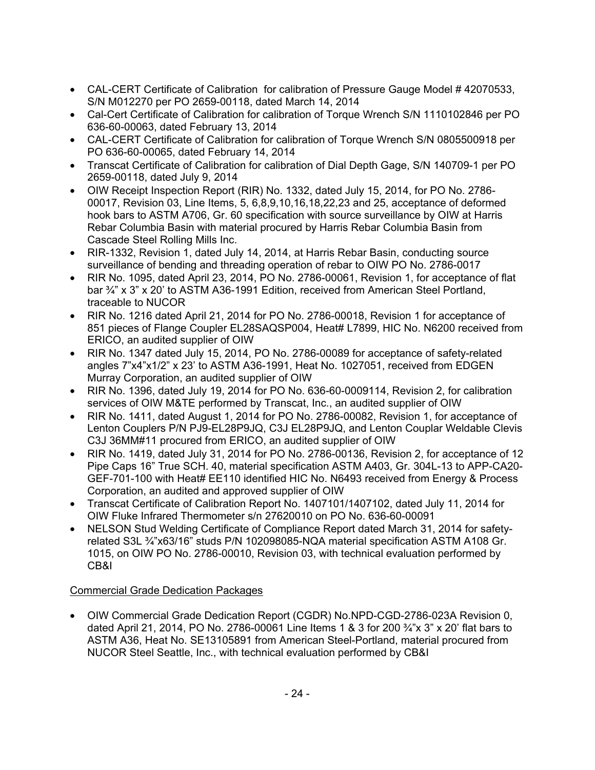- CAL-CERT Certificate of Calibration for calibration of Pressure Gauge Model # 42070533, S/N M012270 per PO 2659-00118, dated March 14, 2014
- Cal-Cert Certificate of Calibration for calibration of Torque Wrench S/N 1110102846 per PO 636-60-00063, dated February 13, 2014
- CAL-CERT Certificate of Calibration for calibration of Torque Wrench S/N 0805500918 per PO 636-60-00065, dated February 14, 2014
- Transcat Certificate of Calibration for calibration of Dial Depth Gage, S/N 140709-1 per PO 2659-00118, dated July 9, 2014
- OIW Receipt Inspection Report (RIR) No. 1332, dated July 15, 2014, for PO No. 2786-00017, Revision 03, Line Items, 5, 6,8,9,10,16,18,22,23 and 25, acceptance of deformed hook bars to ASTM A706, Gr. 60 specification with source surveillance by OIW at Harris Rebar Columbia Basin with material procured by Harris Rebar Columbia Basin from Cascade Steel Rolling Mills Inc.
- RIR-1332, Revision 1, dated July 14, 2014, at Harris Rebar Basin, conducting source surveillance of bending and threading operation of rebar to OIW PO No. 2786-0017
- RIR No. 1095, dated April 23, 2014, PO No. 2786-00061, Revision 1, for acceptance of flat bar ¾" x 3" x 20' to ASTM A36-1991 Edition, received from American Steel Portland, traceable to NUCOR
- RIR No. 1216 dated April 21, 2014 for PO No. 2786-00018, Revision 1 for acceptance of 851 pieces of Flange Coupler EL28SAQSP004, Heat# L7899, HIC No. N6200 received from ERICO, an audited supplier of OIW
- RIR No. 1347 dated July 15, 2014, PO No. 2786-00089 for acceptance of safety-related angles 7"x4"x1/2" x 23' to ASTM A36-1991, Heat No. 1027051, received from EDGEN Murray Corporation, an audited supplier of OIW
- RIR No. 1396, dated July 19, 2014 for PO No. 636-60-0009114, Revision 2, for calibration services of OIW M&TE performed by Transcat, Inc., an audited supplier of OIW
- RIR No. 1411, dated August 1, 2014 for PO No. 2786-00082, Revision 1, for acceptance of Lenton Couplers P/N PJ9-EL28P9JQ, C3J EL28P9JQ, and Lenton Couplar Weldable Clevis C3J 36MM#11 procured from ERICO, an audited supplier of OIW
- RIR No. 1419, dated July 31, 2014 for PO No. 2786-00136, Revision 2, for acceptance of 12 Pipe Caps 16" True SCH. 40, material specification ASTM A403, Gr. 304L-13 to APP-CA20-GEF-701-100 with Heat# EE110 identified HIC No. N6493 received from Energy & Process Corporation, an audited and approved supplier of OIW
- Transcat Certificate of Calibration Report No. 1407101/1407102, dated July 11, 2014 for OIW Fluke Infrared Thermometer s/n 27620010 on PO No. 636-60-00091
- NELSON Stud Welding Certificate of Compliance Report dated March 31, 2014 for safety-related S3L ¾"x63/16" studs P/N 102098085-NQA material specification ASTM A108 Gr. 1015, on OIW PO No. 2786-00010, Revision 03, with technical evaluation performed by CB&I

Commercial Grade Dedication Packages

- OIW Commercial Grade Dedication Report (CGDR) No.NPD-CGD-2786-023A Revision 0, dated April 21, 2014, PO No. 2786-00061 Line Items 1 & 3 for 200 ¾"x 3" x 20' flat bars to ASTM A36, Heat No. SE13105891 from American Steel-Portland, material procured from NUCOR Steel Seattle, Inc., with technical evaluation performed by CB&I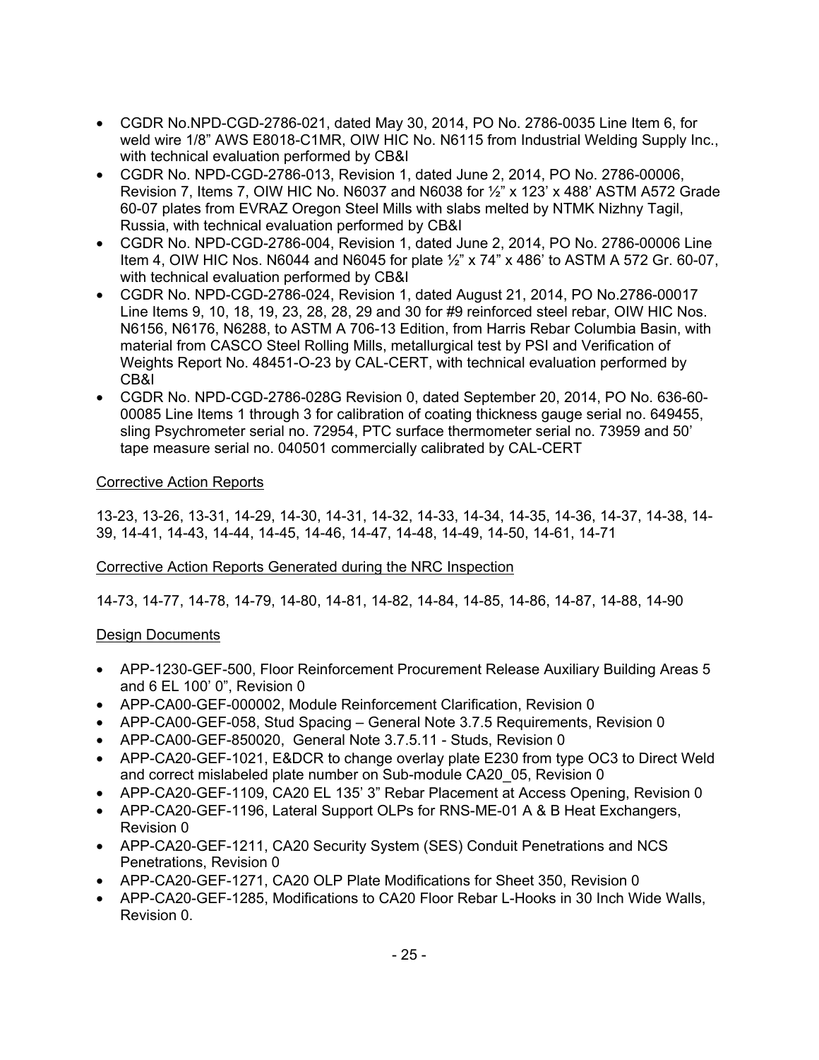- CGDR No.NPD-CGD-2786-021, dated May 30, 2014, PO No. 2786-0035 Line Item 6, for weld wire 1/8" AWS E8018-C1MR, OIW HIC No. N6115 from Industrial Welding Supply Inc., with technical evaluation performed by CB&I
- CGDR No. NPD-CGD-2786-013, Revision 1, dated June 2, 2014, PO No. 2786-00006, Revision 7, Items 7, OIW HIC No. N6037 and N6038 for ½" x 123' x 488' ASTM A572 Grade 60-07 plates from EVRAZ Oregon Steel Mills with slabs melted by NTMK Nizhny Tagil, Russia, with technical evaluation performed by CB&I
- CGDR No. NPD-CGD-2786-004, Revision 1, dated June 2, 2014, PO No. 2786-00006 Line Item 4, OIW HIC Nos. N6044 and N6045 for plate ½" x 74" x 486' to ASTM A 572 Gr. 60-07, with technical evaluation performed by CB&I
- CGDR No. NPD-CGD-2786-024, Revision 1, dated August 21, 2014, PO No.2786-00017 Line Items 9, 10, 18, 19, 23, 28, 28, 29 and 30 for #9 reinforced steel rebar, OIW HIC Nos. N6156, N6176, N6288, to ASTM A 706-13 Edition, from Harris Rebar Columbia Basin, with material from CASCO Steel Rolling Mills, metallurgical test by PSI and Verification of Weights Report No. 48451-O-23 by CAL-CERT, with technical evaluation performed by CB&I
- CGDR No. NPD-CGD-2786-028G Revision 0, dated September 20, 2014, PO No. 636-60-00085 Line Items 1 through 3 for calibration of coating thickness gauge serial no. 649455, sling Psychrometer serial no. 72954, PTC surface thermometer serial no. 73959 and 50' tape measure serial no. 040501 commercially calibrated by CAL-CERT

Corrective Action Reports

13-23, 13-26, 13-31, 14-29, 14-30, 14-31, 14-32, 14-33, 14-34, 14-35, 14-36, 14-37, 14-38, 14-39, 14-41, 14-43, 14-44, 14-45, 14-46, 14-47, 14-48, 14-49, 14-50, 14-61, 14-71

Corrective Action Reports Generated during the NRC Inspection

14-73, 14-77, 14-78, 14-79, 14-80, 14-81, 14-82, 14-84, 14-85, 14-86, 14-87, 14-88, 14-90

Design Documents

- APP-1230-GEF-500, Floor Reinforcement Procurement Release Auxiliary Building Areas 5 and 6 EL 100' 0", Revision 0
- APP-CA00-GEF-000002, Module Reinforcement Clarification, Revision 0
- APP-CA00-GEF-058, Stud Spacing – General Note 3.7.5 Requirements, Revision 0
- APP-CA00-GEF-850020, General Note 3.7.5.11 - Studs, Revision 0
- APP-CA20-GEF-1021, E&DCR to change overlay plate E230 from type OC3 to Direct Weld and correct mislabeled plate number on Sub-module CA20_05, Revision 0
- APP-CA20-GEF-1109, CA20 EL 135' 3" Rebar Placement at Access Opening, Revision 0
- APP-CA20-GEF-1196, Lateral Support OLPs for RNS-ME-01 A & B Heat Exchangers, Revision 0
- APP-CA20-GEF-1211, CA20 Security System (SES) Conduit Penetrations and NCS Penetrations, Revision 0
- APP-CA20-GEF-1271, CA20 OLP Plate Modifications for Sheet 350, Revision 0
- APP-CA20-GEF-1285, Modifications to CA20 Floor Rebar L-Hooks in 30 Inch Wide Walls, Revision 0.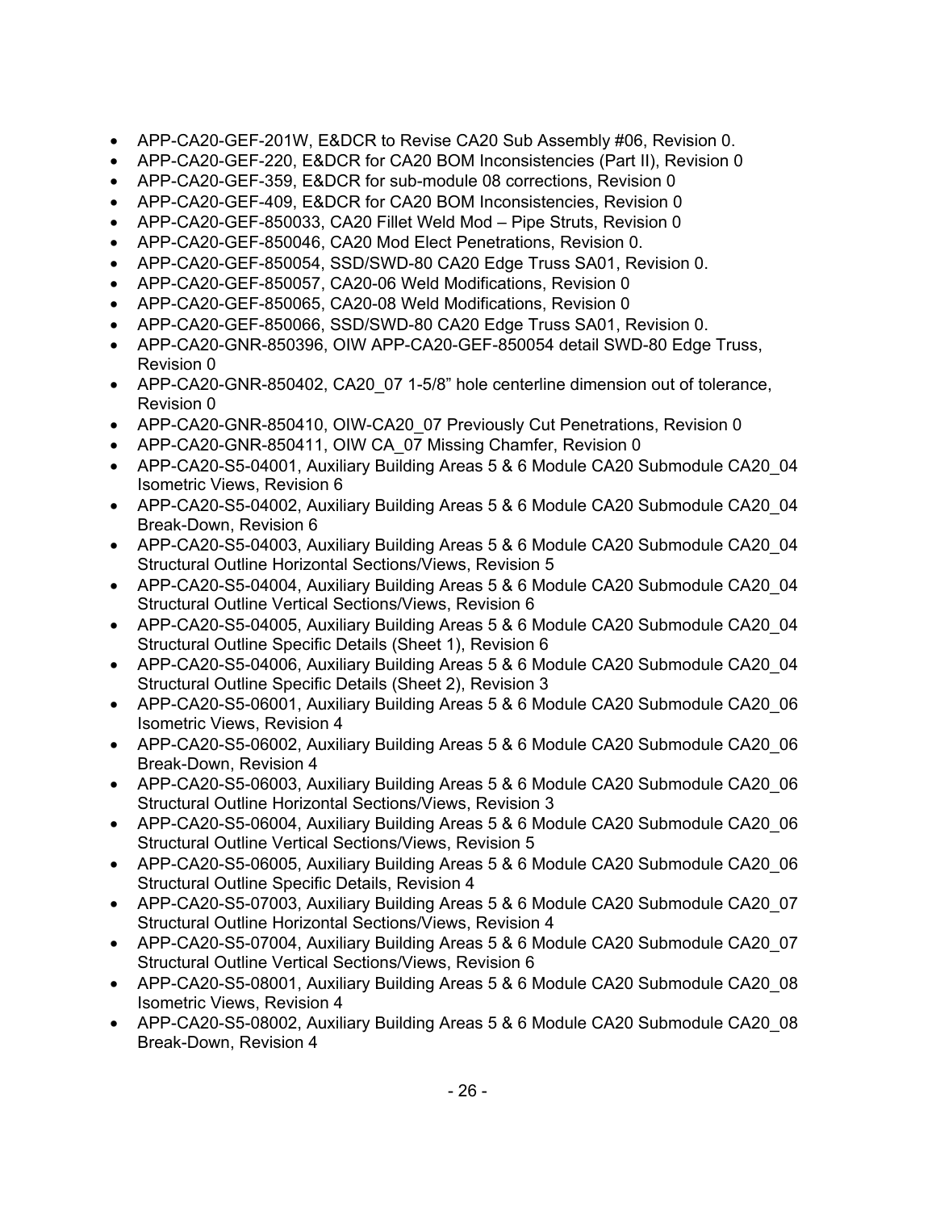- APP-CA20-GEF-201W, E&DCR to Revise CA20 Sub Assembly #06, Revision 0.
- APP-CA20-GEF-220, E&DCR for CA20 BOM Inconsistencies (Part II), Revision 0
- APP-CA20-GEF-359, E&DCR for sub-module 08 corrections, Revision 0
- APP-CA20-GEF-409, E&DCR for CA20 BOM Inconsistencies, Revision 0
- APP-CA20-GEF-850033, CA20 Fillet Weld Mod – Pipe Struts, Revision 0
- APP-CA20-GEF-850046, CA20 Mod Elect Penetrations, Revision 0.
- APP-CA20-GEF-850054, SSD/SWD-80 CA20 Edge Truss SA01, Revision 0.
- APP-CA20-GEF-850057, CA20-06 Weld Modifications, Revision 0
- APP-CA20-GEF-850065, CA20-08 Weld Modifications, Revision 0
- APP-CA20-GEF-850066, SSD/SWD-80 CA20 Edge Truss SA01, Revision 0.
- APP-CA20-GNR-850396, OIW APP-CA20-GEF-850054 detail SWD-80 Edge Truss, Revision 0
- APP-CA20-GNR-850402, CA20_07 1-5/8" hole centerline dimension out of tolerance, Revision 0
- APP-CA20-GNR-850410, OIW-CA20_07 Previously Cut Penetrations, Revision 0
- APP-CA20-GNR-850411, OIW CA_07 Missing Chamfer, Revision 0
- APP-CA20-S5-04001, Auxiliary Building Areas 5 & 6 Module CA20 Submodule CA20_04 Isometric Views, Revision 6
- APP-CA20-S5-04002, Auxiliary Building Areas 5 & 6 Module CA20 Submodule CA20_04 Break-Down, Revision 6
- APP-CA20-S5-04003, Auxiliary Building Areas 5 & 6 Module CA20 Submodule CA20_04 Structural Outline Horizontal Sections/Views, Revision 5
- APP-CA20-S5-04004, Auxiliary Building Areas 5 & 6 Module CA20 Submodule CA20_04 Structural Outline Vertical Sections/Views, Revision 6
- APP-CA20-S5-04005, Auxiliary Building Areas 5 & 6 Module CA20 Submodule CA20_04 Structural Outline Specific Details (Sheet 1), Revision 6
- APP-CA20-S5-04006, Auxiliary Building Areas 5 & 6 Module CA20 Submodule CA20_04 Structural Outline Specific Details (Sheet 2), Revision 3
- APP-CA20-S5-06001, Auxiliary Building Areas 5 & 6 Module CA20 Submodule CA20_06 Isometric Views, Revision 4
- APP-CA20-S5-06002, Auxiliary Building Areas 5 & 6 Module CA20 Submodule CA20_06 Break-Down, Revision 4
- APP-CA20-S5-06003, Auxiliary Building Areas 5 & 6 Module CA20 Submodule CA20_06 Structural Outline Horizontal Sections/Views, Revision 3
- APP-CA20-S5-06004, Auxiliary Building Areas 5 & 6 Module CA20 Submodule CA20_06 Structural Outline Vertical Sections/Views, Revision 5
- APP-CA20-S5-06005, Auxiliary Building Areas 5 & 6 Module CA20 Submodule CA20_06 Structural Outline Specific Details, Revision 4
- APP-CA20-S5-07003, Auxiliary Building Areas 5 & 6 Module CA20 Submodule CA20_07 Structural Outline Horizontal Sections/Views, Revision 4
- APP-CA20-S5-07004, Auxiliary Building Areas 5 & 6 Module CA20 Submodule CA20_07 Structural Outline Vertical Sections/Views, Revision 6
- APP-CA20-S5-08001, Auxiliary Building Areas 5 & 6 Module CA20 Submodule CA20_08 Isometric Views, Revision 4
- APP-CA20-S5-08002, Auxiliary Building Areas 5 & 6 Module CA20 Submodule CA20_08 Break-Down, Revision 4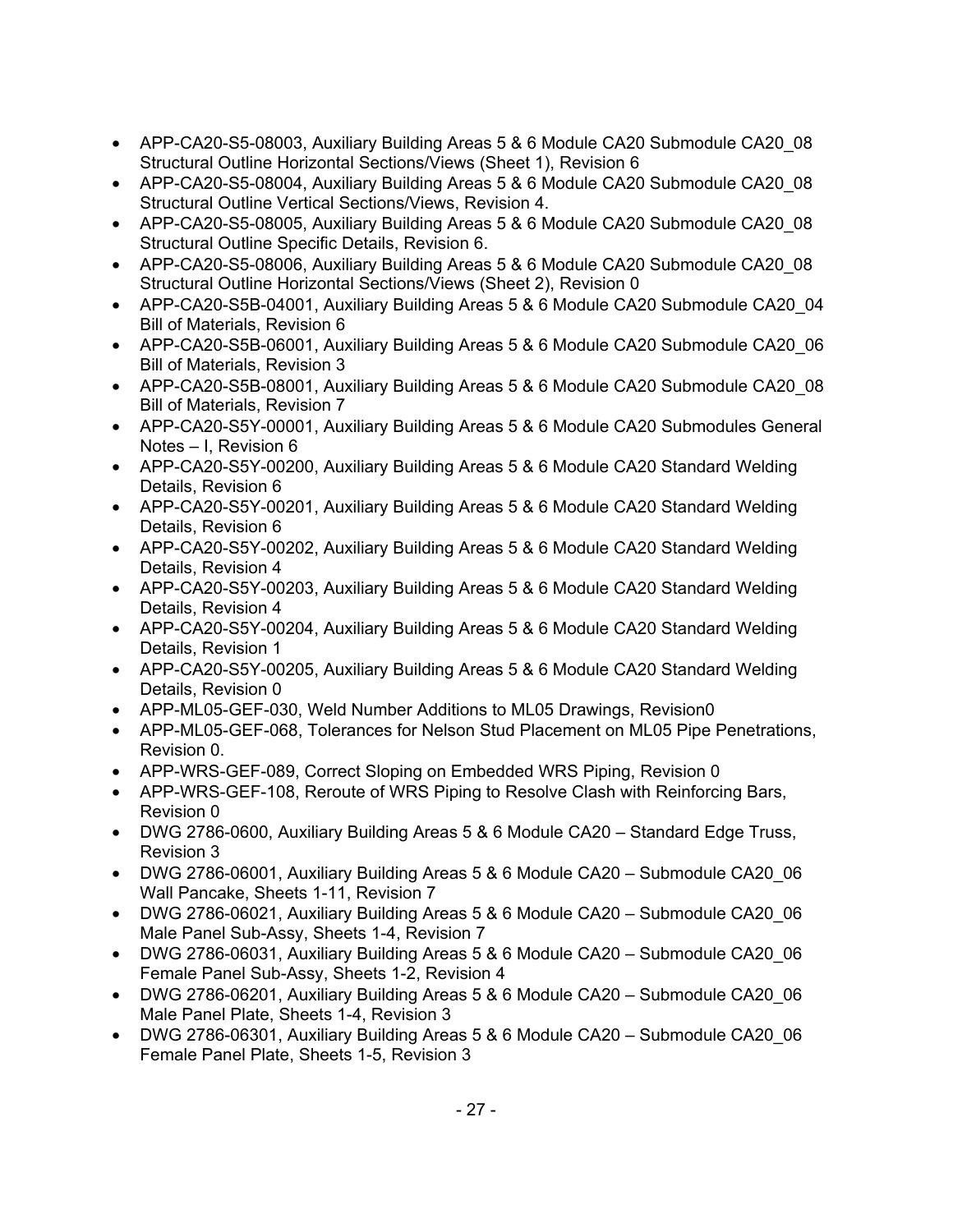- APP-CA20-S5-08003, Auxiliary Building Areas 5 & 6 Module CA20 Submodule CA20_08 Structural Outline Horizontal Sections/Views (Sheet 1), Revision 6
- APP-CA20-S5-08004, Auxiliary Building Areas 5 & 6 Module CA20 Submodule CA20_08 Structural Outline Vertical Sections/Views, Revision 4.
- APP-CA20-S5-08005, Auxiliary Building Areas 5 & 6 Module CA20 Submodule CA20_08 Structural Outline Specific Details, Revision 6.
- APP-CA20-S5-08006, Auxiliary Building Areas 5 & 6 Module CA20 Submodule CA20_08 Structural Outline Horizontal Sections/Views (Sheet 2), Revision 0
- APP-CA20-S5B-04001, Auxiliary Building Areas 5 & 6 Module CA20 Submodule CA20_04 Bill of Materials, Revision 6
- APP-CA20-S5B-06001, Auxiliary Building Areas 5 & 6 Module CA20 Submodule CA20_06 Bill of Materials, Revision 3
- APP-CA20-S5B-08001, Auxiliary Building Areas 5 & 6 Module CA20 Submodule CA20_08 Bill of Materials, Revision 7
- APP-CA20-S5Y-00001, Auxiliary Building Areas 5 & 6 Module CA20 Submodules General Notes – I, Revision 6
- APP-CA20-S5Y-00200, Auxiliary Building Areas 5 & 6 Module CA20 Standard Welding Details, Revision 6
- APP-CA20-S5Y-00201, Auxiliary Building Areas 5 & 6 Module CA20 Standard Welding Details, Revision 6
- APP-CA20-S5Y-00202, Auxiliary Building Areas 5 & 6 Module CA20 Standard Welding Details, Revision 4
- APP-CA20-S5Y-00203, Auxiliary Building Areas 5 & 6 Module CA20 Standard Welding Details, Revision 4
- APP-CA20-S5Y-00204, Auxiliary Building Areas 5 & 6 Module CA20 Standard Welding Details, Revision 1
- APP-CA20-S5Y-00205, Auxiliary Building Areas 5 & 6 Module CA20 Standard Welding Details, Revision 0
- APP-ML05-GEF-030, Weld Number Additions to ML05 Drawings, Revision0
- APP-ML05-GEF-068, Tolerances for Nelson Stud Placement on ML05 Pipe Penetrations, Revision 0.
- APP-WRS-GEF-089, Correct Sloping on Embedded WRS Piping, Revision 0
- APP-WRS-GEF-108, Reroute of WRS Piping to Resolve Clash with Reinforcing Bars, Revision 0
- DWG 2786-0600, Auxiliary Building Areas 5 & 6 Module CA20 – Standard Edge Truss, Revision 3
- DWG 2786-06001, Auxiliary Building Areas 5 & 6 Module CA20 – Submodule CA20_06 Wall Pancake, Sheets 1-11, Revision 7
- DWG 2786-06021, Auxiliary Building Areas 5 & 6 Module CA20 – Submodule CA20_06 Male Panel Sub-Assy, Sheets 1-4, Revision 7
- DWG 2786-06031, Auxiliary Building Areas 5 & 6 Module CA20 – Submodule CA20_06 Female Panel Sub-Assy, Sheets 1-2, Revision 4
- DWG 2786-06201, Auxiliary Building Areas 5 & 6 Module CA20 – Submodule CA20_06 Male Panel Plate, Sheets 1-4, Revision 3
- DWG 2786-06301, Auxiliary Building Areas 5 & 6 Module CA20 – Submodule CA20_06 Female Panel Plate, Sheets 1-5, Revision 3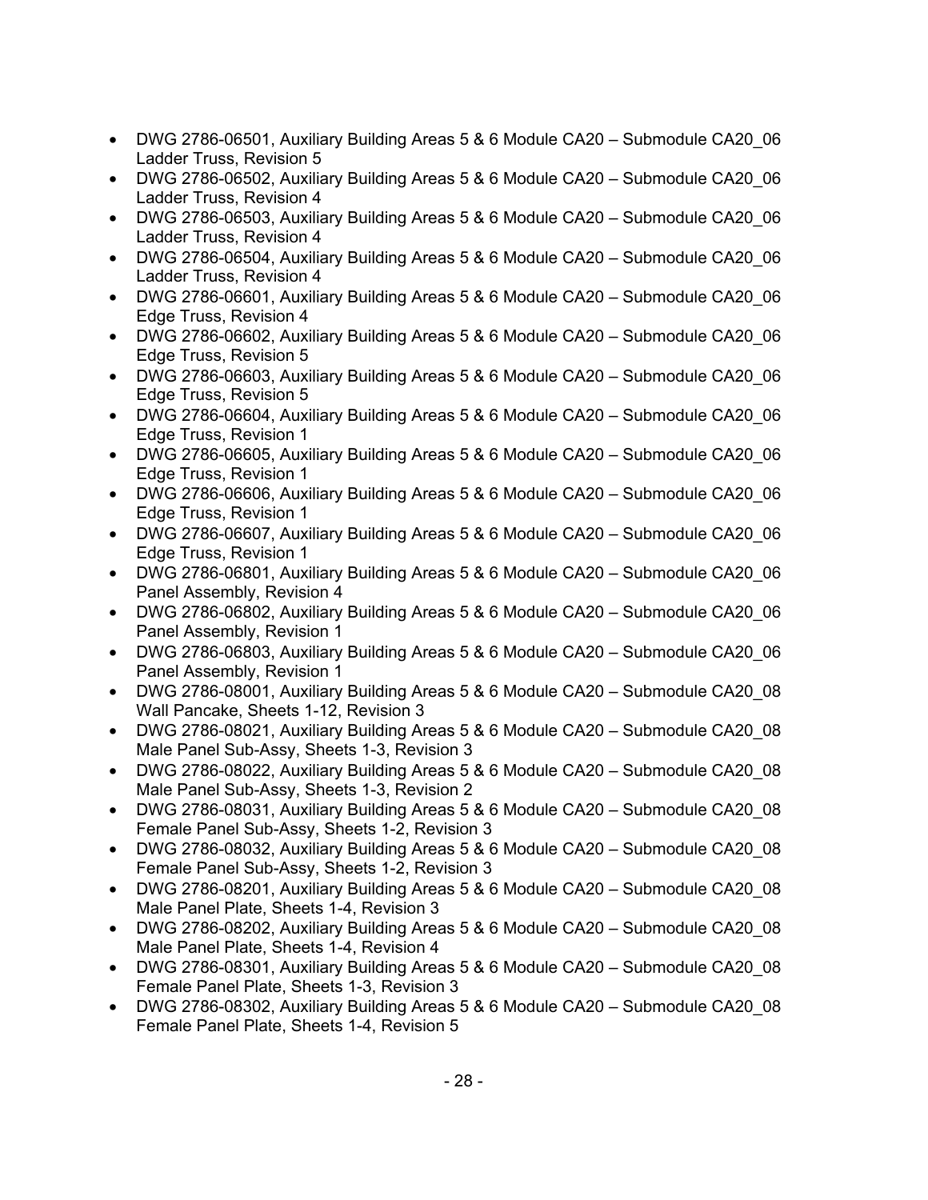- DWG 2786-06501, Auxiliary Building Areas 5 & 6 Module CA20 – Submodule CA20_06 Ladder Truss, Revision 5
- DWG 2786-06502, Auxiliary Building Areas 5 & 6 Module CA20 – Submodule CA20_06 Ladder Truss, Revision 4
- DWG 2786-06503, Auxiliary Building Areas 5 & 6 Module CA20 – Submodule CA20_06 Ladder Truss, Revision 4
- DWG 2786-06504, Auxiliary Building Areas 5 & 6 Module CA20 – Submodule CA20_06 Ladder Truss, Revision 4
- DWG 2786-06601, Auxiliary Building Areas 5 & 6 Module CA20 – Submodule CA20_06 Edge Truss, Revision 4
- DWG 2786-06602, Auxiliary Building Areas 5 & 6 Module CA20 – Submodule CA20_06 Edge Truss, Revision 5
- DWG 2786-06603, Auxiliary Building Areas 5 & 6 Module CA20 – Submodule CA20_06 Edge Truss, Revision 5
- DWG 2786-06604, Auxiliary Building Areas 5 & 6 Module CA20 – Submodule CA20_06 Edge Truss, Revision 1
- DWG 2786-06605, Auxiliary Building Areas 5 & 6 Module CA20 – Submodule CA20_06 Edge Truss, Revision 1
- DWG 2786-06606, Auxiliary Building Areas 5 & 6 Module CA20 – Submodule CA20_06 Edge Truss, Revision 1
- DWG 2786-06607, Auxiliary Building Areas 5 & 6 Module CA20 – Submodule CA20_06 Edge Truss, Revision 1
- DWG 2786-06801, Auxiliary Building Areas 5 & 6 Module CA20 – Submodule CA20_06 Panel Assembly, Revision 4
- DWG 2786-06802, Auxiliary Building Areas 5 & 6 Module CA20 – Submodule CA20_06 Panel Assembly, Revision 1
- DWG 2786-06803, Auxiliary Building Areas 5 & 6 Module CA20 – Submodule CA20_06 Panel Assembly, Revision 1
- DWG 2786-08001, Auxiliary Building Areas 5 & 6 Module CA20 – Submodule CA20_08 Wall Pancake, Sheets 1-12, Revision 3
- DWG 2786-08021, Auxiliary Building Areas 5 & 6 Module CA20 – Submodule CA20_08 Male Panel Sub-Assy, Sheets 1-3, Revision 3
- DWG 2786-08022, Auxiliary Building Areas 5 & 6 Module CA20 – Submodule CA20_08 Male Panel Sub-Assy, Sheets 1-3, Revision 2
- DWG 2786-08031, Auxiliary Building Areas 5 & 6 Module CA20 – Submodule CA20_08 Female Panel Sub-Assy, Sheets 1-2, Revision 3
- DWG 2786-08032, Auxiliary Building Areas 5 & 6 Module CA20 – Submodule CA20_08 Female Panel Sub-Assy, Sheets 1-2, Revision 3
- DWG 2786-08201, Auxiliary Building Areas 5 & 6 Module CA20 – Submodule CA20_08 Male Panel Plate, Sheets 1-4, Revision 3
- DWG 2786-08202, Auxiliary Building Areas 5 & 6 Module CA20 – Submodule CA20_08 Male Panel Plate, Sheets 1-4, Revision 4
- DWG 2786-08301, Auxiliary Building Areas 5 & 6 Module CA20 – Submodule CA20_08 Female Panel Plate, Sheets 1-3, Revision 3
- DWG 2786-08302, Auxiliary Building Areas 5 & 6 Module CA20 – Submodule CA20_08 Female Panel Plate, Sheets 1-4, Revision 5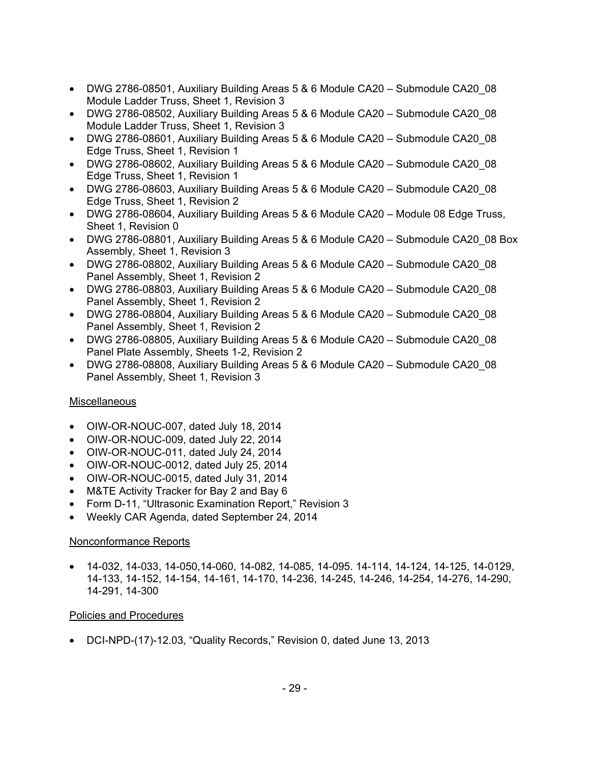- DWG 2786-08501, Auxiliary Building Areas 5 & 6 Module CA20 – Submodule CA20_08 Module Ladder Truss, Sheet 1, Revision 3
- DWG 2786-08502, Auxiliary Building Areas 5 & 6 Module CA20 – Submodule CA20_08 Module Ladder Truss, Sheet 1, Revision 3
- DWG 2786-08601, Auxiliary Building Areas 5 & 6 Module CA20 – Submodule CA20_08 Edge Truss, Sheet 1, Revision 1
- DWG 2786-08602, Auxiliary Building Areas 5 & 6 Module CA20 – Submodule CA20_08 Edge Truss, Sheet 1, Revision 1
- DWG 2786-08603, Auxiliary Building Areas 5 & 6 Module CA20 – Submodule CA20_08 Edge Truss, Sheet 1, Revision 2
- DWG 2786-08604, Auxiliary Building Areas 5 & 6 Module CA20 – Module 08 Edge Truss, Sheet 1, Revision 0
- DWG 2786-08801, Auxiliary Building Areas 5 & 6 Module CA20 – Submodule CA20_08 Box Assembly, Sheet 1, Revision 3
- DWG 2786-08802, Auxiliary Building Areas 5 & 6 Module CA20 – Submodule CA20_08 Panel Assembly, Sheet 1, Revision 2
- DWG 2786-08803, Auxiliary Building Areas 5 & 6 Module CA20 – Submodule CA20_08 Panel Assembly, Sheet 1, Revision 2
- DWG 2786-08804, Auxiliary Building Areas 5 & 6 Module CA20 – Submodule CA20_08 Panel Assembly, Sheet 1, Revision 2
- DWG 2786-08805, Auxiliary Building Areas 5 & 6 Module CA20 – Submodule CA20_08 Panel Plate Assembly, Sheets 1-2, Revision 2
- DWG 2786-08808, Auxiliary Building Areas 5 & 6 Module CA20 – Submodule CA20_08 Panel Assembly, Sheet 1, Revision 3

<u>Miscellaneous</u>

- OIW-OR-NOUC-007, dated July 18, 2014
- OIW-OR-NOUC-009, dated July 22, 2014
- OIW-OR-NOUC-011, dated July 24, 2014
- OIW-OR-NOUC-0012, dated July 25, 2014
- OIW-OR-NOUC-0015, dated July 31, 2014
- M&TE Activity Tracker for Bay 2 and Bay 6
- Form D-11, "Ultrasonic Examination Report," Revision 3
- Weekly CAR Agenda, dated September 24, 2014

<u>Nonconformance Reports</u>

- 14-032, 14-033, 14-050,14-060, 14-082, 14-085, 14-095. 14-114, 14-124, 14-125, 14-0129, 14-133, 14-152, 14-154, 14-161, 14-170, 14-236, 14-245, 14-246, 14-254, 14-276, 14-290, 14-291, 14-300

<u>Policies and Procedures</u>

- DCI-NPD-(17)-12.03, "Quality Records," Revision 0, dated June 13, 2013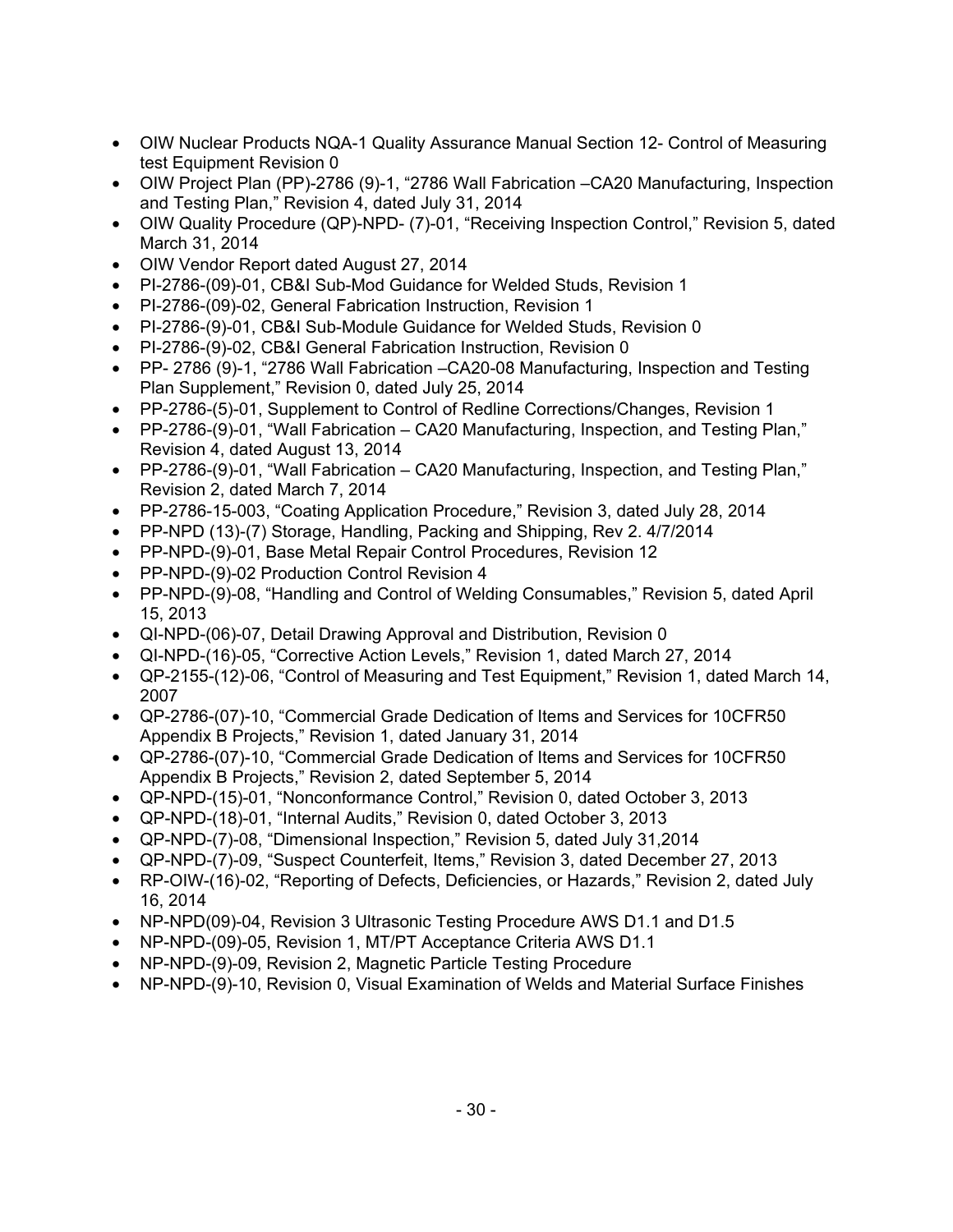- OIW Nuclear Products NQA-1 Quality Assurance Manual Section 12- Control of Measuring test Equipment Revision 0
- OIW Project Plan (PP)-2786 (9)-1, "2786 Wall Fabrication –CA20 Manufacturing, Inspection and Testing Plan," Revision 4, dated July 31, 2014
- OIW Quality Procedure (QP)-NPD- (7)-01, "Receiving Inspection Control," Revision 5, dated March 31, 2014
- OIW Vendor Report dated August 27, 2014
- PI-2786-(09)-01, CB&I Sub-Mod Guidance for Welded Studs, Revision 1
- PI-2786-(09)-02, General Fabrication Instruction, Revision 1
- PI-2786-(9)-01, CB&I Sub-Module Guidance for Welded Studs, Revision 0
- PI-2786-(9)-02, CB&I General Fabrication Instruction, Revision 0
- PP- 2786 (9)-1, "2786 Wall Fabrication –CA20-08 Manufacturing, Inspection and Testing Plan Supplement," Revision 0, dated July 25, 2014
- PP-2786-(5)-01, Supplement to Control of Redline Corrections/Changes, Revision 1
- PP-2786-(9)-01, "Wall Fabrication – CA20 Manufacturing, Inspection, and Testing Plan," Revision 4, dated August 13, 2014
- PP-2786-(9)-01, "Wall Fabrication – CA20 Manufacturing, Inspection, and Testing Plan," Revision 2, dated March 7, 2014
- PP-2786-15-003, "Coating Application Procedure," Revision 3, dated July 28, 2014
- PP-NPD (13)-(7) Storage, Handling, Packing and Shipping, Rev 2. 4/7/2014
- PP-NPD-(9)-01, Base Metal Repair Control Procedures, Revision 12
- PP-NPD-(9)-02 Production Control Revision 4
- PP-NPD-(9)-08, "Handling and Control of Welding Consumables," Revision 5, dated April 15, 2013
- QI-NPD-(06)-07, Detail Drawing Approval and Distribution, Revision 0
- QI-NPD-(16)-05, "Corrective Action Levels," Revision 1, dated March 27, 2014
- QP-2155-(12)-06, "Control of Measuring and Test Equipment," Revision 1, dated March 14, 2007
- QP-2786-(07)-10, "Commercial Grade Dedication of Items and Services for 10CFR50 Appendix B Projects," Revision 1, dated January 31, 2014
- QP-2786-(07)-10, "Commercial Grade Dedication of Items and Services for 10CFR50 Appendix B Projects," Revision 2, dated September 5, 2014
- QP-NPD-(15)-01, "Nonconformance Control," Revision 0, dated October 3, 2013
- QP-NPD-(18)-01, "Internal Audits," Revision 0, dated October 3, 2013
- QP-NPD-(7)-08, "Dimensional Inspection," Revision 5, dated July 31,2014
- QP-NPD-(7)-09, "Suspect Counterfeit, Items," Revision 3, dated December 27, 2013
- RP-OIW-(16)-02, "Reporting of Defects, Deficiencies, or Hazards," Revision 2, dated July 16, 2014
- NP-NPD(09)-04, Revision 3 Ultrasonic Testing Procedure AWS D1.1 and D1.5
- NP-NPD-(09)-05, Revision 1, MT/PT Acceptance Criteria AWS D1.1
- NP-NPD-(9)-09, Revision 2, Magnetic Particle Testing Procedure
- NP-NPD-(9)-10, Revision 0, Visual Examination of Welds and Material Surface Finishes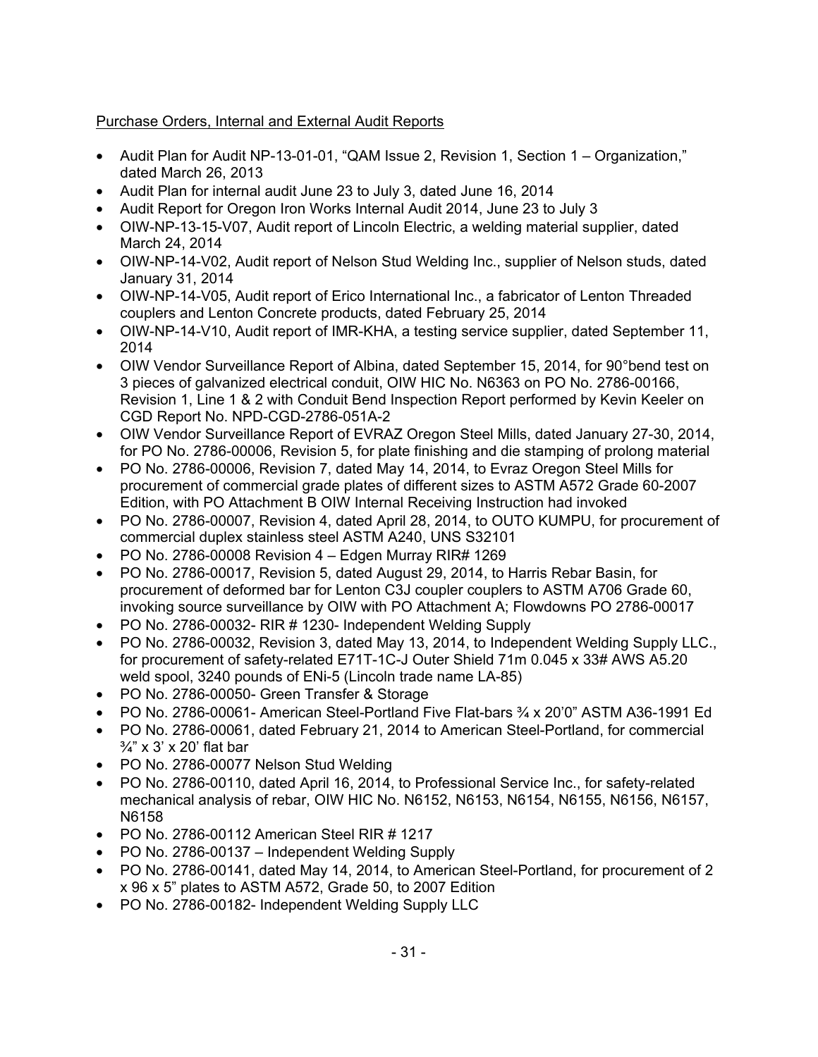Purchase Orders, Internal and External Audit Reports

- Audit Plan for Audit NP-13-01-01, "QAM Issue 2, Revision 1, Section 1 – Organization," dated March 26, 2013
- Audit Plan for internal audit June 23 to July 3, dated June 16, 2014
- Audit Report for Oregon Iron Works Internal Audit 2014, June 23 to July 3
- OIW-NP-13-15-V07, Audit report of Lincoln Electric, a welding material supplier, dated March 24, 2014
- OIW-NP-14-V02, Audit report of Nelson Stud Welding Inc., supplier of Nelson studs, dated January 31, 2014
- OIW-NP-14-V05, Audit report of Erico International Inc., a fabricator of Lenton Threaded couplers and Lenton Concrete products, dated February 25, 2014
- OIW-NP-14-V10, Audit report of IMR-KHA, a testing service supplier, dated September 11, 2014
- OIW Vendor Surveillance Report of Albina, dated September 15, 2014, for 90°bend test on 3 pieces of galvanized electrical conduit, OIW HIC No. N6363 on PO No. 2786-00166, Revision 1, Line 1 & 2 with Conduit Bend Inspection Report performed by Kevin Keeler on CGD Report No. NPD-CGD-2786-051A-2
- OIW Vendor Surveillance Report of EVRAZ Oregon Steel Mills, dated January 27-30, 2014, for PO No. 2786-00006, Revision 5, for plate finishing and die stamping of prolong material
- PO No. 2786-00006, Revision 7, dated May 14, 2014, to Evraz Oregon Steel Mills for procurement of commercial grade plates of different sizes to ASTM A572 Grade 60-2007 Edition, with PO Attachment B OIW Internal Receiving Instruction had invoked
- PO No. 2786-00007, Revision 4, dated April 28, 2014, to OUTO KUMPU, for procurement of commercial duplex stainless steel ASTM A240, UNS S32101
- PO No. 2786-00008 Revision 4 – Edgen Murray RIR# 1269
- PO No. 2786-00017, Revision 5, dated August 29, 2014, to Harris Rebar Basin, for procurement of deformed bar for Lenton C3J coupler couplers to ASTM A706 Grade 60, invoking source surveillance by OIW with PO Attachment A; Flowdowns PO 2786-00017
- PO No. 2786-00032- RIR # 1230- Independent Welding Supply
- PO No. 2786-00032, Revision 3, dated May 13, 2014, to Independent Welding Supply LLC., for procurement of safety-related E71T-1C-J Outer Shield 71m 0.045 x 33# AWS A5.20 weld spool, 3240 pounds of ENi-5 (Lincoln trade name LA-85)
- PO No. 2786-00050- Green Transfer & Storage
- PO No. 2786-00061- American Steel-Portland Five Flat-bars ¾ x 20'0" ASTM A36-1991 Ed
- PO No. 2786-00061, dated February 21, 2014 to American Steel-Portland, for commercial ¾" x 3' x 20' flat bar
- PO No. 2786-00077 Nelson Stud Welding
- PO No. 2786-00110, dated April 16, 2014, to Professional Service Inc., for safety-related mechanical analysis of rebar, OIW HIC No. N6152, N6153, N6154, N6155, N6156, N6157, N6158
- PO No. 2786-00112 American Steel RIR # 1217
- PO No. 2786-00137 – Independent Welding Supply
- PO No. 2786-00141, dated May 14, 2014, to American Steel-Portland, for procurement of 2 x 96 x 5" plates to ASTM A572, Grade 50, to 2007 Edition
- PO No. 2786-00182- Independent Welding Supply LLC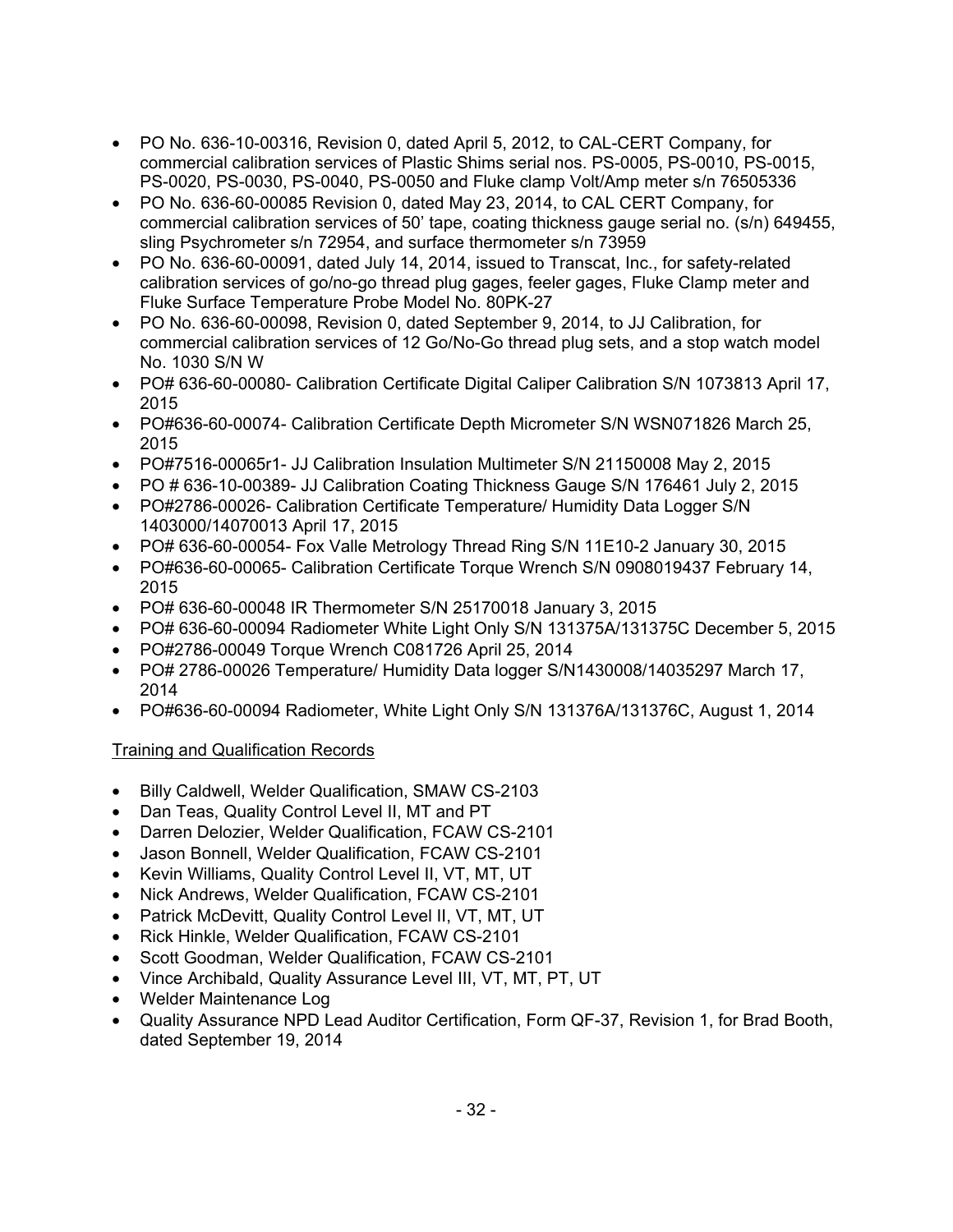- PO No. 636-10-00316, Revision 0, dated April 5, 2012, to CAL-CERT Company, for commercial calibration services of Plastic Shims serial nos. PS-0005, PS-0010, PS-0015, PS-0020, PS-0030, PS-0040, PS-0050 and Fluke clamp Volt/Amp meter s/n 76505336
- PO No. 636-60-00085 Revision 0, dated May 23, 2014, to CAL CERT Company, for commercial calibration services of 50' tape, coating thickness gauge serial no. (s/n) 649455, sling Psychrometer s/n 72954, and surface thermometer s/n 73959
- PO No. 636-60-00091, dated July 14, 2014, issued to Transcat, Inc., for safety-related calibration services of go/no-go thread plug gages, feeler gages, Fluke Clamp meter and Fluke Surface Temperature Probe Model No. 80PK-27
- PO No. 636-60-00098, Revision 0, dated September 9, 2014, to JJ Calibration, for commercial calibration services of 12 Go/No-Go thread plug sets, and a stop watch model No. 1030 S/N W
- PO# 636-60-00080- Calibration Certificate Digital Caliper Calibration S/N 1073813 April 17, 2015
- PO#636-60-00074- Calibration Certificate Depth Micrometer S/N WSN071826 March 25, 2015
- PO#7516-00065r1- JJ Calibration Insulation Multimeter S/N 21150008 May 2, 2015
- PO # 636-10-00389- JJ Calibration Coating Thickness Gauge S/N 176461 July 2, 2015
- PO#2786-00026- Calibration Certificate Temperature/ Humidity Data Logger S/N 1403000/14070013 April 17, 2015
- PO# 636-60-00054- Fox Valle Metrology Thread Ring S/N 11E10-2 January 30, 2015
- PO#636-60-00065- Calibration Certificate Torque Wrench S/N 0908019437 February 14, 2015
- PO# 636-60-00048 IR Thermometer S/N 25170018 January 3, 2015
- PO# 636-60-00094 Radiometer White Light Only S/N 131375A/131375C December 5, 2015
- PO#2786-00049 Torque Wrench C081726 April 25, 2014
- PO# 2786-00026 Temperature/ Humidity Data logger S/N1430008/14035297 March 17, 2014
- PO#636-60-00094 Radiometer, White Light Only S/N 131376A/131376C, August 1, 2014

Training and Qualification Records

- Billy Caldwell, Welder Qualification, SMAW CS-2103
- Dan Teas, Quality Control Level II, MT and PT
- Darren Delozier, Welder Qualification, FCAW CS-2101
- Jason Bonnell, Welder Qualification, FCAW CS-2101
- Kevin Williams, Quality Control Level II, VT, MT, UT
- Nick Andrews, Welder Qualification, FCAW CS-2101
- Patrick McDevitt, Quality Control Level II, VT, MT, UT
- Rick Hinkle, Welder Qualification, FCAW CS-2101
- Scott Goodman, Welder Qualification, FCAW CS-2101
- Vince Archibald, Quality Assurance Level III, VT, MT, PT, UT
- Welder Maintenance Log
- Quality Assurance NPD Lead Auditor Certification, Form QF-37, Revision 1, for Brad Booth, dated September 19, 2014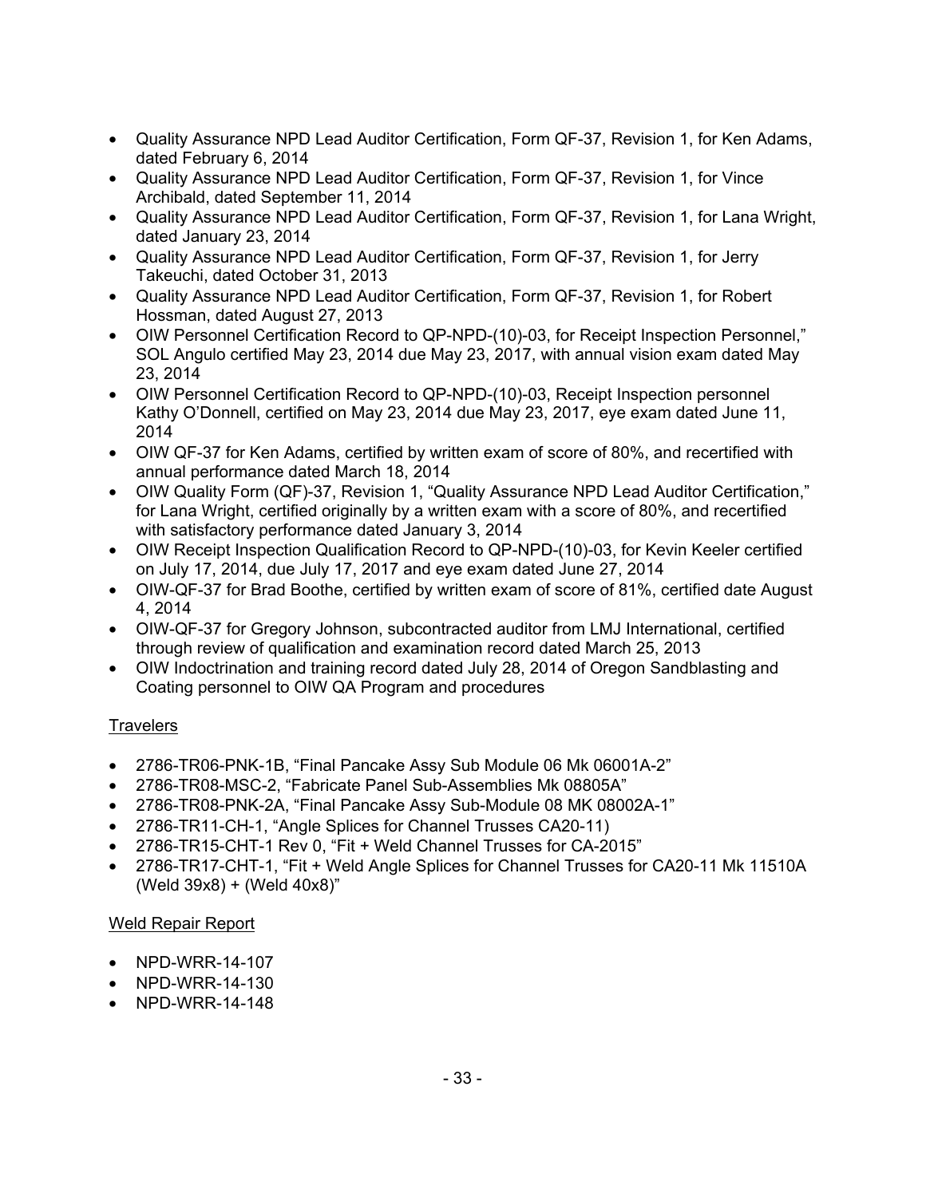- Quality Assurance NPD Lead Auditor Certification, Form QF-37, Revision 1, for Ken Adams, dated February 6, 2014
- Quality Assurance NPD Lead Auditor Certification, Form QF-37, Revision 1, for Vince Archibald, dated September 11, 2014
- Quality Assurance NPD Lead Auditor Certification, Form QF-37, Revision 1, for Lana Wright, dated January 23, 2014
- Quality Assurance NPD Lead Auditor Certification, Form QF-37, Revision 1, for Jerry Takeuchi, dated October 31, 2013
- Quality Assurance NPD Lead Auditor Certification, Form QF-37, Revision 1, for Robert Hossman, dated August 27, 2013
- OIW Personnel Certification Record to QP-NPD-(10)-03, for Receipt Inspection Personnel," SOL Angulo certified May 23, 2014 due May 23, 2017, with annual vision exam dated May 23, 2014
- OIW Personnel Certification Record to QP-NPD-(10)-03, Receipt Inspection personnel Kathy O'Donnell, certified on May 23, 2014 due May 23, 2017, eye exam dated June 11, 2014
- OIW QF-37 for Ken Adams, certified by written exam of score of 80%, and recertified with annual performance dated March 18, 2014
- OIW Quality Form (QF)-37, Revision 1, "Quality Assurance NPD Lead Auditor Certification," for Lana Wright, certified originally by a written exam with a score of 80%, and recertified with satisfactory performance dated January 3, 2014
- OIW Receipt Inspection Qualification Record to QP-NPD-(10)-03, for Kevin Keeler certified on July 17, 2014, due July 17, 2017 and eye exam dated June 27, 2014
- OIW-QF-37 for Brad Boothe, certified by written exam of score of 81%, certified date August 4, 2014
- OIW-QF-37 for Gregory Johnson, subcontracted auditor from LMJ International, certified through review of qualification and examination record dated March 25, 2013
- OIW Indoctrination and training record dated July 28, 2014 of Oregon Sandblasting and Coating personnel to OIW QA Program and procedures

Travelers

- 2786-TR06-PNK-1B, "Final Pancake Assy Sub Module 06 Mk 06001A-2"
- 2786-TR08-MSC-2, "Fabricate Panel Sub-Assemblies Mk 08805A"
- 2786-TR08-PNK-2A, "Final Pancake Assy Sub-Module 08 MK 08002A-1"
- 2786-TR11-CH-1, "Angle Splices for Channel Trusses CA20-11)
- 2786-TR15-CHT-1 Rev 0, "Fit + Weld Channel Trusses for CA-2015"
- 2786-TR17-CHT-1, "Fit + Weld Angle Splices for Channel Trusses for CA20-11 Mk 11510A (Weld 39x8) + (Weld 40x8)"

Weld Repair Report

- NPD-WRR-14-107
- NPD-WRR-14-130
- NPD-WRR-14-148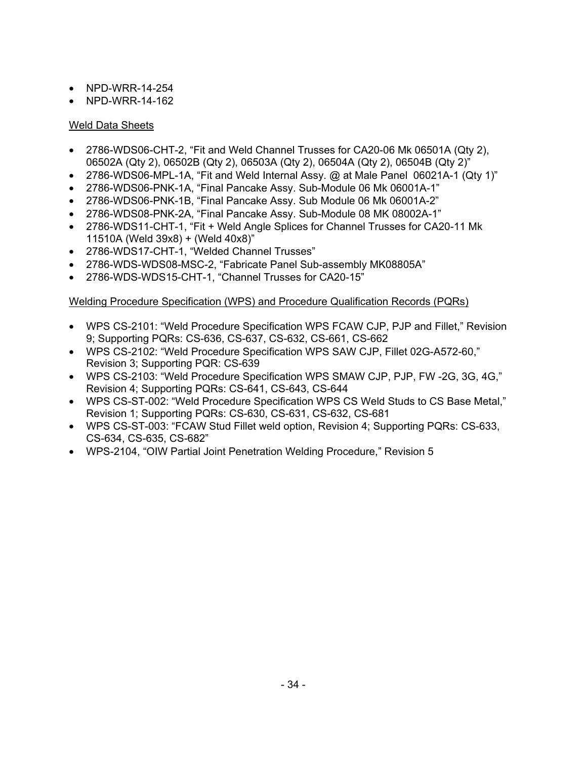- NPD-WRR-14-254
- NPD-WRR-14-162

Weld Data Sheets

- 2786-WDS06-CHT-2, "Fit and Weld Channel Trusses for CA20-06 Mk 06501A (Qty 2), 06502A (Qty 2), 06502B (Qty 2), 06503A (Qty 2), 06504A (Qty 2), 06504B (Qty 2)"
- 2786-WDS06-MPL-1A, "Fit and Weld Internal Assy. @ at Male Panel 06021A-1 (Qty 1)"
- 2786-WDS06-PNK-1A, "Final Pancake Assy. Sub-Module 06 Mk 06001A-1"
- 2786-WDS06-PNK-1B, "Final Pancake Assy. Sub Module 06 Mk 06001A-2"
- 2786-WDS08-PNK-2A, "Final Pancake Assy. Sub-Module 08 MK 08002A-1"
- 2786-WDS11-CHT-1, "Fit + Weld Angle Splices for Channel Trusses for CA20-11 Mk 11510A (Weld 39x8) + (Weld 40x8)"
- 2786-WDS17-CHT-1, "Welded Channel Trusses"
- 2786-WDS-WDS08-MSC-2, "Fabricate Panel Sub-assembly MK08805A"
- 2786-WDS-WDS15-CHT-1, "Channel Trusses for CA20-15"

Welding Procedure Specification (WPS) and Procedure Qualification Records (PQRs)

- WPS CS-2101: "Weld Procedure Specification WPS FCAW CJP, PJP and Fillet," Revision 9; Supporting PQRs: CS-636, CS-637, CS-632, CS-661, CS-662
- WPS CS-2102: "Weld Procedure Specification WPS SAW CJP, Fillet 02G-A572-60," Revision 3; Supporting PQR: CS-639
- WPS CS-2103: "Weld Procedure Specification WPS SMAW CJP, PJP, FW -2G, 3G, 4G," Revision 4; Supporting PQRs: CS-641, CS-643, CS-644
- WPS CS-ST-002: "Weld Procedure Specification WPS CS Weld Studs to CS Base Metal," Revision 1; Supporting PQRs: CS-630, CS-631, CS-632, CS-681
- WPS CS-ST-003: "FCAW Stud Fillet weld option, Revision 4; Supporting PQRs: CS-633, CS-634, CS-635, CS-682"
- WPS-2104, "OIW Partial Joint Penetration Welding Procedure," Revision 5